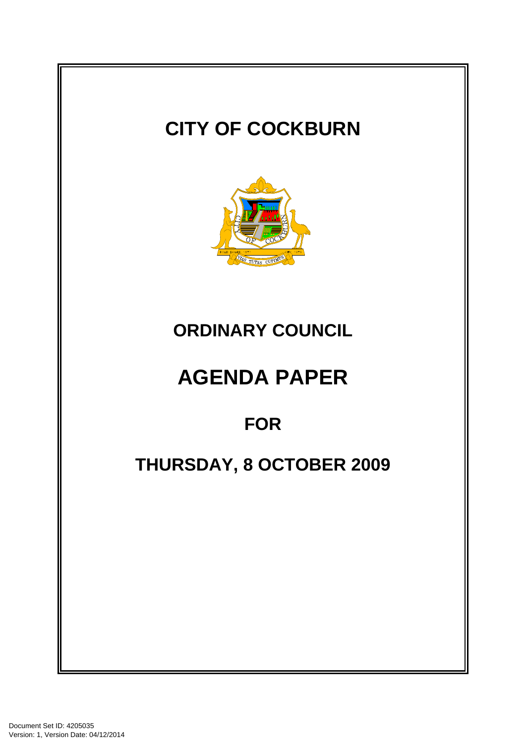# CITY OF COCKBURN

## ORDINARY COUNCIL

# AGENDA PAPER

## FOR

## THURSDAY, 8 OCTOBER 2009

Document Set ID: 4205035
Version: 1, Version Date: 04/12/2014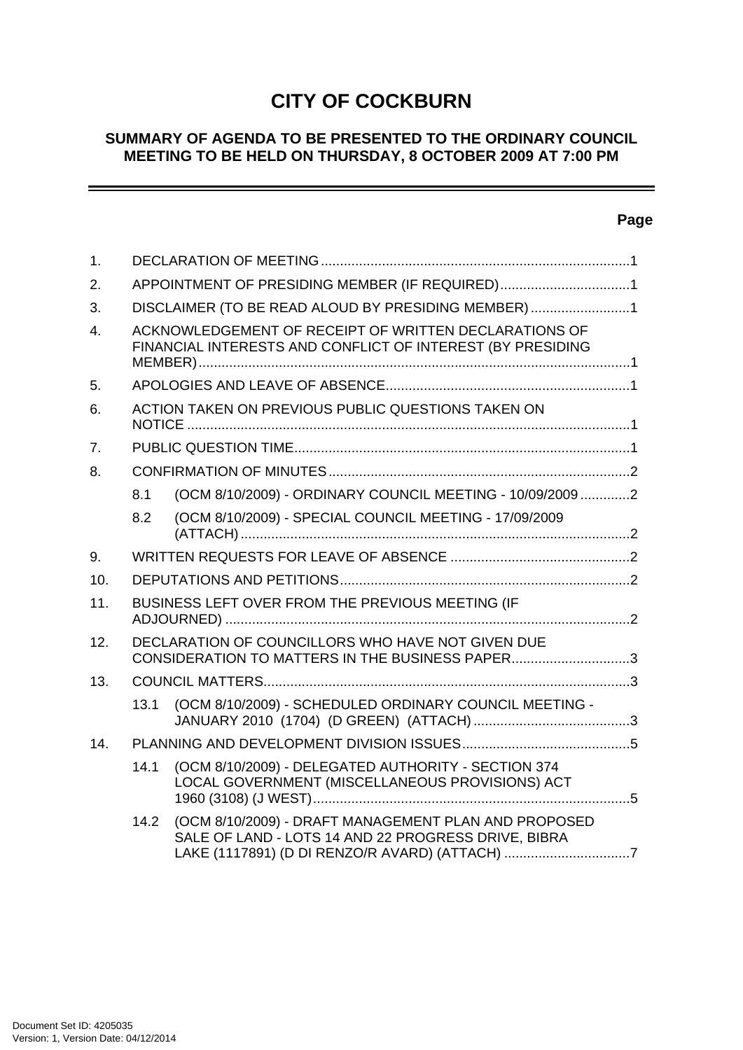# CITY OF COCKBURN

## SUMMARY OF AGENDA TO BE PRESENTED TO THE ORDINARY COUNCIL MEETING TO BE HELD ON THURSDAY, 8 OCTOBER 2009 AT 7:00 PM

---

**Page**

1. DECLARATION OF MEETING ....................................................................................1
2. APPOINTMENT OF PRESIDING MEMBER (IF REQUIRED) ....................................1
3. DISCLAIMER (TO BE READ ALOUD BY PRESIDING MEMBER) ............................1
4. ACKNOWLEDGEMENT OF RECEIPT OF WRITTEN DECLARATIONS OF FINANCIAL INTERESTS AND CONFLICT OF INTEREST (BY PRESIDING MEMBER) ....................................................................................................................1
5. APOLOGIES AND LEAVE OF ABSENCE ................................................................1
6. ACTION TAKEN ON PREVIOUS PUBLIC QUESTIONS TAKEN ON NOTICE ....................................................................................................................1
7. PUBLIC QUESTION TIME ........................................................................................1
8. CONFIRMATION OF MINUTES ................................................................................2
   - 8.1 (OCM 8/10/2009) - ORDINARY COUNCIL MEETING - 10/09/2009 .............2
   - 8.2 (OCM 8/10/2009) - SPECIAL COUNCIL MEETING - 17/09/2009 (ATTACH) .......................................................................................................2
9. WRITTEN REQUESTS FOR LEAVE OF ABSENCE ................................................2
10. DEPUTATIONS AND PETITIONS ............................................................................2
11. BUSINESS LEFT OVER FROM THE PREVIOUS MEETING (IF ADJOURNED) ..........................................................................................................2
12. DECLARATION OF COUNCILLORS WHO HAVE NOT GIVEN DUE CONSIDERATION TO MATTERS IN THE BUSINESS PAPER ...............................3
13. COUNCIL MATTERS ................................................................................................3
    - 13.1 (OCM 8/10/2009) - SCHEDULED ORDINARY COUNCIL MEETING - JANUARY 2010 (1704) (D GREEN) (ATTACH) ..........................................3
14. PLANNING AND DEVELOPMENT DIVISION ISSUES ............................................5
    - 14.1 (OCM 8/10/2009) - DELEGATED AUTHORITY - SECTION 374 LOCAL GOVERNMENT (MISCELLANEOUS PROVISIONS) ACT 1960 (3108) (J WEST) ....................................................................................5
    - 14.2 (OCM 8/10/2009) - DRAFT MANAGEMENT PLAN AND PROPOSED SALE OF LAND - LOTS 14 AND 22 PROGRESS DRIVE, BIBRA LAKE (1117891) (D DI RENZO/R AVARD) (ATTACH) .................................7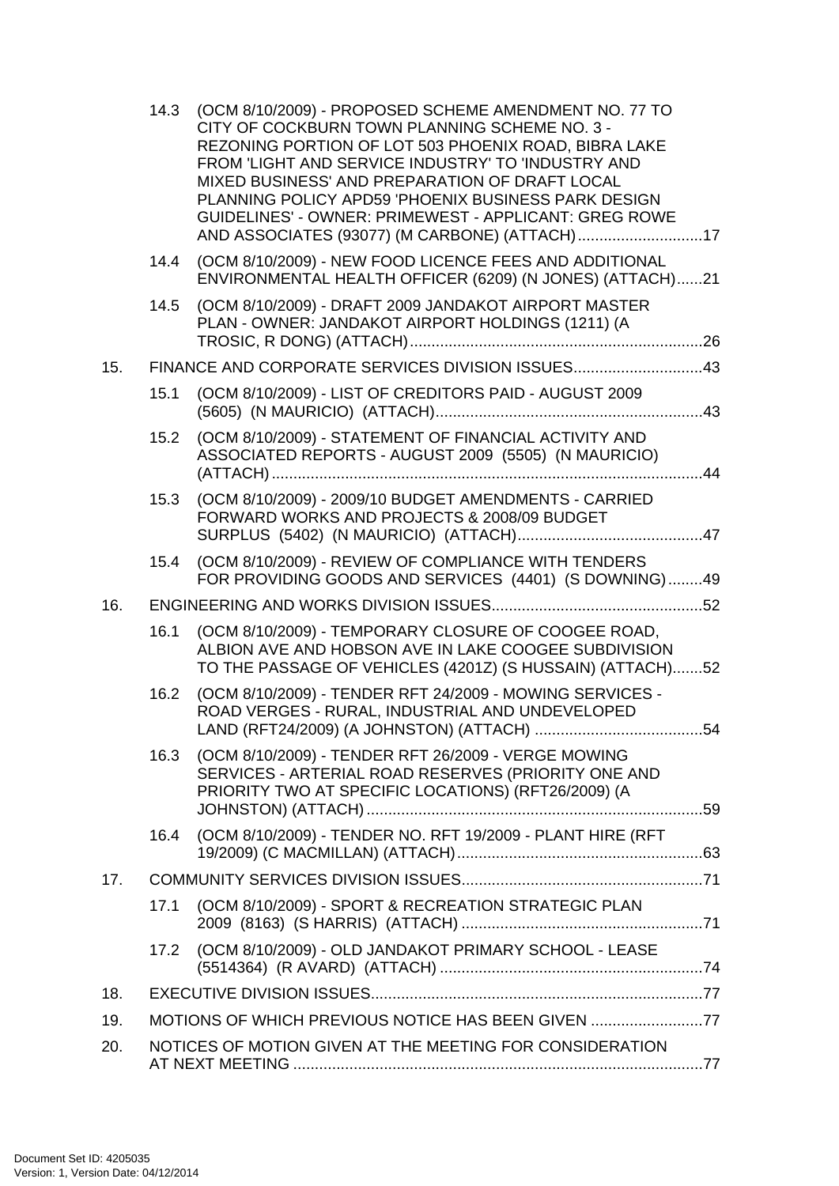14.3 (OCM 8/10/2009) - PROPOSED SCHEME AMENDMENT NO. 77 TO CITY OF COCKBURN TOWN PLANNING SCHEME NO. 3 - REZONING PORTION OF LOT 503 PHOENIX ROAD, BIBRA LAKE FROM 'LIGHT AND SERVICE INDUSTRY' TO 'INDUSTRY AND MIXED BUSINESS' AND PREPARATION OF DRAFT LOCAL PLANNING POLICY APD59 'PHOENIX BUSINESS PARK DESIGN GUIDELINES' - OWNER: PRIMEWEST - APPLICANT: GREG ROWE AND ASSOCIATES (93077) (M CARBONE) (ATTACH)............................17

14.4 (OCM 8/10/2009) - NEW FOOD LICENCE FEES AND ADDITIONAL ENVIRONMENTAL HEALTH OFFICER (6209) (N JONES) (ATTACH)......21

14.5 (OCM 8/10/2009) - DRAFT 2009 JANDAKOT AIRPORT MASTER PLAN - OWNER: JANDAKOT AIRPORT HOLDINGS (1211) (A TROSIC, R DONG) (ATTACH)....................................................................26

15. FINANCE AND CORPORATE SERVICES DIVISION ISSUES..............................43

15.1 (OCM 8/10/2009) - LIST OF CREDITORS PAID - AUGUST 2009 (5605) (N MAURICIO) (ATTACH)..............................................................43

15.2 (OCM 8/10/2009) - STATEMENT OF FINANCIAL ACTIVITY AND ASSOCIATED REPORTS - AUGUST 2009 (5505) (N MAURICIO) (ATTACH)....................................................................................................44

15.3 (OCM 8/10/2009) - 2009/10 BUDGET AMENDMENTS - CARRIED FORWARD WORKS AND PROJECTS & 2008/09 BUDGET SURPLUS (5402) (N MAURICIO) (ATTACH)...........................................47

15.4 (OCM 8/10/2009) - REVIEW OF COMPLIANCE WITH TENDERS FOR PROVIDING GOODS AND SERVICES (4401) (S DOWNING)........49

16. ENGINEERING AND WORKS DIVISION ISSUES.................................................52

16.1 (OCM 8/10/2009) - TEMPORARY CLOSURE OF COOGEE ROAD, ALBION AVE AND HOBSON AVE IN LAKE COOGEE SUBDIVISION TO THE PASSAGE OF VEHICLES (4201Z) (S HUSSAIN) (ATTACH).......52

16.2 (OCM 8/10/2009) - TENDER RFT 24/2009 - MOWING SERVICES - ROAD VERGES - RURAL, INDUSTRIAL AND UNDEVELOPED LAND (RFT24/2009) (A JOHNSTON) (ATTACH) .......................................54

16.3 (OCM 8/10/2009) - TENDER RFT 26/2009 - VERGE MOWING SERVICES - ARTERIAL ROAD RESERVES (PRIORITY ONE AND PRIORITY TWO AT SPECIFIC LOCATIONS) (RFT26/2009) (A JOHNSTON) (ATTACH).............................................................................59

16.4 (OCM 8/10/2009) - TENDER NO. RFT 19/2009 - PLANT HIRE (RFT 19/2009) (C MACMILLAN) (ATTACH).........................................................63

17. COMMUNITY SERVICES DIVISION ISSUES........................................................71

17.1 (OCM 8/10/2009) - SPORT & RECREATION STRATEGIC PLAN 2009 (8163) (S HARRIS) (ATTACH) ........................................................71

17.2 (OCM 8/10/2009) - OLD JANDAKOT PRIMARY SCHOOL - LEASE (5514364) (R AVARD) (ATTACH) .............................................................74

18. EXECUTIVE DIVISION ISSUES.............................................................................77

19. MOTIONS OF WHICH PREVIOUS NOTICE HAS BEEN GIVEN ..........................77

20. NOTICES OF MOTION GIVEN AT THE MEETING FOR CONSIDERATION AT NEXT MEETING ...............................................................................................77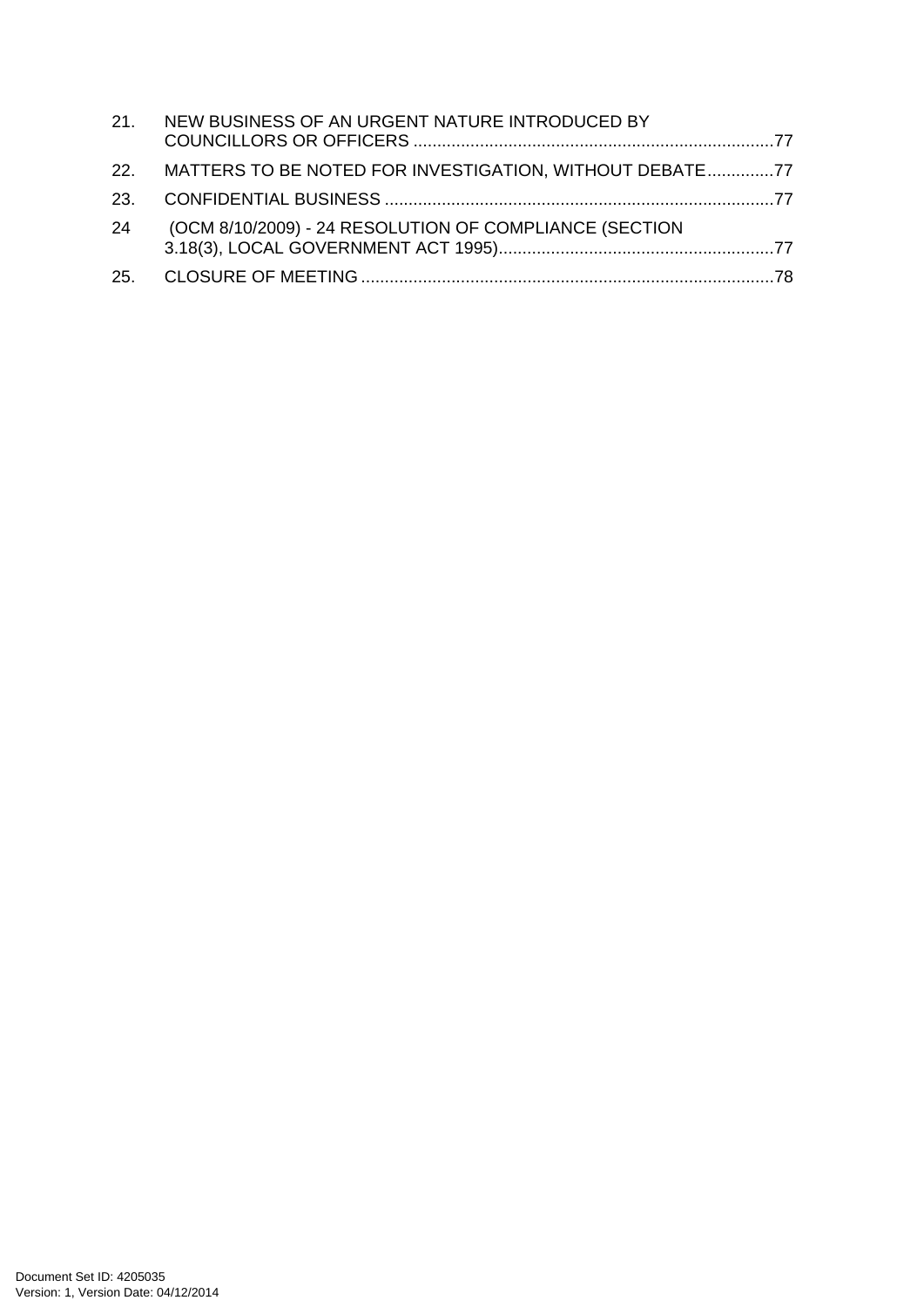21. NEW BUSINESS OF AN URGENT NATURE INTRODUCED BY COUNCILLORS OR OFFICERS ............................................................................77
22. MATTERS TO BE NOTED FOR INVESTIGATION, WITHOUT DEBATE..............77
23. CONFIDENTIAL BUSINESS ..................................................................................77
24 (OCM 8/10/2009) - 24 RESOLUTION OF COMPLIANCE (SECTION 3.18(3), LOCAL GOVERNMENT ACT 1995)..........................................................77
25. CLOSURE OF MEETING .......................................................................................78

Document Set ID: 4205035
Version: 1, Version Date: 04/12/2014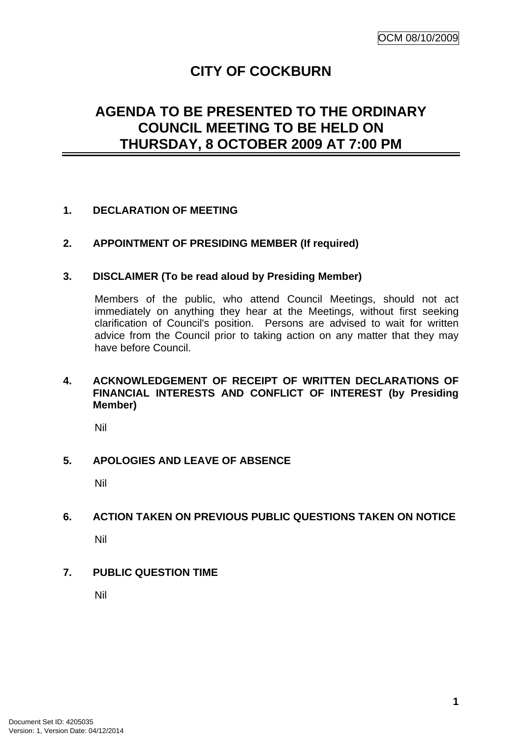OCM 08/10/2009

# CITY OF COCKBURN

## AGENDA TO BE PRESENTED TO THE ORDINARY COUNCIL MEETING TO BE HELD ON THURSDAY, 8 OCTOBER 2009 AT 7:00 PM

### 1. DECLARATION OF MEETING

### 2. APPOINTMENT OF PRESIDING MEMBER (If required)

### 3. DISCLAIMER (To be read aloud by Presiding Member)

Members of the public, who attend Council Meetings, should not act immediately on anything they hear at the Meetings, without first seeking clarification of Council's position. Persons are advised to wait for written advice from the Council prior to taking action on any matter that they may have before Council.

### 4. ACKNOWLEDGEMENT OF RECEIPT OF WRITTEN DECLARATIONS OF FINANCIAL INTERESTS AND CONFLICT OF INTEREST (by Presiding Member)

Nil

### 5. APOLOGIES AND LEAVE OF ABSENCE

Nil

### 6. ACTION TAKEN ON PREVIOUS PUBLIC QUESTIONS TAKEN ON NOTICE

Nil

### 7. PUBLIC QUESTION TIME

Nil

Document Set ID: 4205035
Version: 1, Version Date: 04/12/2014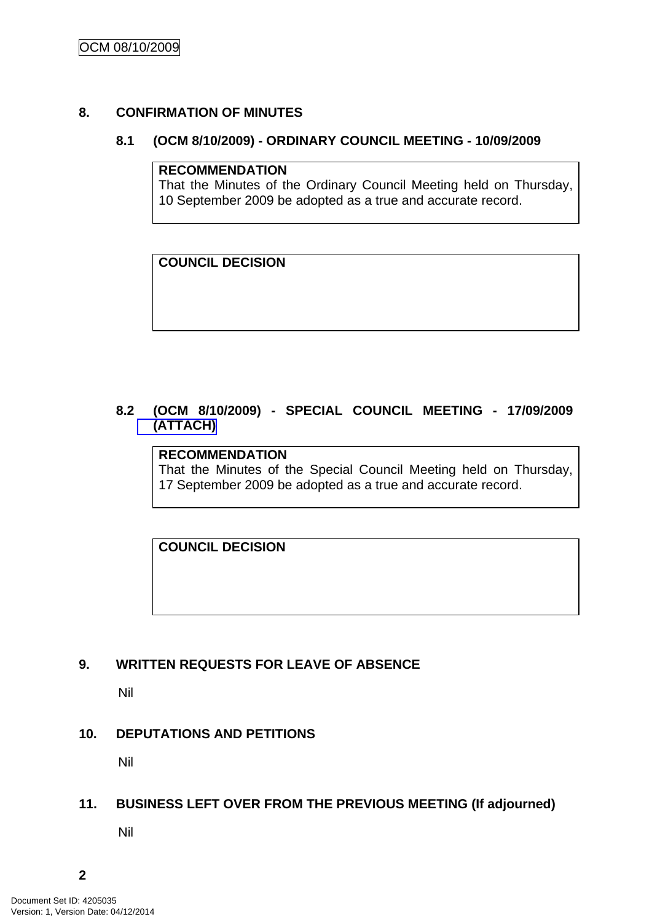## 8. CONFIRMATION OF MINUTES

### 8.1 (OCM 8/10/2009) - ORDINARY COUNCIL MEETING - 10/09/2009

**RECOMMENDATION**
That the Minutes of the Ordinary Council Meeting held on Thursday, 10 September 2009 be adopted as a true and accurate record.

**COUNCIL DECISION**

### 8.2 (OCM 8/10/2009) - SPECIAL COUNCIL MEETING - 17/09/2009 (ATTACH)

**RECOMMENDATION**
That the Minutes of the Special Council Meeting held on Thursday, 17 September 2009 be adopted as a true and accurate record.

**COUNCIL DECISION**

## 9. WRITTEN REQUESTS FOR LEAVE OF ABSENCE

Nil

## 10. DEPUTATIONS AND PETITIONS

Nil

## 11. BUSINESS LEFT OVER FROM THE PREVIOUS MEETING (If adjourned)

Nil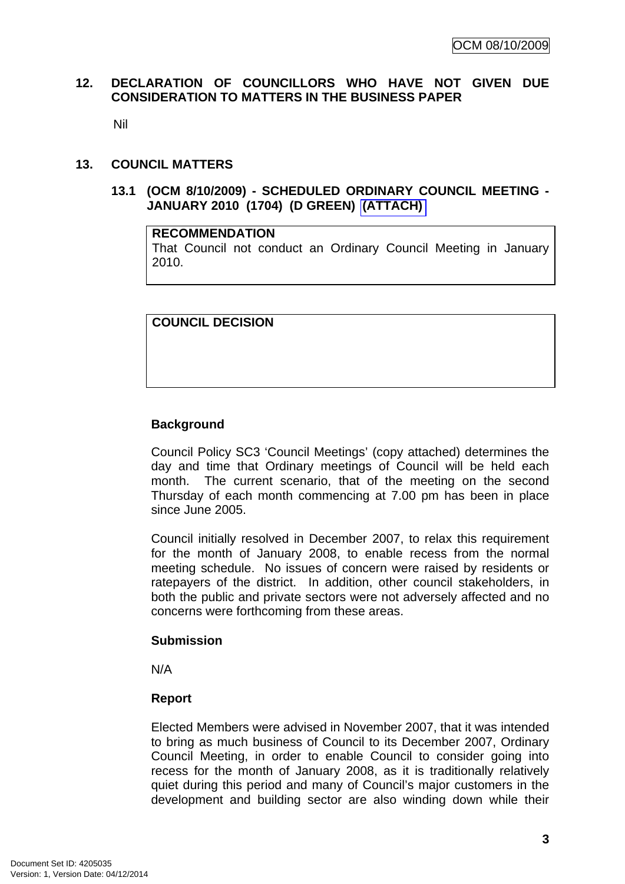## 12. DECLARATION OF COUNCILLORS WHO HAVE NOT GIVEN DUE CONSIDERATION TO MATTERS IN THE BUSINESS PAPER

Nil

## 13. COUNCIL MATTERS

### 13.1 (OCM 8/10/2009) - SCHEDULED ORDINARY COUNCIL MEETING - JANUARY 2010 (1704) (D GREEN) (ATTACH)

| **RECOMMENDATION** |
|---|
| That Council not conduct an Ordinary Council Meeting in January 2010. |

| **COUNCIL DECISION** |
|---|
| |

**Background**

Council Policy SC3 'Council Meetings' (copy attached) determines the day and time that Ordinary meetings of Council will be held each month. The current scenario, that of the meeting on the second Thursday of each month commencing at 7.00 pm has been in place since June 2005.

Council initially resolved in December 2007, to relax this requirement for the month of January 2008, to enable recess from the normal meeting schedule. No issues of concern were raised by residents or ratepayers of the district. In addition, other council stakeholders, in both the public and private sectors were not adversely affected and no concerns were forthcoming from these areas.

**Submission**

N/A

**Report**

Elected Members were advised in November 2007, that it was intended to bring as much business of Council to its December 2007, Ordinary Council Meeting, in order to enable Council to consider going into recess for the month of January 2008, as it is traditionally relatively quiet during this period and many of Council's major customers in the development and building sector are also winding down while their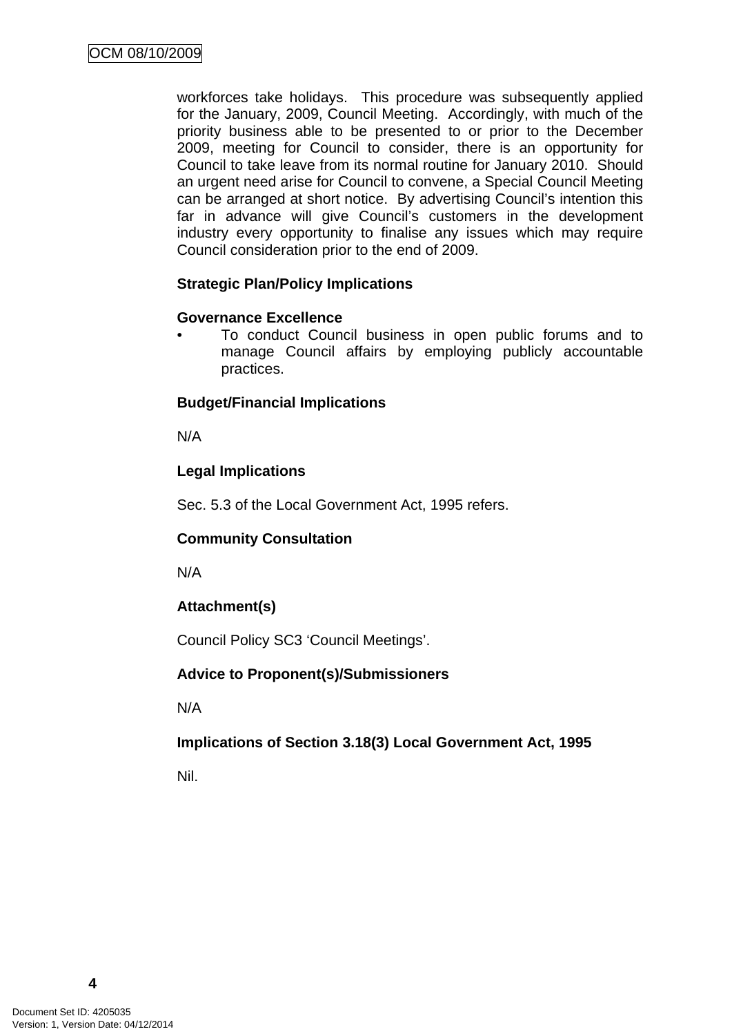workforces take holidays. This procedure was subsequently applied for the January, 2009, Council Meeting. Accordingly, with much of the priority business able to be presented to or prior to the December 2009, meeting for Council to consider, there is an opportunity for Council to take leave from its normal routine for January 2010. Should an urgent need arise for Council to convene, a Special Council Meeting can be arranged at short notice. By advertising Council's intention this far in advance will give Council's customers in the development industry every opportunity to finalise any issues which may require Council consideration prior to the end of 2009.

**Strategic Plan/Policy Implications**

**Governance Excellence**

- To conduct Council business in open public forums and to manage Council affairs by employing publicly accountable practices.

**Budget/Financial Implications**

N/A

**Legal Implications**

Sec. 5.3 of the Local Government Act, 1995 refers.

**Community Consultation**

N/A

**Attachment(s)**

Council Policy SC3 'Council Meetings'.

**Advice to Proponent(s)/Submissioners**

N/A

**Implications of Section 3.18(3) Local Government Act, 1995**

Nil.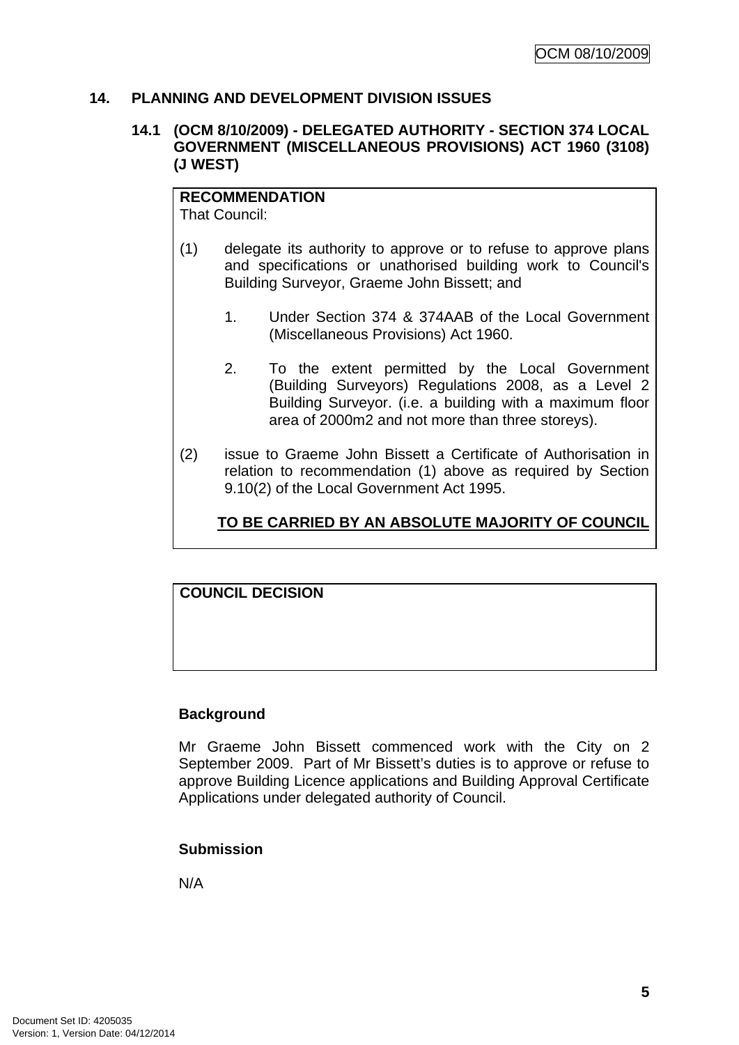## 14. PLANNING AND DEVELOPMENT DIVISION ISSUES

### 14.1 (OCM 8/10/2009) - DELEGATED AUTHORITY - SECTION 374 LOCAL GOVERNMENT (MISCELLANEOUS PROVISIONS) ACT 1960 (3108) (J WEST)

**RECOMMENDATION**
That Council:

(1) delegate its authority to approve or to refuse to approve plans and specifications or unathorised building work to Council's Building Surveyor, Graeme John Bissett; and

1. Under Section 374 & 374AAB of the Local Government (Miscellaneous Provisions) Act 1960.

2. To the extent permitted by the Local Government (Building Surveyors) Regulations 2008, as a Level 2 Building Surveyor. (i.e. a building with a maximum floor area of 2000m2 and not more than three storeys).

(2) issue to Graeme John Bissett a Certificate of Authorisation in relation to recommendation (1) above as required by Section 9.10(2) of the Local Government Act 1995.

**<u>TO BE CARRIED BY AN ABSOLUTE MAJORITY OF COUNCIL</u>**

**COUNCIL DECISION**

**Background**

Mr Graeme John Bissett commenced work with the City on 2 September 2009. Part of Mr Bissett's duties is to approve or refuse to approve Building Licence applications and Building Approval Certificate Applications under delegated authority of Council.

**Submission**

N/A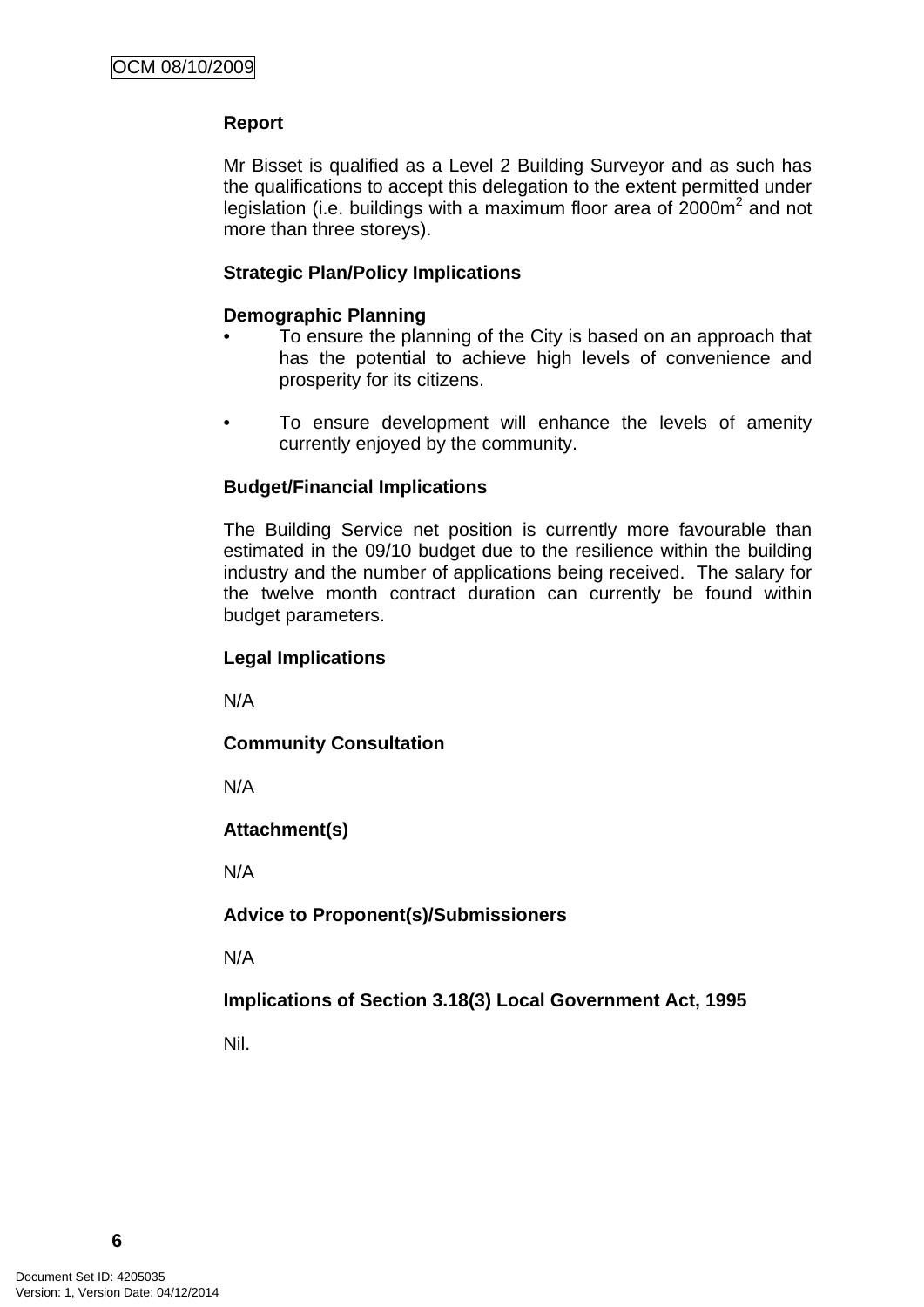**Report**

Mr Bisset is qualified as a Level 2 Building Surveyor and as such has the qualifications to accept this delegation to the extent permitted under legislation (i.e. buildings with a maximum floor area of 2000m$^2$ and not more than three storeys).

**Strategic Plan/Policy Implications**

**Demographic Planning**

- To ensure the planning of the City is based on an approach that has the potential to achieve high levels of convenience and prosperity for its citizens.
- To ensure development will enhance the levels of amenity currently enjoyed by the community.

**Budget/Financial Implications**

The Building Service net position is currently more favourable than estimated in the 09/10 budget due to the resilience within the building industry and the number of applications being received. The salary for the twelve month contract duration can currently be found within budget parameters.

**Legal Implications**

N/A

**Community Consultation**

N/A

**Attachment(s)**

N/A

**Advice to Proponent(s)/Submissioners**

N/A

**Implications of Section 3.18(3) Local Government Act, 1995**

Nil.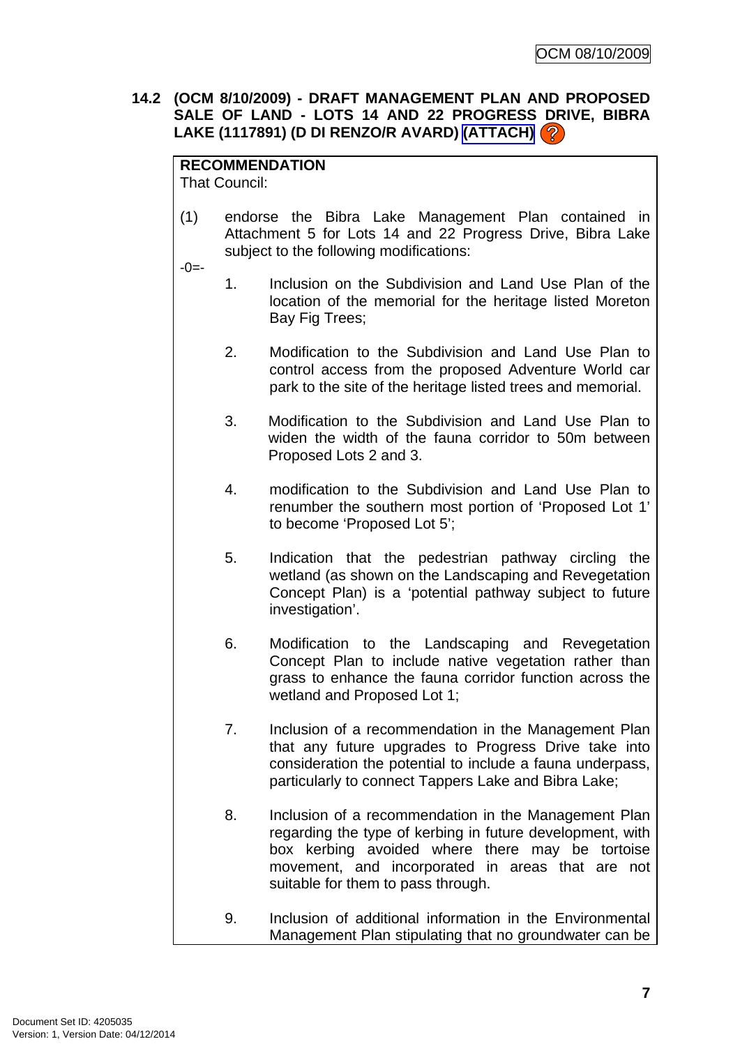## 14.2 (OCM 8/10/2009) - DRAFT MANAGEMENT PLAN AND PROPOSED SALE OF LAND - LOTS 14 AND 22 PROGRESS DRIVE, BIBRA LAKE (1117891) (D DI RENZO/R AVARD) (ATTACH)

**RECOMMENDATION**
That Council:

(1) endorse the Bibra Lake Management Plan contained in Attachment 5 for Lots 14 and 22 Progress Drive, Bibra Lake subject to the following modifications:

-0=-

1. Inclusion on the Subdivision and Land Use Plan of the location of the memorial for the heritage listed Moreton Bay Fig Trees;

2. Modification to the Subdivision and Land Use Plan to control access from the proposed Adventure World car park to the site of the heritage listed trees and memorial.

3. Modification to the Subdivision and Land Use Plan to widen the width of the fauna corridor to 50m between Proposed Lots 2 and 3.

4. modification to the Subdivision and Land Use Plan to renumber the southern most portion of 'Proposed Lot 1' to become 'Proposed Lot 5';

5. Indication that the pedestrian pathway circling the wetland (as shown on the Landscaping and Revegetation Concept Plan) is a 'potential pathway subject to future investigation'.

6. Modification to the Landscaping and Revegetation Concept Plan to include native vegetation rather than grass to enhance the fauna corridor function across the wetland and Proposed Lot 1;

7. Inclusion of a recommendation in the Management Plan that any future upgrades to Progress Drive take into consideration the potential to include a fauna underpass, particularly to connect Tappers Lake and Bibra Lake;

8. Inclusion of a recommendation in the Management Plan regarding the type of kerbing in future development, with box kerbing avoided where there may be tortoise movement, and incorporated in areas that are not suitable for them to pass through.

9. Inclusion of additional information in the Environmental Management Plan stipulating that no groundwater can be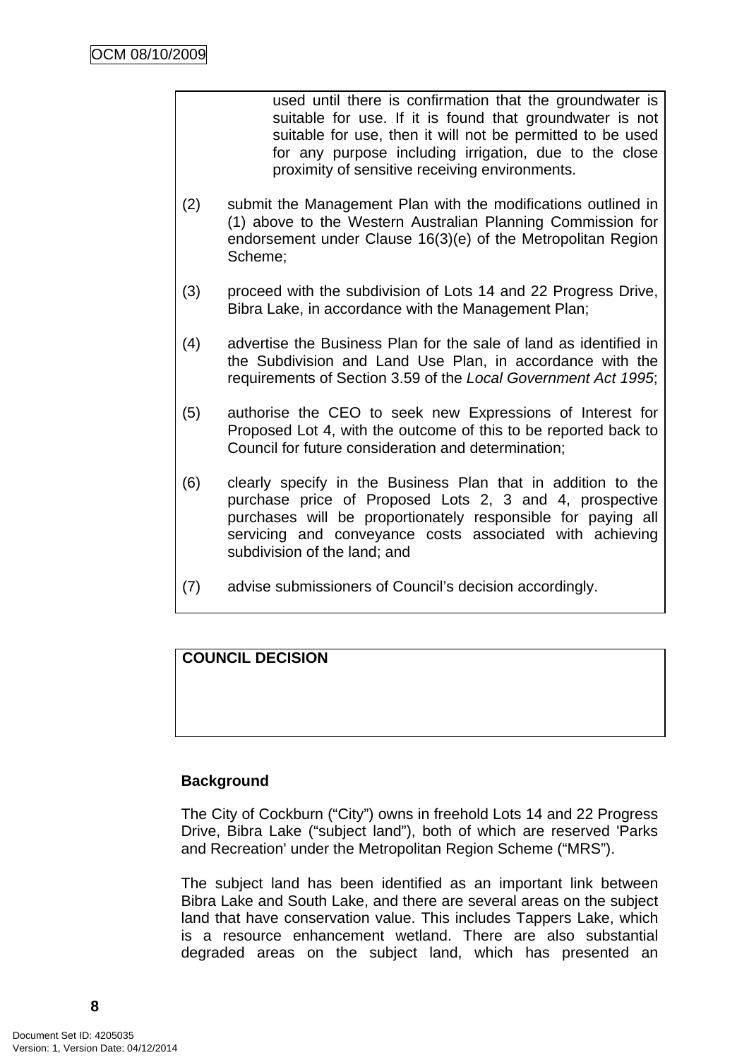used until there is confirmation that the groundwater is suitable for use. If it is found that groundwater is not suitable for use, then it will not be permitted to be used for any purpose including irrigation, due to the close proximity of sensitive receiving environments.

(2) submit the Management Plan with the modifications outlined in (1) above to the Western Australian Planning Commission for endorsement under Clause 16(3)(e) of the Metropolitan Region Scheme;

(3) proceed with the subdivision of Lots 14 and 22 Progress Drive, Bibra Lake, in accordance with the Management Plan;

(4) advertise the Business Plan for the sale of land as identified in the Subdivision and Land Use Plan, in accordance with the requirements of Section 3.59 of the *Local Government Act 1995*;

(5) authorise the CEO to seek new Expressions of Interest for Proposed Lot 4, with the outcome of this to be reported back to Council for future consideration and determination;

(6) clearly specify in the Business Plan that in addition to the purchase price of Proposed Lots 2, 3 and 4, prospective purchases will be proportionately responsible for paying all servicing and conveyance costs associated with achieving subdivision of the land; and

(7) advise submissioners of Council's decision accordingly.

**COUNCIL DECISION**

**Background**

The City of Cockburn ("City") owns in freehold Lots 14 and 22 Progress Drive, Bibra Lake ("subject land"), both of which are reserved 'Parks and Recreation' under the Metropolitan Region Scheme ("MRS").

The subject land has been identified as an important link between Bibra Lake and South Lake, and there are several areas on the subject land that have conservation value. This includes Tappers Lake, which is a resource enhancement wetland. There are also substantial degraded areas on the subject land, which has presented an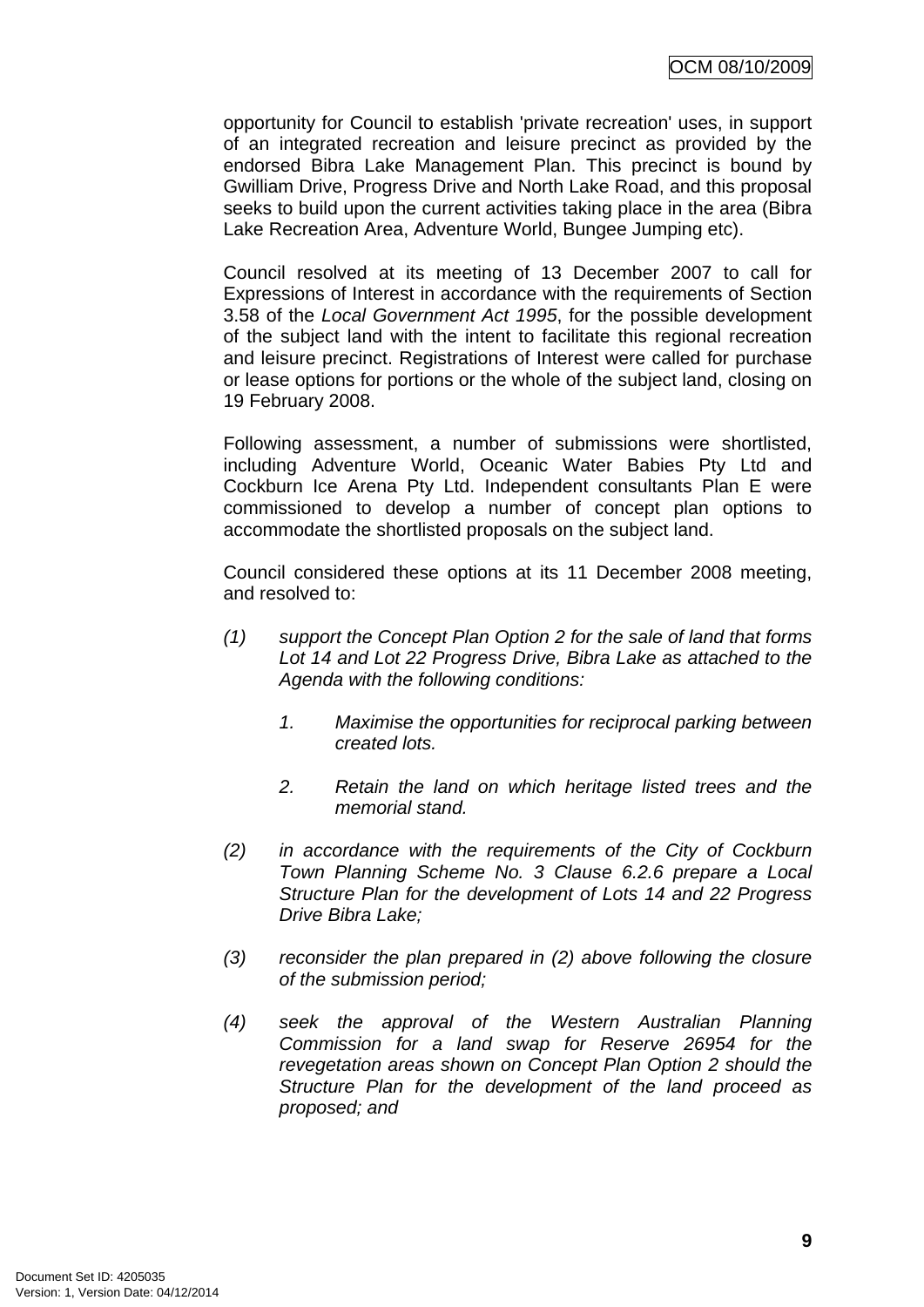opportunity for Council to establish 'private recreation' uses, in support of an integrated recreation and leisure precinct as provided by the endorsed Bibra Lake Management Plan. This precinct is bound by Gwilliam Drive, Progress Drive and North Lake Road, and this proposal seeks to build upon the current activities taking place in the area (Bibra Lake Recreation Area, Adventure World, Bungee Jumping etc).

Council resolved at its meeting of 13 December 2007 to call for Expressions of Interest in accordance with the requirements of Section 3.58 of the *Local Government Act 1995*, for the possible development of the subject land with the intent to facilitate this regional recreation and leisure precinct. Registrations of Interest were called for purchase or lease options for portions or the whole of the subject land, closing on 19 February 2008.

Following assessment, a number of submissions were shortlisted, including Adventure World, Oceanic Water Babies Pty Ltd and Cockburn Ice Arena Pty Ltd. Independent consultants Plan E were commissioned to develop a number of concept plan options to accommodate the shortlisted proposals on the subject land.

Council considered these options at its 11 December 2008 meeting, and resolved to:

*(1) support the Concept Plan Option 2 for the sale of land that forms Lot 14 and Lot 22 Progress Drive, Bibra Lake as attached to the Agenda with the following conditions:*

*1. Maximise the opportunities for reciprocal parking between created lots.*

*2. Retain the land on which heritage listed trees and the memorial stand.*

*(2) in accordance with the requirements of the City of Cockburn Town Planning Scheme No. 3 Clause 6.2.6 prepare a Local Structure Plan for the development of Lots 14 and 22 Progress Drive Bibra Lake;*

*(3) reconsider the plan prepared in (2) above following the closure of the submission period;*

*(4) seek the approval of the Western Australian Planning Commission for a land swap for Reserve 26954 for the revegetation areas shown on Concept Plan Option 2 should the Structure Plan for the development of the land proceed as proposed; and*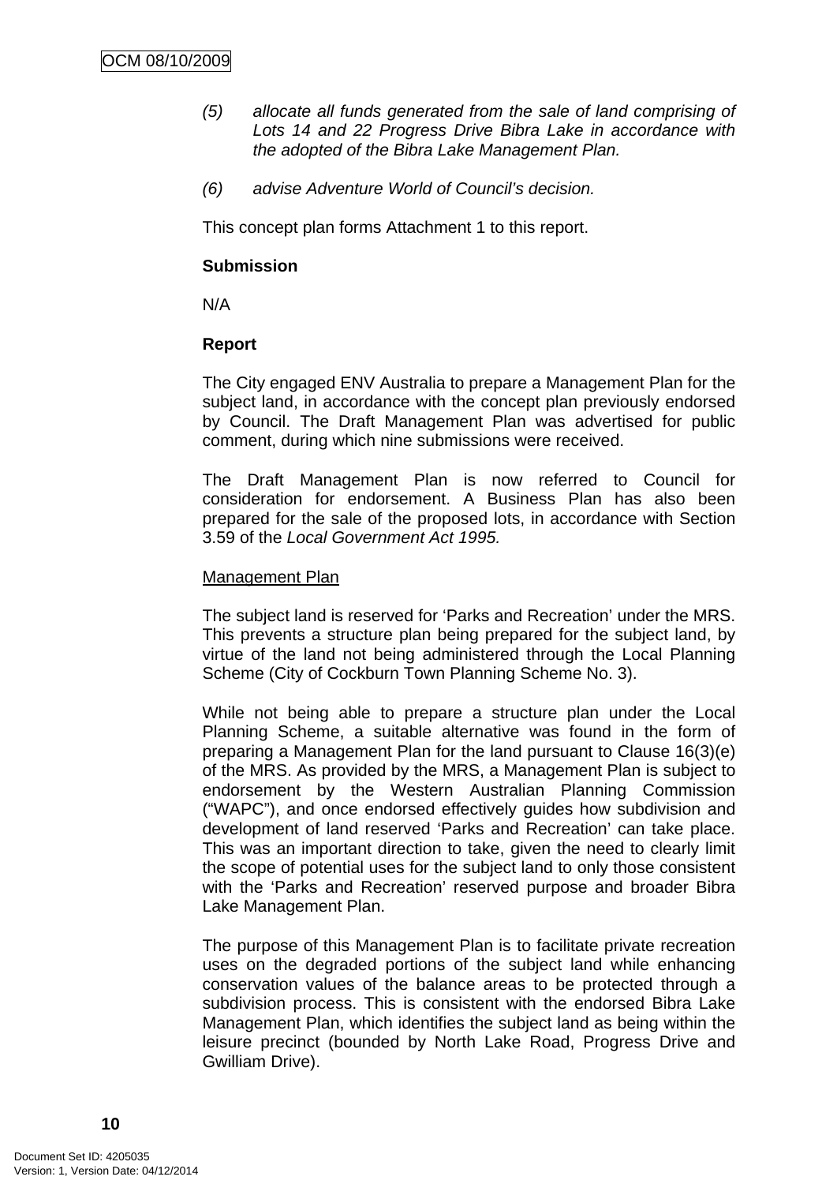*(5) allocate all funds generated from the sale of land comprising of Lots 14 and 22 Progress Drive Bibra Lake in accordance with the adopted of the Bibra Lake Management Plan.*

*(6) advise Adventure World of Council's decision.*

This concept plan forms Attachment 1 to this report.

**Submission**

N/A

**Report**

The City engaged ENV Australia to prepare a Management Plan for the subject land, in accordance with the concept plan previously endorsed by Council. The Draft Management Plan was advertised for public comment, during which nine submissions were received.

The Draft Management Plan is now referred to Council for consideration for endorsement. A Business Plan has also been prepared for the sale of the proposed lots, in accordance with Section 3.59 of the *Local Government Act 1995.*

Management Plan

The subject land is reserved for 'Parks and Recreation' under the MRS. This prevents a structure plan being prepared for the subject land, by virtue of the land not being administered through the Local Planning Scheme (City of Cockburn Town Planning Scheme No. 3).

While not being able to prepare a structure plan under the Local Planning Scheme, a suitable alternative was found in the form of preparing a Management Plan for the land pursuant to Clause 16(3)(e) of the MRS. As provided by the MRS, a Management Plan is subject to endorsement by the Western Australian Planning Commission ("WAPC"), and once endorsed effectively guides how subdivision and development of land reserved 'Parks and Recreation' can take place. This was an important direction to take, given the need to clearly limit the scope of potential uses for the subject land to only those consistent with the 'Parks and Recreation' reserved purpose and broader Bibra Lake Management Plan.

The purpose of this Management Plan is to facilitate private recreation uses on the degraded portions of the subject land while enhancing conservation values of the balance areas to be protected through a subdivision process. This is consistent with the endorsed Bibra Lake Management Plan, which identifies the subject land as being within the leisure precinct (bounded by North Lake Road, Progress Drive and Gwilliam Drive).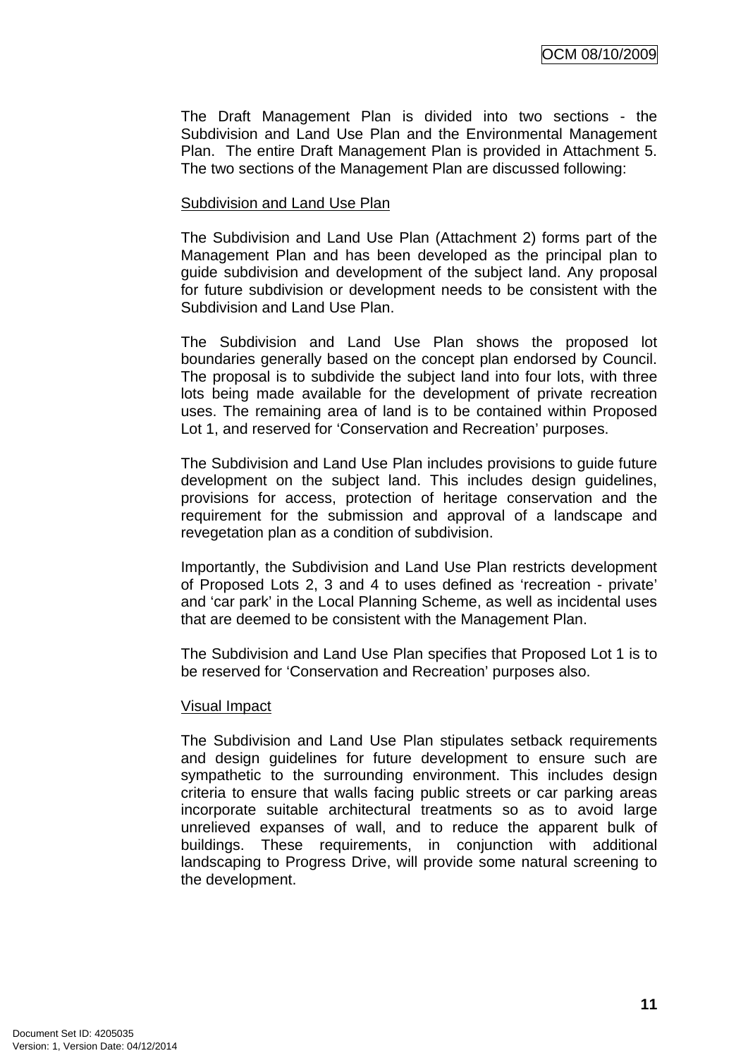The Draft Management Plan is divided into two sections - the Subdivision and Land Use Plan and the Environmental Management Plan. The entire Draft Management Plan is provided in Attachment 5. The two sections of the Management Plan are discussed following:

<u>Subdivision and Land Use Plan</u>

The Subdivision and Land Use Plan (Attachment 2) forms part of the Management Plan and has been developed as the principal plan to guide subdivision and development of the subject land. Any proposal for future subdivision or development needs to be consistent with the Subdivision and Land Use Plan.

The Subdivision and Land Use Plan shows the proposed lot boundaries generally based on the concept plan endorsed by Council. The proposal is to subdivide the subject land into four lots, with three lots being made available for the development of private recreation uses. The remaining area of land is to be contained within Proposed Lot 1, and reserved for 'Conservation and Recreation' purposes.

The Subdivision and Land Use Plan includes provisions to guide future development on the subject land. This includes design guidelines, provisions for access, protection of heritage conservation and the requirement for the submission and approval of a landscape and revegetation plan as a condition of subdivision.

Importantly, the Subdivision and Land Use Plan restricts development of Proposed Lots 2, 3 and 4 to uses defined as 'recreation - private' and 'car park' in the Local Planning Scheme, as well as incidental uses that are deemed to be consistent with the Management Plan.

The Subdivision and Land Use Plan specifies that Proposed Lot 1 is to be reserved for 'Conservation and Recreation' purposes also.

<u>Visual Impact</u>

The Subdivision and Land Use Plan stipulates setback requirements and design guidelines for future development to ensure such are sympathetic to the surrounding environment. This includes design criteria to ensure that walls facing public streets or car parking areas incorporate suitable architectural treatments so as to avoid large unrelieved expanses of wall, and to reduce the apparent bulk of buildings. These requirements, in conjunction with additional landscaping to Progress Drive, will provide some natural screening to the development.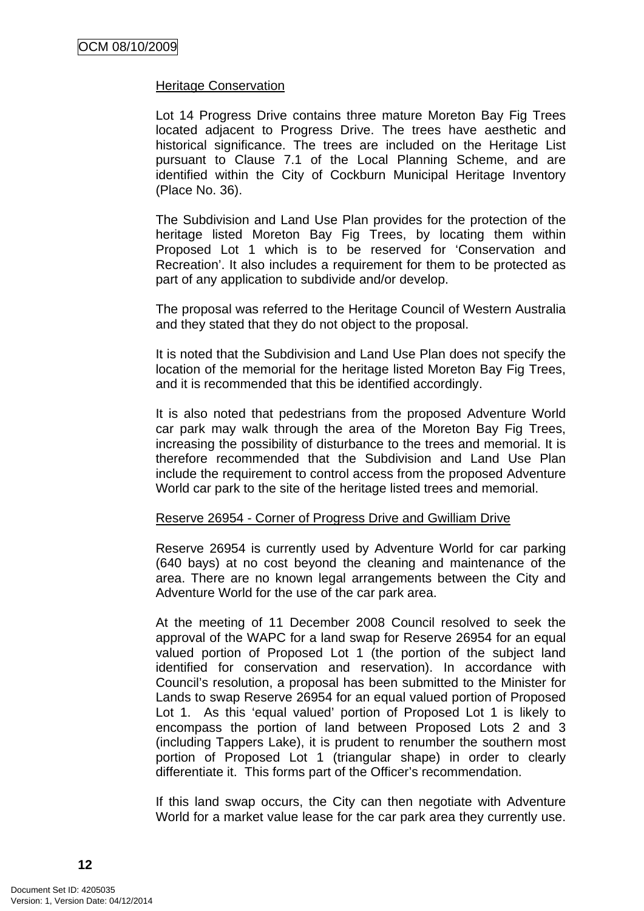Heritage Conservation

Lot 14 Progress Drive contains three mature Moreton Bay Fig Trees located adjacent to Progress Drive. The trees have aesthetic and historical significance. The trees are included on the Heritage List pursuant to Clause 7.1 of the Local Planning Scheme, and are identified within the City of Cockburn Municipal Heritage Inventory (Place No. 36).

The Subdivision and Land Use Plan provides for the protection of the heritage listed Moreton Bay Fig Trees, by locating them within Proposed Lot 1 which is to be reserved for 'Conservation and Recreation'. It also includes a requirement for them to be protected as part of any application to subdivide and/or develop.

The proposal was referred to the Heritage Council of Western Australia and they stated that they do not object to the proposal.

It is noted that the Subdivision and Land Use Plan does not specify the location of the memorial for the heritage listed Moreton Bay Fig Trees, and it is recommended that this be identified accordingly.

It is also noted that pedestrians from the proposed Adventure World car park may walk through the area of the Moreton Bay Fig Trees, increasing the possibility of disturbance to the trees and memorial. It is therefore recommended that the Subdivision and Land Use Plan include the requirement to control access from the proposed Adventure World car park to the site of the heritage listed trees and memorial.

Reserve 26954 - Corner of Progress Drive and Gwilliam Drive

Reserve 26954 is currently used by Adventure World for car parking (640 bays) at no cost beyond the cleaning and maintenance of the area. There are no known legal arrangements between the City and Adventure World for the use of the car park area.

At the meeting of 11 December 2008 Council resolved to seek the approval of the WAPC for a land swap for Reserve 26954 for an equal valued portion of Proposed Lot 1 (the portion of the subject land identified for conservation and reservation). In accordance with Council's resolution, a proposal has been submitted to the Minister for Lands to swap Reserve 26954 for an equal valued portion of Proposed Lot 1. As this 'equal valued' portion of Proposed Lot 1 is likely to encompass the portion of land between Proposed Lots 2 and 3 (including Tappers Lake), it is prudent to renumber the southern most portion of Proposed Lot 1 (triangular shape) in order to clearly differentiate it. This forms part of the Officer's recommendation.

If this land swap occurs, the City can then negotiate with Adventure World for a market value lease for the car park area they currently use.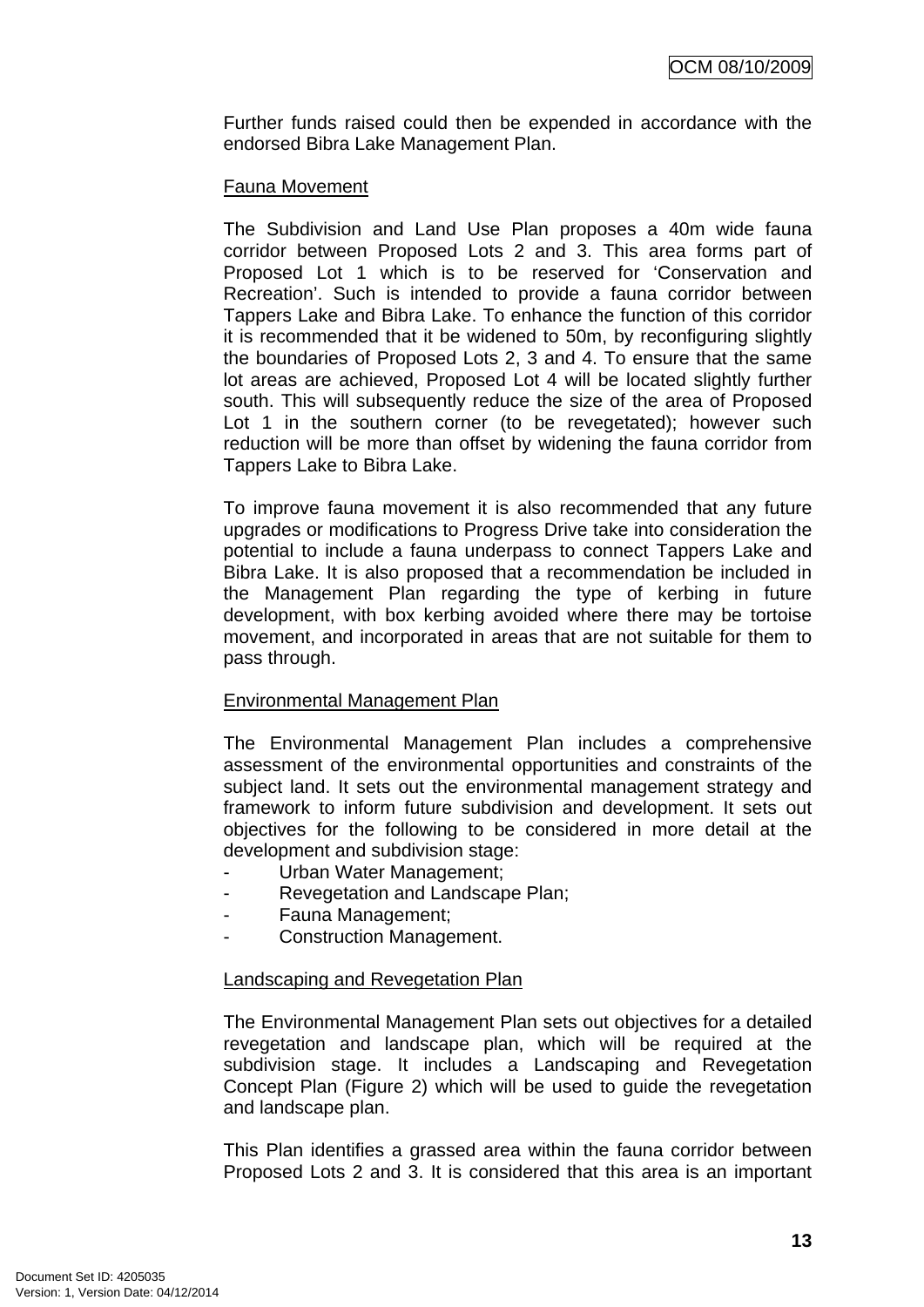Further funds raised could then be expended in accordance with the endorsed Bibra Lake Management Plan.

Fauna Movement

The Subdivision and Land Use Plan proposes a 40m wide fauna corridor between Proposed Lots 2 and 3. This area forms part of Proposed Lot 1 which is to be reserved for 'Conservation and Recreation'. Such is intended to provide a fauna corridor between Tappers Lake and Bibra Lake. To enhance the function of this corridor it is recommended that it be widened to 50m, by reconfiguring slightly the boundaries of Proposed Lots 2, 3 and 4. To ensure that the same lot areas are achieved, Proposed Lot 4 will be located slightly further south. This will subsequently reduce the size of the area of Proposed Lot 1 in the southern corner (to be revegetated); however such reduction will be more than offset by widening the fauna corridor from Tappers Lake to Bibra Lake.

To improve fauna movement it is also recommended that any future upgrades or modifications to Progress Drive take into consideration the potential to include a fauna underpass to connect Tappers Lake and Bibra Lake. It is also proposed that a recommendation be included in the Management Plan regarding the type of kerbing in future development, with box kerbing avoided where there may be tortoise movement, and incorporated in areas that are not suitable for them to pass through.

Environmental Management Plan

The Environmental Management Plan includes a comprehensive assessment of the environmental opportunities and constraints of the subject land. It sets out the environmental management strategy and framework to inform future subdivision and development. It sets out objectives for the following to be considered in more detail at the development and subdivision stage:

- Urban Water Management;
- Revegetation and Landscape Plan;
- Fauna Management;
- Construction Management.

Landscaping and Revegetation Plan

The Environmental Management Plan sets out objectives for a detailed revegetation and landscape plan, which will be required at the subdivision stage. It includes a Landscaping and Revegetation Concept Plan (Figure 2) which will be used to guide the revegetation and landscape plan.

This Plan identifies a grassed area within the fauna corridor between Proposed Lots 2 and 3. It is considered that this area is an important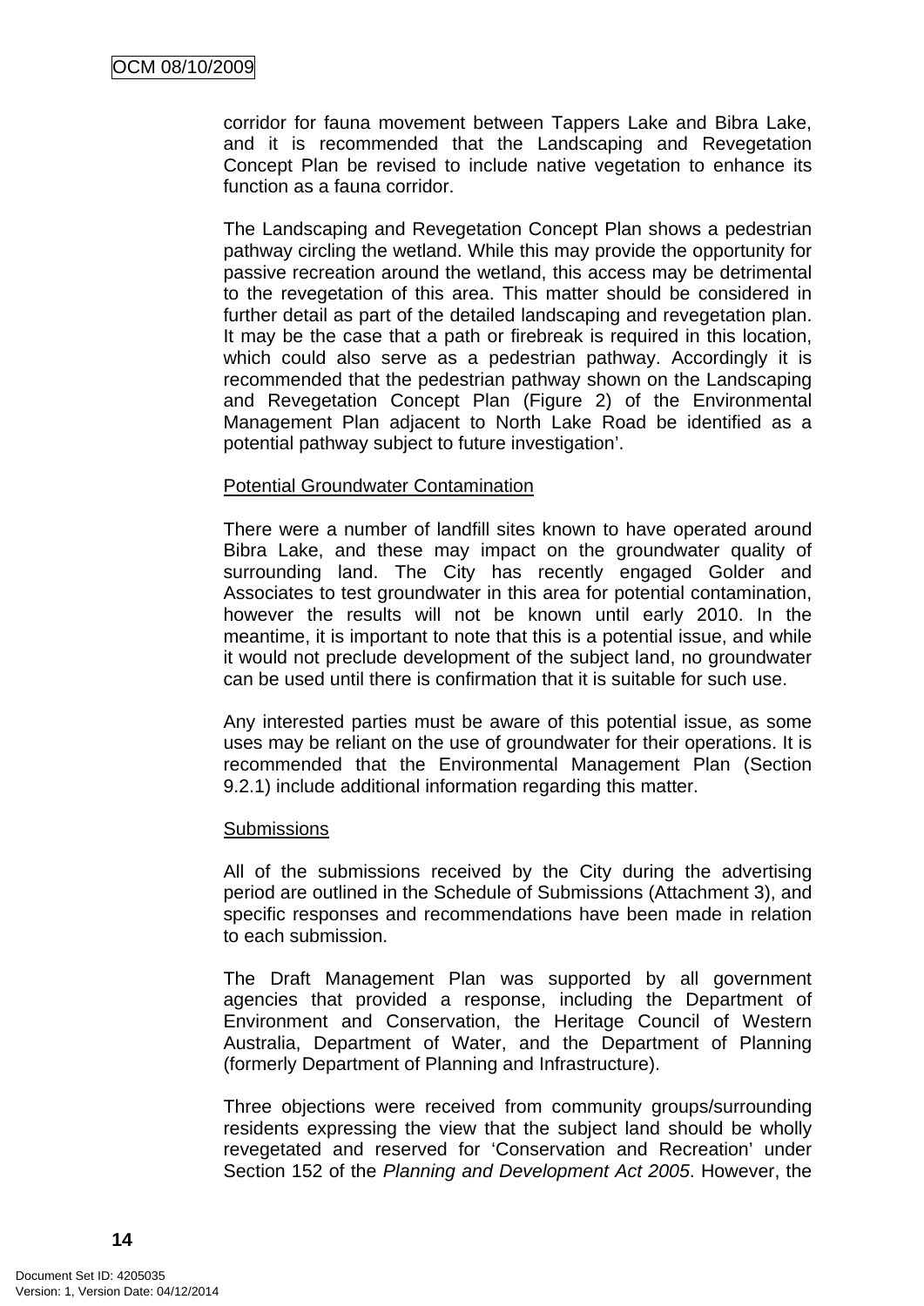corridor for fauna movement between Tappers Lake and Bibra Lake, and it is recommended that the Landscaping and Revegetation Concept Plan be revised to include native vegetation to enhance its function as a fauna corridor.

The Landscaping and Revegetation Concept Plan shows a pedestrian pathway circling the wetland. While this may provide the opportunity for passive recreation around the wetland, this access may be detrimental to the revegetation of this area. This matter should be considered in further detail as part of the detailed landscaping and revegetation plan. It may be the case that a path or firebreak is required in this location, which could also serve as a pedestrian pathway. Accordingly it is recommended that the pedestrian pathway shown on the Landscaping and Revegetation Concept Plan (Figure 2) of the Environmental Management Plan adjacent to North Lake Road be identified as a potential pathway subject to future investigation'.

Potential Groundwater Contamination

There were a number of landfill sites known to have operated around Bibra Lake, and these may impact on the groundwater quality of surrounding land. The City has recently engaged Golder and Associates to test groundwater in this area for potential contamination, however the results will not be known until early 2010. In the meantime, it is important to note that this is a potential issue, and while it would not preclude development of the subject land, no groundwater can be used until there is confirmation that it is suitable for such use.

Any interested parties must be aware of this potential issue, as some uses may be reliant on the use of groundwater for their operations. It is recommended that the Environmental Management Plan (Section 9.2.1) include additional information regarding this matter.

Submissions

All of the submissions received by the City during the advertising period are outlined in the Schedule of Submissions (Attachment 3), and specific responses and recommendations have been made in relation to each submission.

The Draft Management Plan was supported by all government agencies that provided a response, including the Department of Environment and Conservation, the Heritage Council of Western Australia, Department of Water, and the Department of Planning (formerly Department of Planning and Infrastructure).

Three objections were received from community groups/surrounding residents expressing the view that the subject land should be wholly revegetated and reserved for 'Conservation and Recreation' under Section 152 of the *Planning and Development Act 2005*. However, the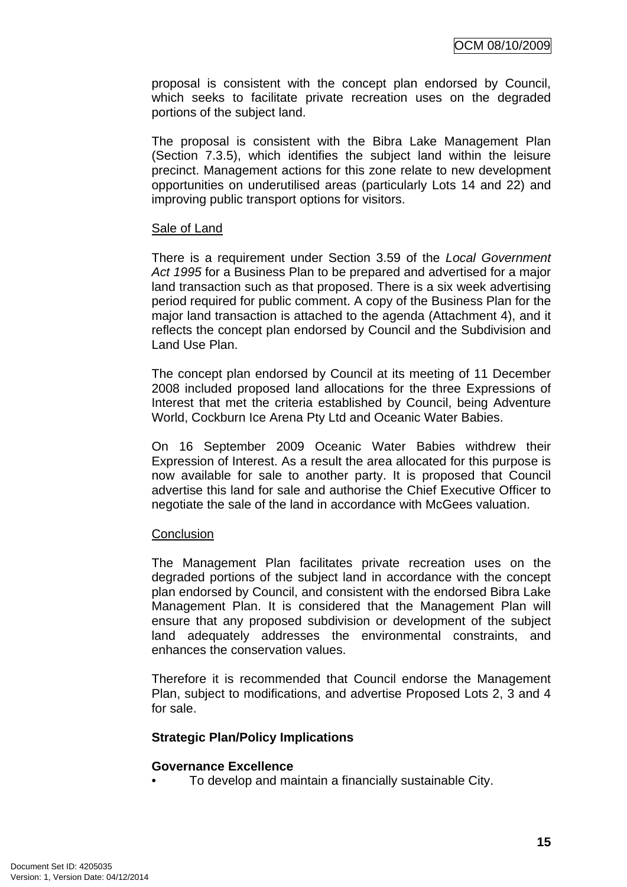proposal is consistent with the concept plan endorsed by Council, which seeks to facilitate private recreation uses on the degraded portions of the subject land.

The proposal is consistent with the Bibra Lake Management Plan (Section 7.3.5), which identifies the subject land within the leisure precinct. Management actions for this zone relate to new development opportunities on underutilised areas (particularly Lots 14 and 22) and improving public transport options for visitors.

Sale of Land

There is a requirement under Section 3.59 of the *Local Government Act 1995* for a Business Plan to be prepared and advertised for a major land transaction such as that proposed. There is a six week advertising period required for public comment. A copy of the Business Plan for the major land transaction is attached to the agenda (Attachment 4), and it reflects the concept plan endorsed by Council and the Subdivision and Land Use Plan.

The concept plan endorsed by Council at its meeting of 11 December 2008 included proposed land allocations for the three Expressions of Interest that met the criteria established by Council, being Adventure World, Cockburn Ice Arena Pty Ltd and Oceanic Water Babies.

On 16 September 2009 Oceanic Water Babies withdrew their Expression of Interest. As a result the area allocated for this purpose is now available for sale to another party. It is proposed that Council advertise this land for sale and authorise the Chief Executive Officer to negotiate the sale of the land in accordance with McGees valuation.

Conclusion

The Management Plan facilitates private recreation uses on the degraded portions of the subject land in accordance with the concept plan endorsed by Council, and consistent with the endorsed Bibra Lake Management Plan. It is considered that the Management Plan will ensure that any proposed subdivision or development of the subject land adequately addresses the environmental constraints, and enhances the conservation values.

Therefore it is recommended that Council endorse the Management Plan, subject to modifications, and advertise Proposed Lots 2, 3 and 4 for sale.

**Strategic Plan/Policy Implications**

**Governance Excellence**

- To develop and maintain a financially sustainable City.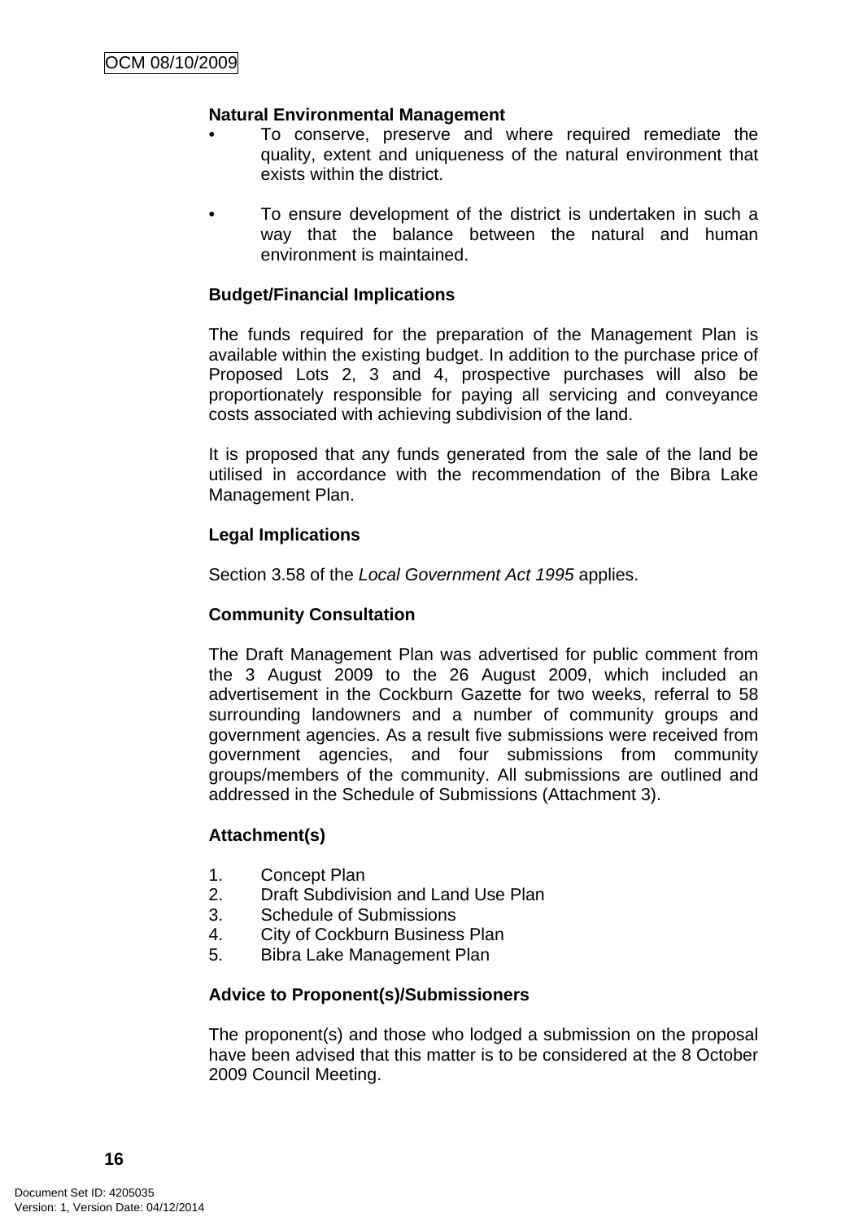**Natural Environmental Management**

- To conserve, preserve and where required remediate the quality, extent and uniqueness of the natural environment that exists within the district.

- To ensure development of the district is undertaken in such a way that the balance between the natural and human environment is maintained.

**Budget/Financial Implications**

The funds required for the preparation of the Management Plan is available within the existing budget. In addition to the purchase price of Proposed Lots 2, 3 and 4, prospective purchases will also be proportionately responsible for paying all servicing and conveyance costs associated with achieving subdivision of the land.

It is proposed that any funds generated from the sale of the land be utilised in accordance with the recommendation of the Bibra Lake Management Plan.

**Legal Implications**

Section 3.58 of the *Local Government Act 1995* applies.

**Community Consultation**

The Draft Management Plan was advertised for public comment from the 3 August 2009 to the 26 August 2009, which included an advertisement in the Cockburn Gazette for two weeks, referral to 58 surrounding landowners and a number of community groups and government agencies. As a result five submissions were received from government agencies, and four submissions from community groups/members of the community. All submissions are outlined and addressed in the Schedule of Submissions (Attachment 3).

**Attachment(s)**

1. Concept Plan
2. Draft Subdivision and Land Use Plan
3. Schedule of Submissions
4. City of Cockburn Business Plan
5. Bibra Lake Management Plan

**Advice to Proponent(s)/Submissioners**

The proponent(s) and those who lodged a submission on the proposal have been advised that this matter is to be considered at the 8 October 2009 Council Meeting.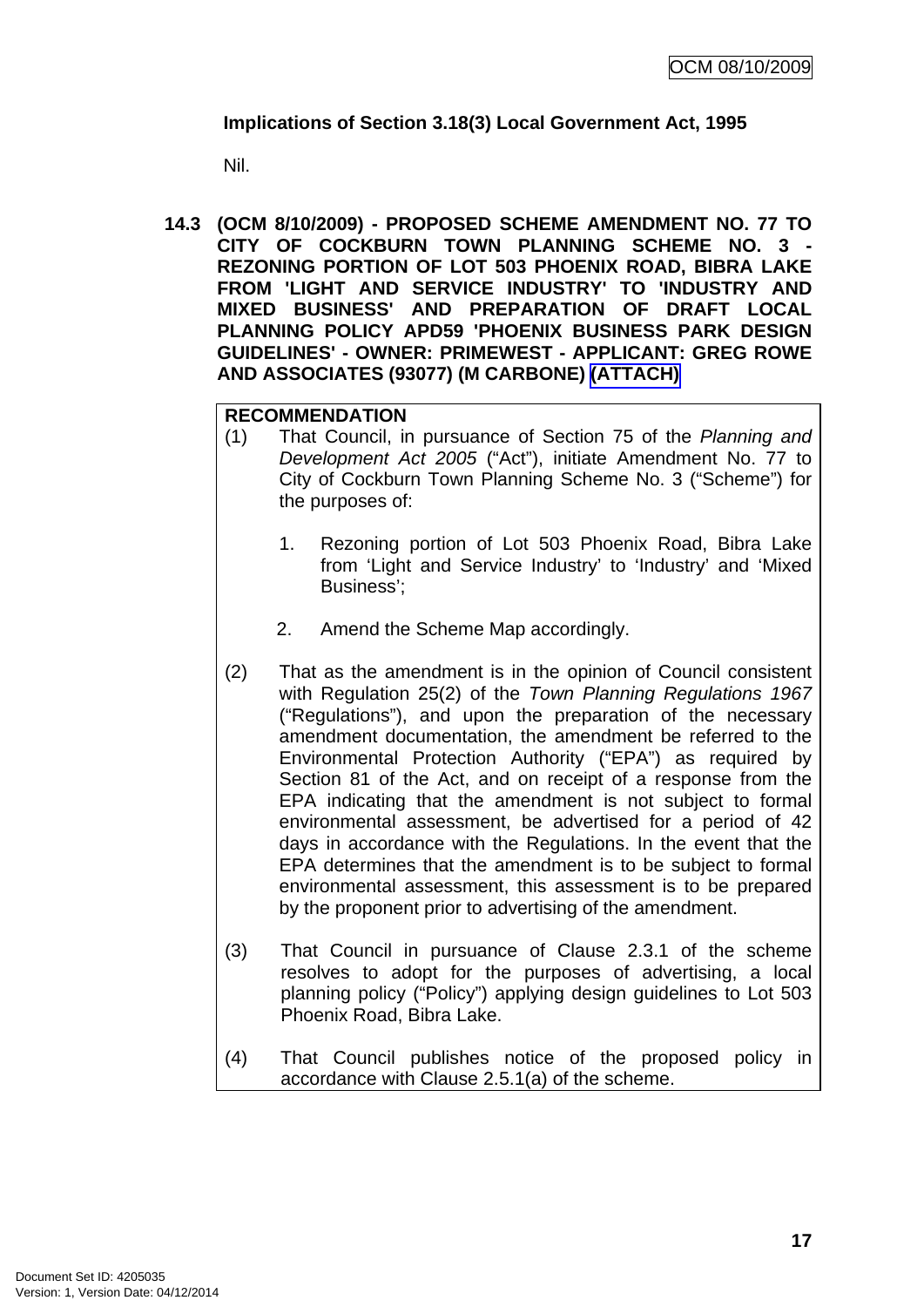**Implications of Section 3.18(3) Local Government Act, 1995**

Nil.

**14.3 (OCM 8/10/2009) - PROPOSED SCHEME AMENDMENT NO. 77 TO CITY OF COCKBURN TOWN PLANNING SCHEME NO. 3 - REZONING PORTION OF LOT 503 PHOENIX ROAD, BIBRA LAKE FROM 'LIGHT AND SERVICE INDUSTRY' TO 'INDUSTRY AND MIXED BUSINESS' AND PREPARATION OF DRAFT LOCAL PLANNING POLICY APD59 'PHOENIX BUSINESS PARK DESIGN GUIDELINES' - OWNER: PRIMEWEST - APPLICANT: GREG ROWE AND ASSOCIATES (93077) (M CARBONE) (ATTACH)**

**RECOMMENDATION**

(1) That Council, in pursuance of Section 75 of the *Planning and Development Act 2005* ("Act"), initiate Amendment No. 77 to City of Cockburn Town Planning Scheme No. 3 ("Scheme") for the purposes of:

1. Rezoning portion of Lot 503 Phoenix Road, Bibra Lake from 'Light and Service Industry' to 'Industry' and 'Mixed Business';

2. Amend the Scheme Map accordingly.

(2) That as the amendment is in the opinion of Council consistent with Regulation 25(2) of the *Town Planning Regulations 1967* ("Regulations"), and upon the preparation of the necessary amendment documentation, the amendment be referred to the Environmental Protection Authority ("EPA") as required by Section 81 of the Act, and on receipt of a response from the EPA indicating that the amendment is not subject to formal environmental assessment, be advertised for a period of 42 days in accordance with the Regulations. In the event that the EPA determines that the amendment is to be subject to formal environmental assessment, this assessment is to be prepared by the proponent prior to advertising of the amendment.

(3) That Council in pursuance of Clause 2.3.1 of the scheme resolves to adopt for the purposes of advertising, a local planning policy ("Policy") applying design guidelines to Lot 503 Phoenix Road, Bibra Lake.

(4) That Council publishes notice of the proposed policy in accordance with Clause 2.5.1(a) of the scheme.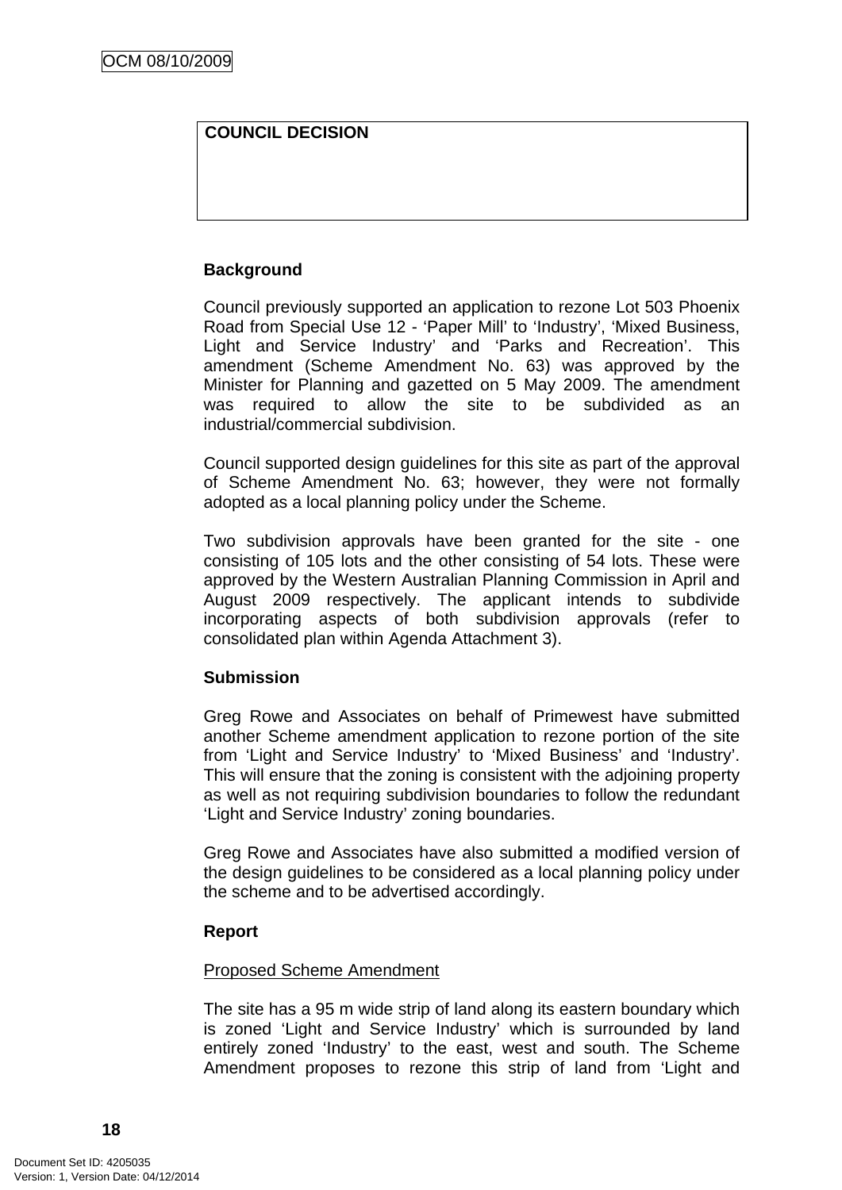| COUNCIL DECISION |
| --- |
| |

**Background**

Council previously supported an application to rezone Lot 503 Phoenix Road from Special Use 12 - 'Paper Mill' to 'Industry', 'Mixed Business, Light and Service Industry' and 'Parks and Recreation'. This amendment (Scheme Amendment No. 63) was approved by the Minister for Planning and gazetted on 5 May 2009. The amendment was required to allow the site to be subdivided as an industrial/commercial subdivision.

Council supported design guidelines for this site as part of the approval of Scheme Amendment No. 63; however, they were not formally adopted as a local planning policy under the Scheme.

Two subdivision approvals have been granted for the site - one consisting of 105 lots and the other consisting of 54 lots. These were approved by the Western Australian Planning Commission in April and August 2009 respectively. The applicant intends to subdivide incorporating aspects of both subdivision approvals (refer to consolidated plan within Agenda Attachment 3).

**Submission**

Greg Rowe and Associates on behalf of Primewest have submitted another Scheme amendment application to rezone portion of the site from 'Light and Service Industry' to 'Mixed Business' and 'Industry'. This will ensure that the zoning is consistent with the adjoining property as well as not requiring subdivision boundaries to follow the redundant 'Light and Service Industry' zoning boundaries.

Greg Rowe and Associates have also submitted a modified version of the design guidelines to be considered as a local planning policy under the scheme and to be advertised accordingly.

**Report**

<u>Proposed Scheme Amendment</u>

The site has a 95 m wide strip of land along its eastern boundary which is zoned 'Light and Service Industry' which is surrounded by land entirely zoned 'Industry' to the east, west and south. The Scheme Amendment proposes to rezone this strip of land from 'Light and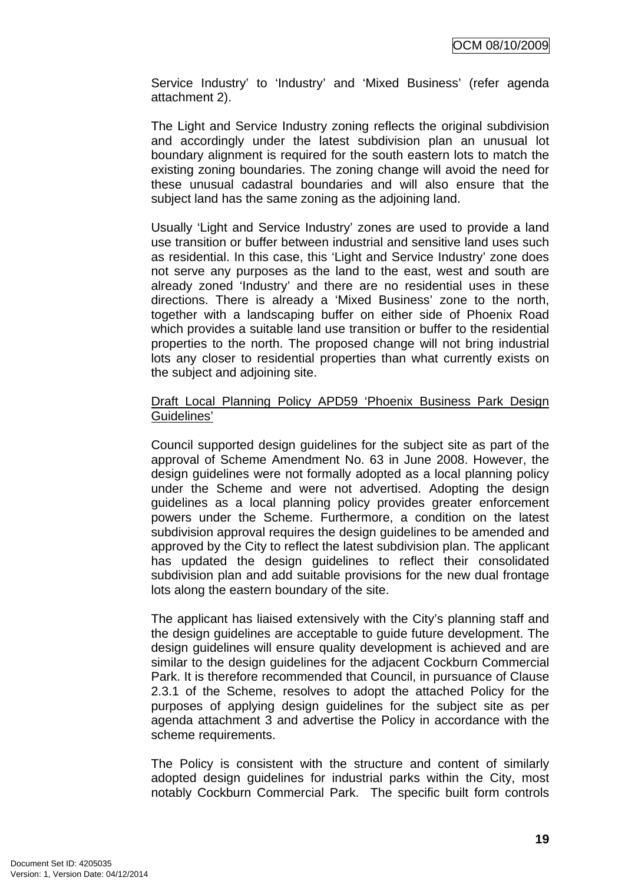Service Industry' to 'Industry' and 'Mixed Business' (refer agenda attachment 2).

The Light and Service Industry zoning reflects the original subdivision and accordingly under the latest subdivision plan an unusual lot boundary alignment is required for the south eastern lots to match the existing zoning boundaries. The zoning change will avoid the need for these unusual cadastral boundaries and will also ensure that the subject land has the same zoning as the adjoining land.

Usually 'Light and Service Industry' zones are used to provide a land use transition or buffer between industrial and sensitive land uses such as residential. In this case, this 'Light and Service Industry' zone does not serve any purposes as the land to the east, west and south are already zoned 'Industry' and there are no residential uses in these directions. There is already a 'Mixed Business' zone to the north, together with a landscaping buffer on either side of Phoenix Road which provides a suitable land use transition or buffer to the residential properties to the north. The proposed change will not bring industrial lots any closer to residential properties than what currently exists on the subject and adjoining site.

<u>Draft Local Planning Policy APD59 'Phoenix Business Park Design Guidelines'</u>

Council supported design guidelines for the subject site as part of the approval of Scheme Amendment No. 63 in June 2008. However, the design guidelines were not formally adopted as a local planning policy under the Scheme and were not advertised. Adopting the design guidelines as a local planning policy provides greater enforcement powers under the Scheme. Furthermore, a condition on the latest subdivision approval requires the design guidelines to be amended and approved by the City to reflect the latest subdivision plan. The applicant has updated the design guidelines to reflect their consolidated subdivision plan and add suitable provisions for the new dual frontage lots along the eastern boundary of the site.

The applicant has liaised extensively with the City's planning staff and the design guidelines are acceptable to guide future development. The design guidelines will ensure quality development is achieved and are similar to the design guidelines for the adjacent Cockburn Commercial Park. It is therefore recommended that Council, in pursuance of Clause 2.3.1 of the Scheme, resolves to adopt the attached Policy for the purposes of applying design guidelines for the subject site as per agenda attachment 3 and advertise the Policy in accordance with the scheme requirements.

The Policy is consistent with the structure and content of similarly adopted design guidelines for industrial parks within the City, most notably Cockburn Commercial Park. The specific built form controls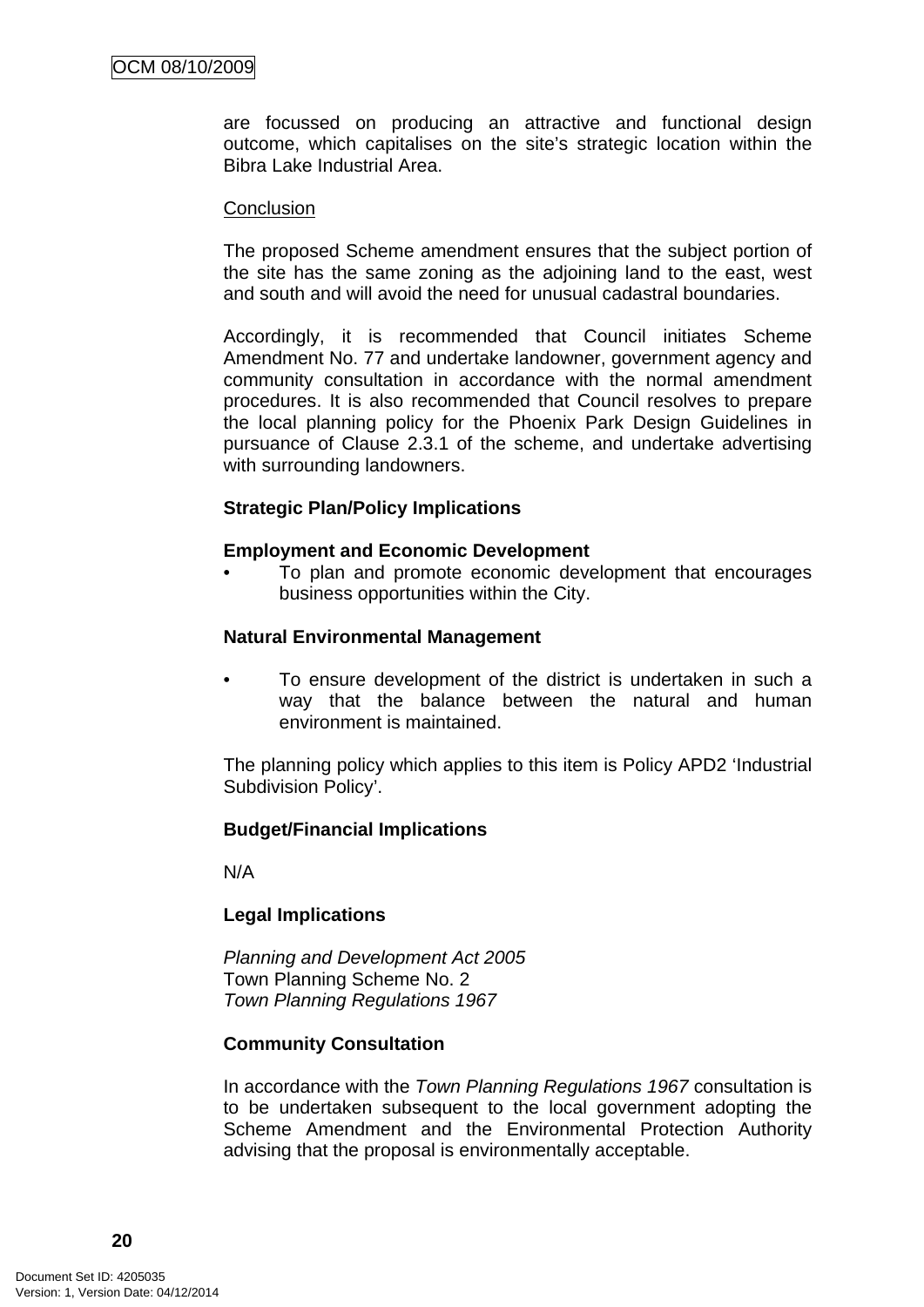are focussed on producing an attractive and functional design outcome, which capitalises on the site's strategic location within the Bibra Lake Industrial Area.

<u>Conclusion</u>

The proposed Scheme amendment ensures that the subject portion of the site has the same zoning as the adjoining land to the east, west and south and will avoid the need for unusual cadastral boundaries.

Accordingly, it is recommended that Council initiates Scheme Amendment No. 77 and undertake landowner, government agency and community consultation in accordance with the normal amendment procedures. It is also recommended that Council resolves to prepare the local planning policy for the Phoenix Park Design Guidelines in pursuance of Clause 2.3.1 of the scheme, and undertake advertising with surrounding landowners.

**Strategic Plan/Policy Implications**

**Employment and Economic Development**

- To plan and promote economic development that encourages business opportunities within the City.

**Natural Environmental Management**

- To ensure development of the district is undertaken in such a way that the balance between the natural and human environment is maintained.

The planning policy which applies to this item is Policy APD2 'Industrial Subdivision Policy'.

**Budget/Financial Implications**

N/A

**Legal Implications**

*Planning and Development Act 2005*
Town Planning Scheme No. 2
*Town Planning Regulations 1967*

**Community Consultation**

In accordance with the *Town Planning Regulations 1967* consultation is to be undertaken subsequent to the local government adopting the Scheme Amendment and the Environmental Protection Authority advising that the proposal is environmentally acceptable.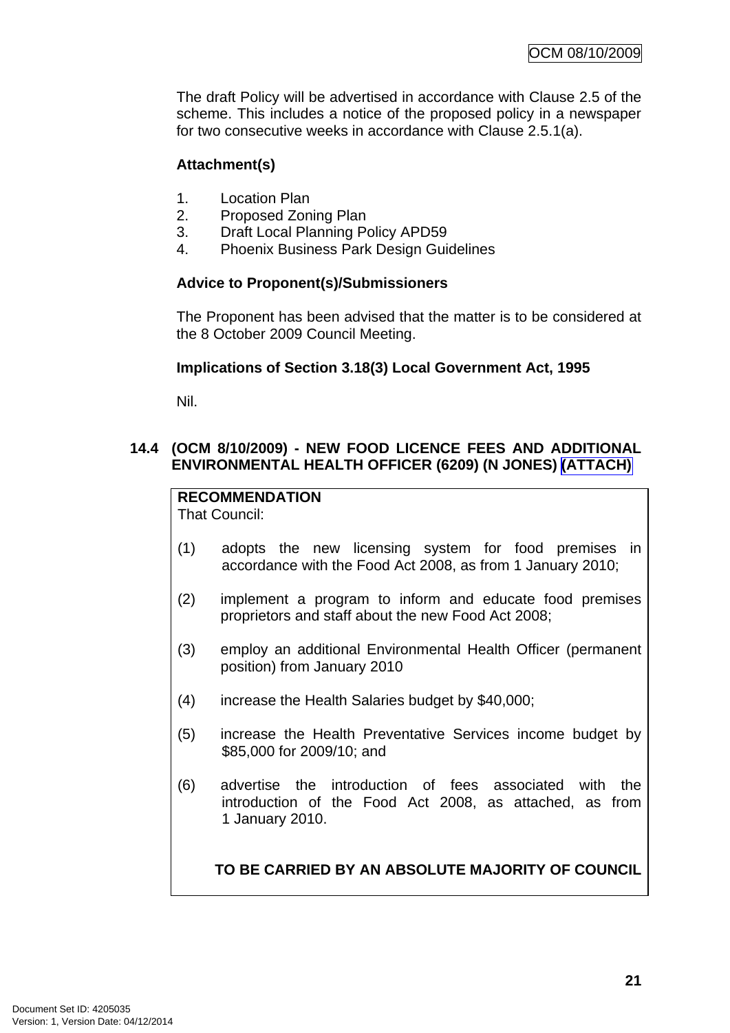The draft Policy will be advertised in accordance with Clause 2.5 of the scheme. This includes a notice of the proposed policy in a newspaper for two consecutive weeks in accordance with Clause 2.5.1(a).

**Attachment(s)**

1. Location Plan
2. Proposed Zoning Plan
3. Draft Local Planning Policy APD59
4. Phoenix Business Park Design Guidelines

**Advice to Proponent(s)/Submissioners**

The Proponent has been advised that the matter is to be considered at the 8 October 2009 Council Meeting.

**Implications of Section 3.18(3) Local Government Act, 1995**

Nil.

## 14.4 (OCM 8/10/2009) - NEW FOOD LICENCE FEES AND ADDITIONAL ENVIRONMENTAL HEALTH OFFICER (6209) (N JONES) (ATTACH)

**RECOMMENDATION**
That Council:

(1) adopts the new licensing system for food premises in accordance with the Food Act 2008, as from 1 January 2010;

(2) implement a program to inform and educate food premises proprietors and staff about the new Food Act 2008;

(3) employ an additional Environmental Health Officer (permanent position) from January 2010

(4) increase the Health Salaries budget by $40,000;

(5) increase the Health Preventative Services income budget by $85,000 for 2009/10; and

(6) advertise the introduction of fees associated with the introduction of the Food Act 2008, as attached, as from 1 January 2010.

**TO BE CARRIED BY AN ABSOLUTE MAJORITY OF COUNCIL**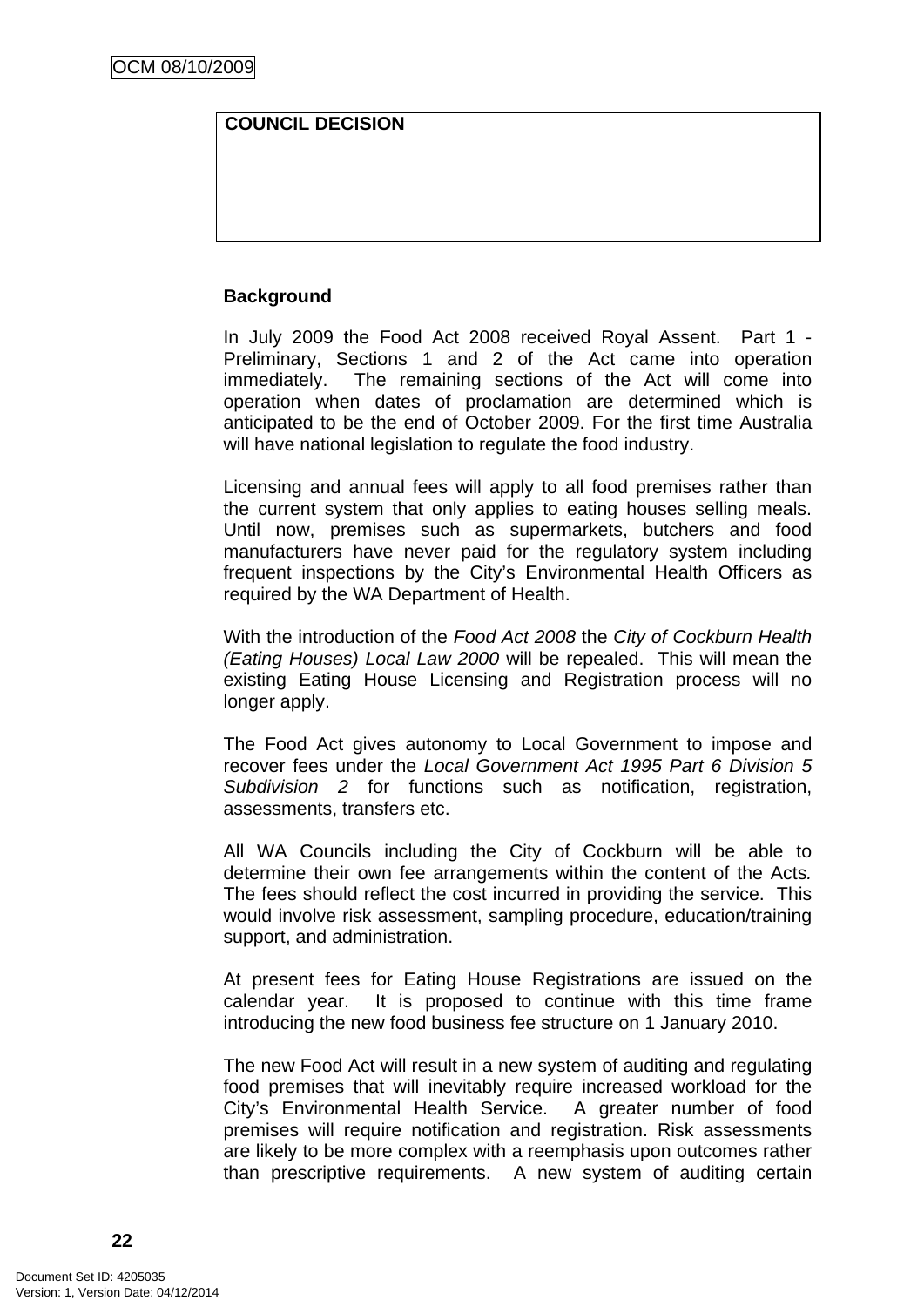| COUNCIL DECISION |
| --- |
| |

**Background**

In July 2009 the Food Act 2008 received Royal Assent. Part 1 - Preliminary, Sections 1 and 2 of the Act came into operation immediately. The remaining sections of the Act will come into operation when dates of proclamation are determined which is anticipated to be the end of October 2009. For the first time Australia will have national legislation to regulate the food industry.

Licensing and annual fees will apply to all food premises rather than the current system that only applies to eating houses selling meals. Until now, premises such as supermarkets, butchers and food manufacturers have never paid for the regulatory system including frequent inspections by the City's Environmental Health Officers as required by the WA Department of Health.

With the introduction of the *Food Act 2008* the *City of Cockburn Health (Eating Houses) Local Law 2000* will be repealed. This will mean the existing Eating House Licensing and Registration process will no longer apply.

The Food Act gives autonomy to Local Government to impose and recover fees under the *Local Government Act 1995 Part 6 Division 5 Subdivision 2* for functions such as notification, registration, assessments, transfers etc.

All WA Councils including the City of Cockburn will be able to determine their own fee arrangements within the content of the Acts. The fees should reflect the cost incurred in providing the service. This would involve risk assessment, sampling procedure, education/training support, and administration.

At present fees for Eating House Registrations are issued on the calendar year. It is proposed to continue with this time frame introducing the new food business fee structure on 1 January 2010.

The new Food Act will result in a new system of auditing and regulating food premises that will inevitably require increased workload for the City's Environmental Health Service. A greater number of food premises will require notification and registration. Risk assessments are likely to be more complex with a reemphasis upon outcomes rather than prescriptive requirements. A new system of auditing certain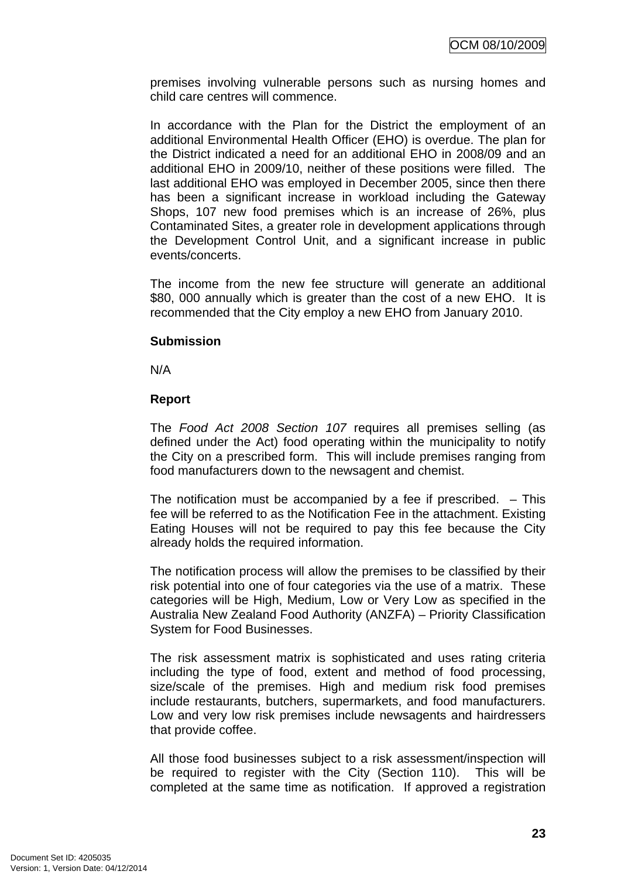premises involving vulnerable persons such as nursing homes and child care centres will commence.

In accordance with the Plan for the District the employment of an additional Environmental Health Officer (EHO) is overdue. The plan for the District indicated a need for an additional EHO in 2008/09 and an additional EHO in 2009/10, neither of these positions were filled. The last additional EHO was employed in December 2005, since then there has been a significant increase in workload including the Gateway Shops, 107 new food premises which is an increase of 26%, plus Contaminated Sites, a greater role in development applications through the Development Control Unit, and a significant increase in public events/concerts.

The income from the new fee structure will generate an additional $80, 000 annually which is greater than the cost of a new EHO. It is recommended that the City employ a new EHO from January 2010.

**Submission**

N/A

**Report**

The *Food Act 2008 Section 107* requires all premises selling (as defined under the Act) food operating within the municipality to notify the City on a prescribed form. This will include premises ranging from food manufacturers down to the newsagent and chemist.

The notification must be accompanied by a fee if prescribed. – This fee will be referred to as the Notification Fee in the attachment. Existing Eating Houses will not be required to pay this fee because the City already holds the required information.

The notification process will allow the premises to be classified by their risk potential into one of four categories via the use of a matrix. These categories will be High, Medium, Low or Very Low as specified in the Australia New Zealand Food Authority (ANZFA) – Priority Classification System for Food Businesses.

The risk assessment matrix is sophisticated and uses rating criteria including the type of food, extent and method of food processing, size/scale of the premises. High and medium risk food premises include restaurants, butchers, supermarkets, and food manufacturers. Low and very low risk premises include newsagents and hairdressers that provide coffee.

All those food businesses subject to a risk assessment/inspection will be required to register with the City (Section 110). This will be completed at the same time as notification. If approved a registration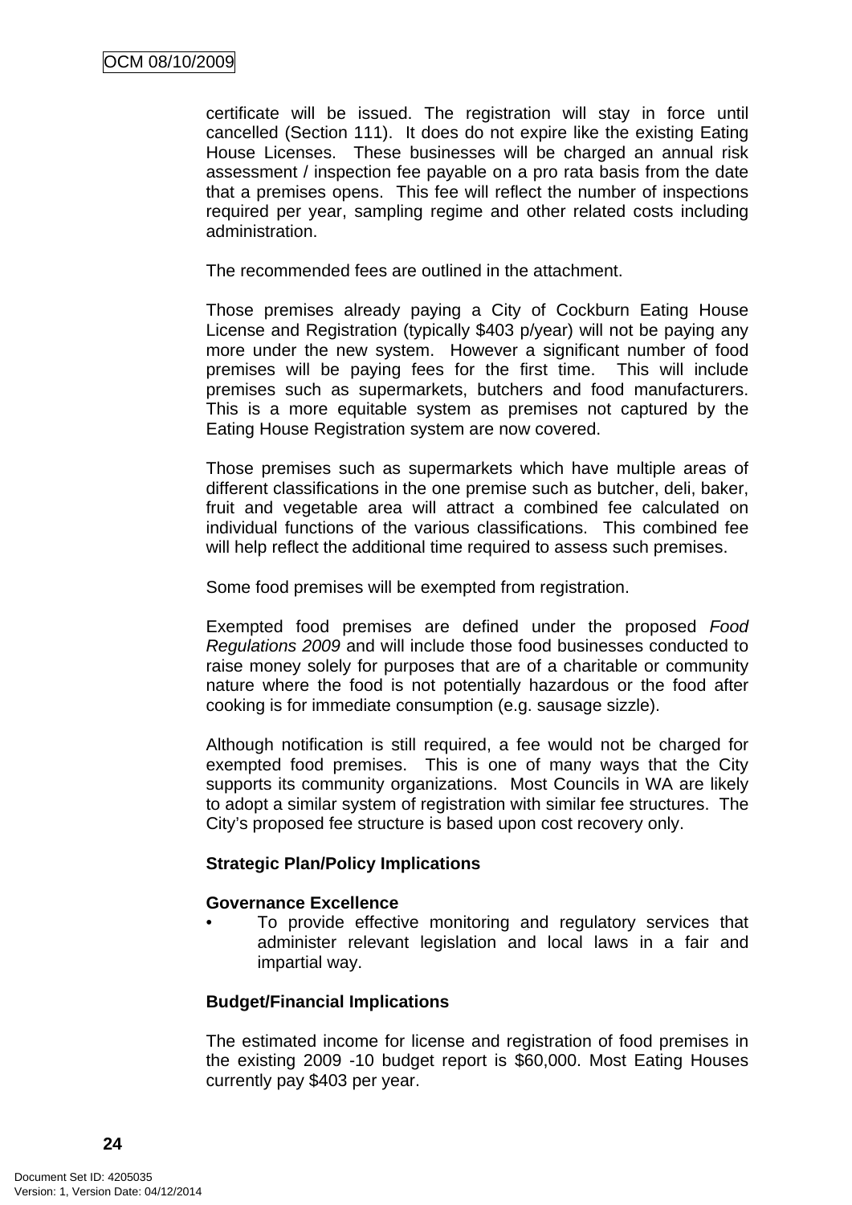certificate will be issued. The registration will stay in force until cancelled (Section 111). It does do not expire like the existing Eating House Licenses. These businesses will be charged an annual risk assessment / inspection fee payable on a pro rata basis from the date that a premises opens. This fee will reflect the number of inspections required per year, sampling regime and other related costs including administration.

The recommended fees are outlined in the attachment.

Those premises already paying a City of Cockburn Eating House License and Registration (typically $403 p/year) will not be paying any more under the new system. However a significant number of food premises will be paying fees for the first time. This will include premises such as supermarkets, butchers and food manufacturers. This is a more equitable system as premises not captured by the Eating House Registration system are now covered.

Those premises such as supermarkets which have multiple areas of different classifications in the one premise such as butcher, deli, baker, fruit and vegetable area will attract a combined fee calculated on individual functions of the various classifications. This combined fee will help reflect the additional time required to assess such premises.

Some food premises will be exempted from registration.

Exempted food premises are defined under the proposed *Food Regulations 2009* and will include those food businesses conducted to raise money solely for purposes that are of a charitable or community nature where the food is not potentially hazardous or the food after cooking is for immediate consumption (e.g. sausage sizzle).

Although notification is still required, a fee would not be charged for exempted food premises. This is one of many ways that the City supports its community organizations. Most Councils in WA are likely to adopt a similar system of registration with similar fee structures. The City's proposed fee structure is based upon cost recovery only.

**Strategic Plan/Policy Implications**

**Governance Excellence**

- To provide effective monitoring and regulatory services that administer relevant legislation and local laws in a fair and impartial way.

**Budget/Financial Implications**

The estimated income for license and registration of food premises in the existing 2009 -10 budget report is $60,000. Most Eating Houses currently pay $403 per year.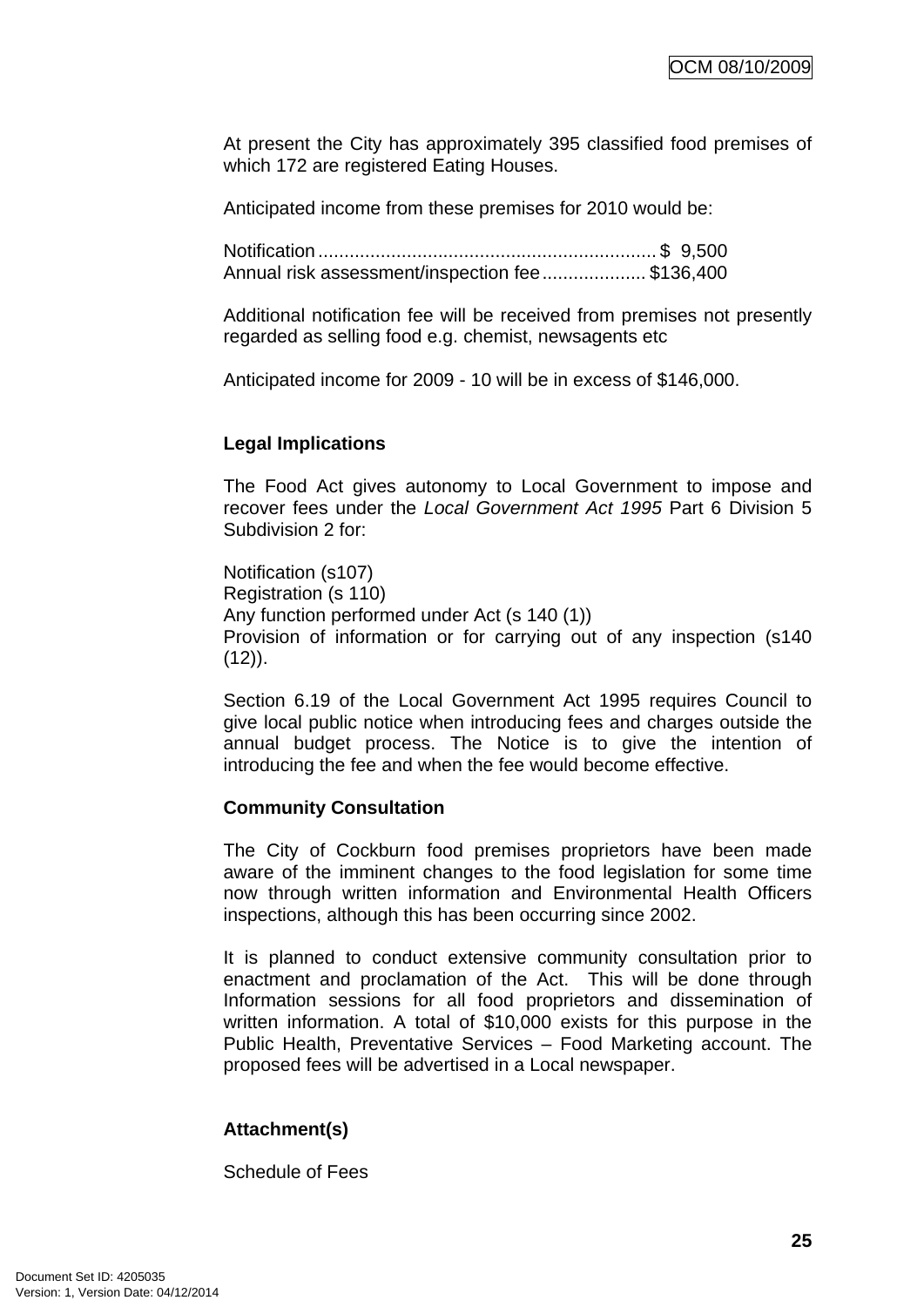At present the City has approximately 395 classified food premises of which 172 are registered Eating Houses.

Anticipated income from these premises for 2010 would be:

Notification................................................................ $ 9,500
Annual risk assessment/inspection fee.................... $136,400

Additional notification fee will be received from premises not presently regarded as selling food e.g. chemist, newsagents etc

Anticipated income for 2009 - 10 will be in excess of $146,000.

**Legal Implications**

The Food Act gives autonomy to Local Government to impose and recover fees under the *Local Government Act 1995* Part 6 Division 5 Subdivision 2 for:

Notification (s107)
Registration (s 110)
Any function performed under Act (s 140 (1))
Provision of information or for carrying out of any inspection (s140 (12)).

Section 6.19 of the Local Government Act 1995 requires Council to give local public notice when introducing fees and charges outside the annual budget process. The Notice is to give the intention of introducing the fee and when the fee would become effective.

**Community Consultation**

The City of Cockburn food premises proprietors have been made aware of the imminent changes to the food legislation for some time now through written information and Environmental Health Officers inspections, although this has been occurring since 2002.

It is planned to conduct extensive community consultation prior to enactment and proclamation of the Act. This will be done through Information sessions for all food proprietors and dissemination of written information. A total of $10,000 exists for this purpose in the Public Health, Preventative Services – Food Marketing account. The proposed fees will be advertised in a Local newspaper.

**Attachment(s)**

Schedule of Fees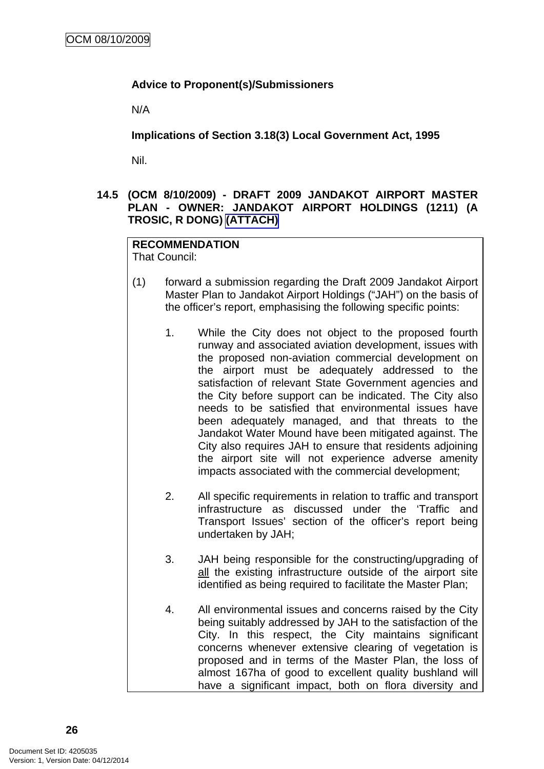**Advice to Proponent(s)/Submissioners**

N/A

**Implications of Section 3.18(3) Local Government Act, 1995**

Nil.

### 14.5 (OCM 8/10/2009) - DRAFT 2009 JANDAKOT AIRPORT MASTER PLAN - OWNER: JANDAKOT AIRPORT HOLDINGS (1211) (A TROSIC, R DONG) (ATTACH)

**RECOMMENDATION**
That Council:

(1) forward a submission regarding the Draft 2009 Jandakot Airport Master Plan to Jandakot Airport Holdings ("JAH") on the basis of the officer's report, emphasising the following specific points:

1. While the City does not object to the proposed fourth runway and associated aviation development, issues with the proposed non-aviation commercial development on the airport must be adequately addressed to the satisfaction of relevant State Government agencies and the City before support can be indicated. The City also needs to be satisfied that environmental issues have been adequately managed, and that threats to the Jandakot Water Mound have been mitigated against. The City also requires JAH to ensure that residents adjoining the airport site will not experience adverse amenity impacts associated with the commercial development;

2. All specific requirements in relation to traffic and transport infrastructure as discussed under the 'Traffic and Transport Issues' section of the officer's report being undertaken by JAH;

3. JAH being responsible for the constructing/upgrading of <u>all</u> the existing infrastructure outside of the airport site identified as being required to facilitate the Master Plan;

4. All environmental issues and concerns raised by the City being suitably addressed by JAH to the satisfaction of the City. In this respect, the City maintains significant concerns whenever extensive clearing of vegetation is proposed and in terms of the Master Plan, the loss of almost 167ha of good to excellent quality bushland will have a significant impact, both on flora diversity and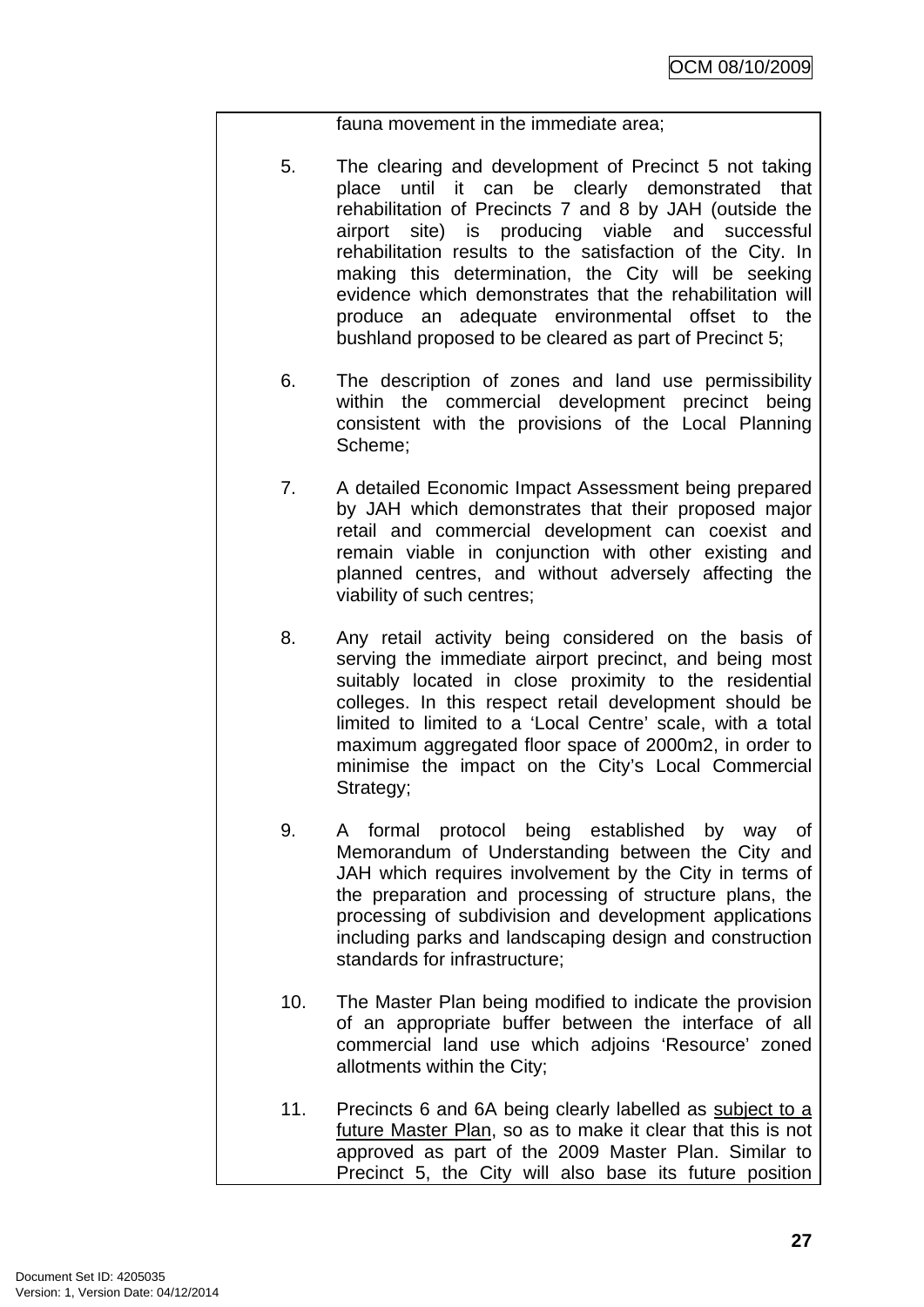fauna movement in the immediate area;

5. The clearing and development of Precinct 5 not taking place until it can be clearly demonstrated that rehabilitation of Precincts 7 and 8 by JAH (outside the airport site) is producing viable and successful rehabilitation results to the satisfaction of the City. In making this determination, the City will be seeking evidence which demonstrates that the rehabilitation will produce an adequate environmental offset to the bushland proposed to be cleared as part of Precinct 5;

6. The description of zones and land use permissibility within the commercial development precinct being consistent with the provisions of the Local Planning Scheme;

7. A detailed Economic Impact Assessment being prepared by JAH which demonstrates that their proposed major retail and commercial development can coexist and remain viable in conjunction with other existing and planned centres, and without adversely affecting the viability of such centres;

8. Any retail activity being considered on the basis of serving the immediate airport precinct, and being most suitably located in close proximity to the residential colleges. In this respect retail development should be limited to limited to a 'Local Centre' scale, with a total maximum aggregated floor space of 2000m2, in order to minimise the impact on the City's Local Commercial Strategy;

9. A formal protocol being established by way of Memorandum of Understanding between the City and JAH which requires involvement by the City in terms of the preparation and processing of structure plans, the processing of subdivision and development applications including parks and landscaping design and construction standards for infrastructure;

10. The Master Plan being modified to indicate the provision of an appropriate buffer between the interface of all commercial land use which adjoins 'Resource' zoned allotments within the City;

11. Precincts 6 and 6A being clearly labelled as <u>subject to a future Master Plan</u>, so as to make it clear that this is not approved as part of the 2009 Master Plan. Similar to Precinct 5, the City will also base its future position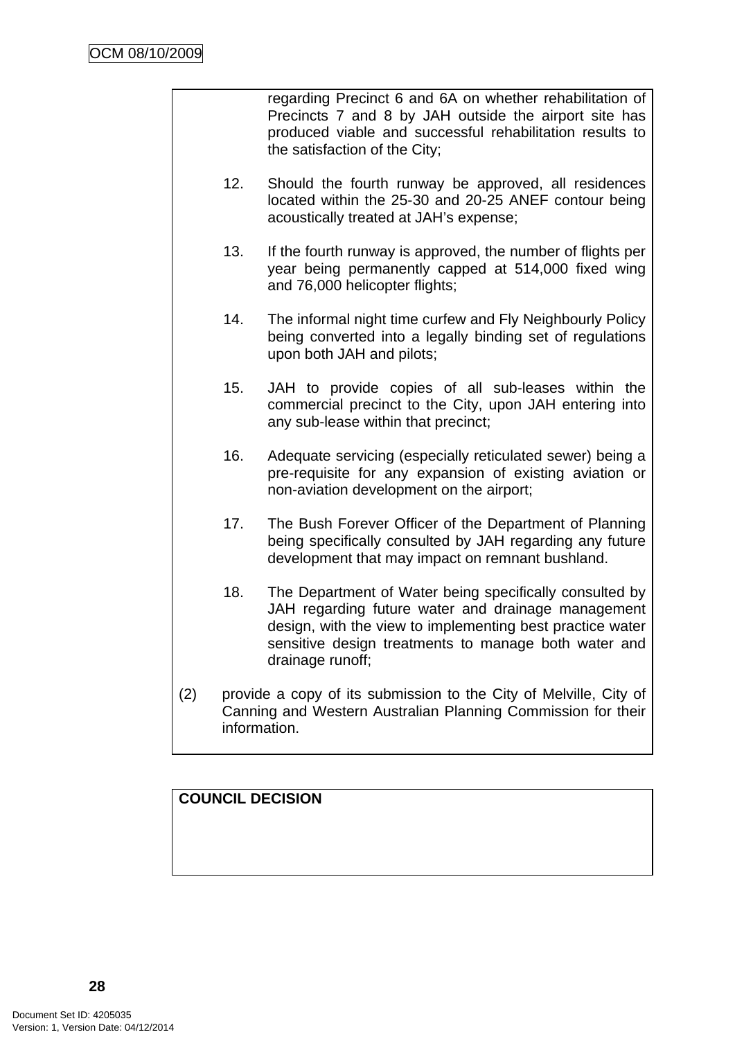regarding Precinct 6 and 6A on whether rehabilitation of Precincts 7 and 8 by JAH outside the airport site has produced viable and successful rehabilitation results to the satisfaction of the City;

12. Should the fourth runway be approved, all residences located within the 25-30 and 20-25 ANEF contour being acoustically treated at JAH's expense;

13. If the fourth runway is approved, the number of flights per year being permanently capped at 514,000 fixed wing and 76,000 helicopter flights;

14. The informal night time curfew and Fly Neighbourly Policy being converted into a legally binding set of regulations upon both JAH and pilots;

15. JAH to provide copies of all sub-leases within the commercial precinct to the City, upon JAH entering into any sub-lease within that precinct;

16. Adequate servicing (especially reticulated sewer) being a pre-requisite for any expansion of existing aviation or non-aviation development on the airport;

17. The Bush Forever Officer of the Department of Planning being specifically consulted by JAH regarding any future development that may impact on remnant bushland.

18. The Department of Water being specifically consulted by JAH regarding future water and drainage management design, with the view to implementing best practice water sensitive design treatments to manage both water and drainage runoff;

(2) provide a copy of its submission to the City of Melville, City of Canning and Western Australian Planning Commission for their information.

**COUNCIL DECISION**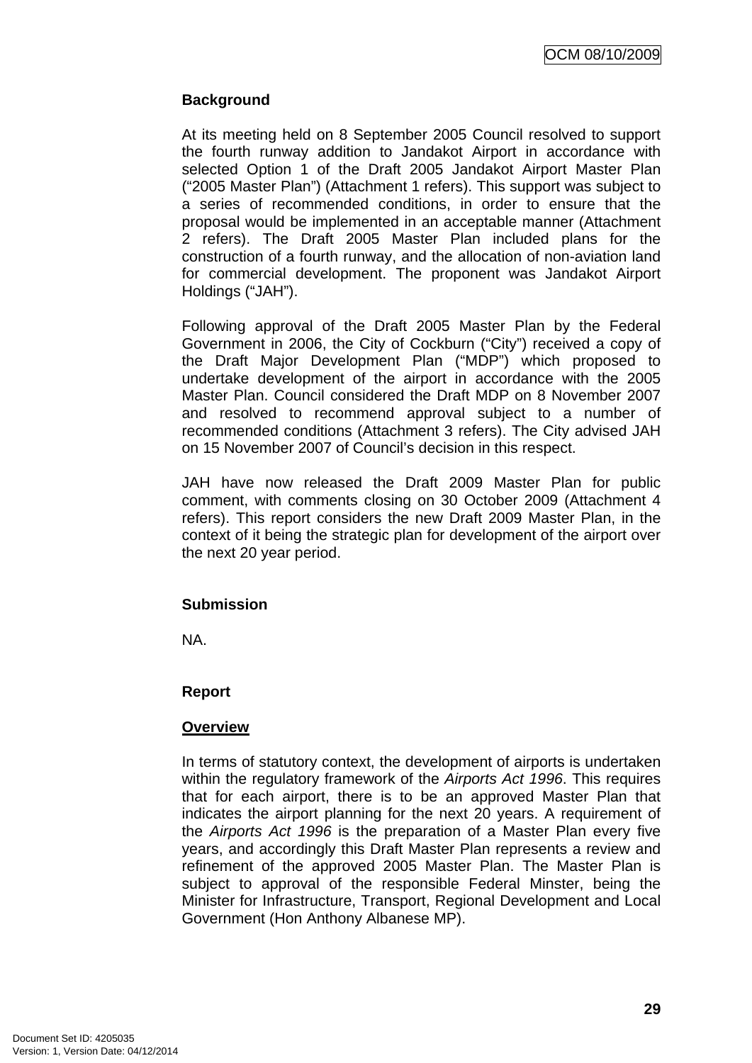**Background**

At its meeting held on 8 September 2005 Council resolved to support the fourth runway addition to Jandakot Airport in accordance with selected Option 1 of the Draft 2005 Jandakot Airport Master Plan ("2005 Master Plan") (Attachment 1 refers). This support was subject to a series of recommended conditions, in order to ensure that the proposal would be implemented in an acceptable manner (Attachment 2 refers). The Draft 2005 Master Plan included plans for the construction of a fourth runway, and the allocation of non-aviation land for commercial development. The proponent was Jandakot Airport Holdings ("JAH").

Following approval of the Draft 2005 Master Plan by the Federal Government in 2006, the City of Cockburn ("City") received a copy of the Draft Major Development Plan ("MDP") which proposed to undertake development of the airport in accordance with the 2005 Master Plan. Council considered the Draft MDP on 8 November 2007 and resolved to recommend approval subject to a number of recommended conditions (Attachment 3 refers). The City advised JAH on 15 November 2007 of Council's decision in this respect.

JAH have now released the Draft 2009 Master Plan for public comment, with comments closing on 30 October 2009 (Attachment 4 refers). This report considers the new Draft 2009 Master Plan, in the context of it being the strategic plan for development of the airport over the next 20 year period.

**Submission**

NA.

**Report**

**Overview**

In terms of statutory context, the development of airports is undertaken within the regulatory framework of the *Airports Act 1996*. This requires that for each airport, there is to be an approved Master Plan that indicates the airport planning for the next 20 years. A requirement of the *Airports Act 1996* is the preparation of a Master Plan every five years, and accordingly this Draft Master Plan represents a review and refinement of the approved 2005 Master Plan. The Master Plan is subject to approval of the responsible Federal Minster, being the Minister for Infrastructure, Transport, Regional Development and Local Government (Hon Anthony Albanese MP).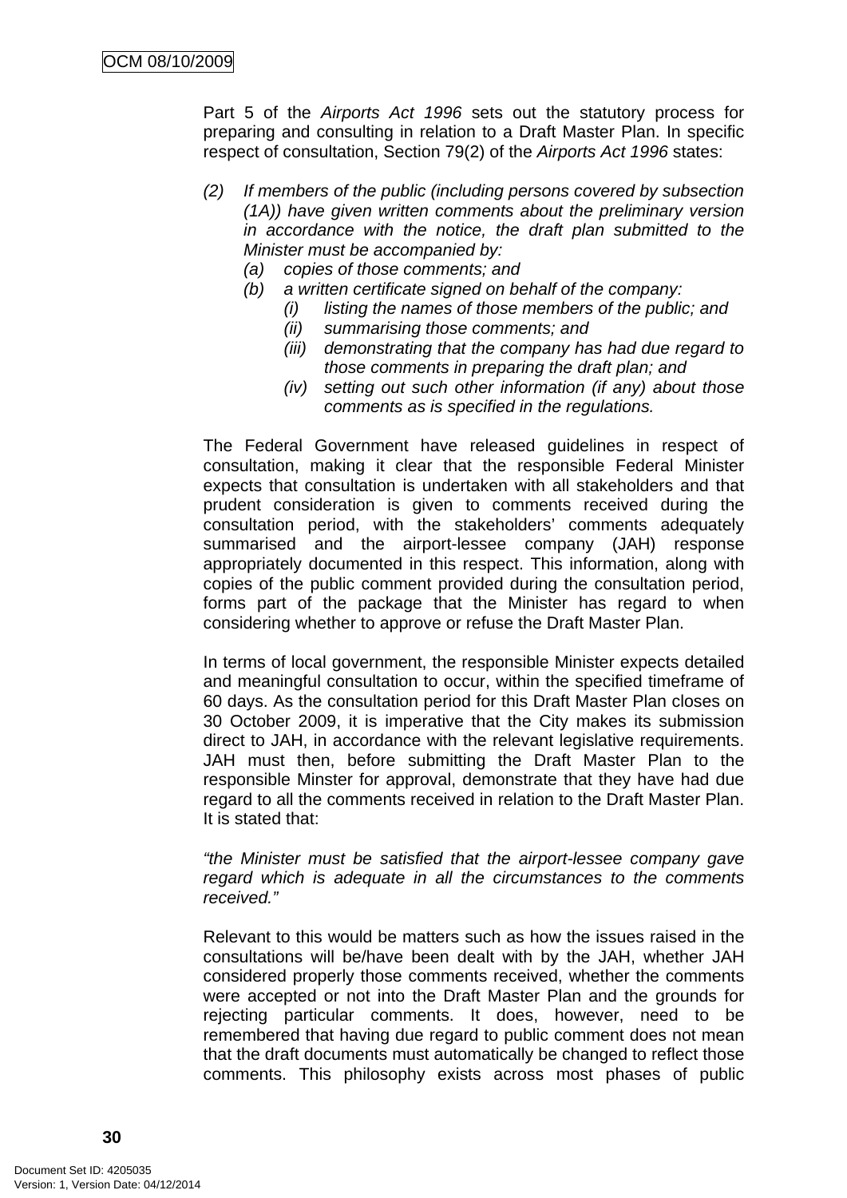Part 5 of the *Airports Act 1996* sets out the statutory process for preparing and consulting in relation to a Draft Master Plan. In specific respect of consultation, Section 79(2) of the *Airports Act 1996* states:

*(2) If members of the public (including persons covered by subsection (1A)) have given written comments about the preliminary version in accordance with the notice, the draft plan submitted to the Minister must be accompanied by:*

- *(a) copies of those comments; and*
- *(b) a written certificate signed on behalf of the company:*
  - *(i) listing the names of those members of the public; and*
  - *(ii) summarising those comments; and*
  - *(iii) demonstrating that the company has had due regard to those comments in preparing the draft plan; and*
  - *(iv) setting out such other information (if any) about those comments as is specified in the regulations.*

The Federal Government have released guidelines in respect of consultation, making it clear that the responsible Federal Minister expects that consultation is undertaken with all stakeholders and that prudent consideration is given to comments received during the consultation period, with the stakeholders' comments adequately summarised and the airport-lessee company (JAH) response appropriately documented in this respect. This information, along with copies of the public comment provided during the consultation period, forms part of the package that the Minister has regard to when considering whether to approve or refuse the Draft Master Plan.

In terms of local government, the responsible Minister expects detailed and meaningful consultation to occur, within the specified timeframe of 60 days. As the consultation period for this Draft Master Plan closes on 30 October 2009, it is imperative that the City makes its submission direct to JAH, in accordance with the relevant legislative requirements. JAH must then, before submitting the Draft Master Plan to the responsible Minster for approval, demonstrate that they have had due regard to all the comments received in relation to the Draft Master Plan. It is stated that:

*"the Minister must be satisfied that the airport-lessee company gave regard which is adequate in all the circumstances to the comments received."*

Relevant to this would be matters such as how the issues raised in the consultations will be/have been dealt with by the JAH, whether JAH considered properly those comments received, whether the comments were accepted or not into the Draft Master Plan and the grounds for rejecting particular comments. It does, however, need to be remembered that having due regard to public comment does not mean that the draft documents must automatically be changed to reflect those comments. This philosophy exists across most phases of public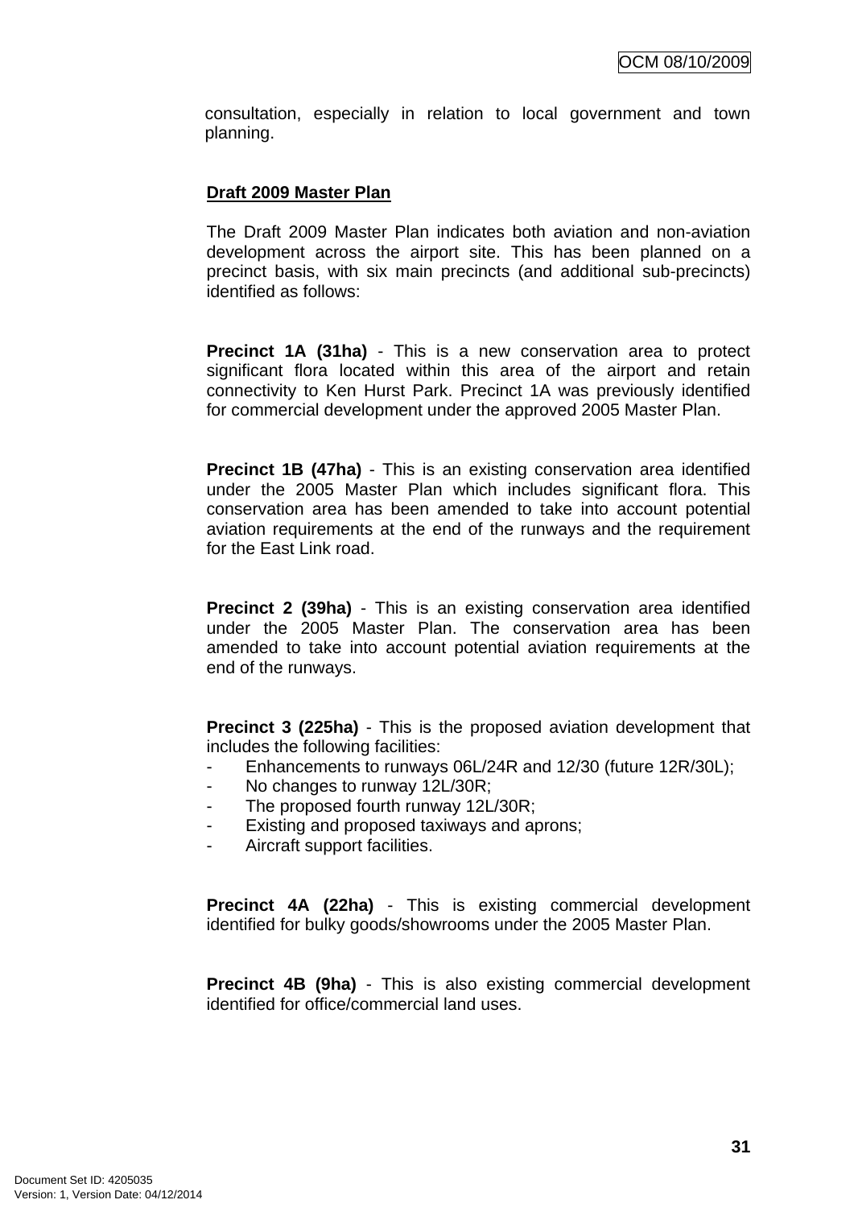consultation, especially in relation to local government and town planning.

**Draft 2009 Master Plan**

The Draft 2009 Master Plan indicates both aviation and non-aviation development across the airport site. This has been planned on a precinct basis, with six main precincts (and additional sub-precincts) identified as follows:

**Precinct 1A (31ha)** - This is a new conservation area to protect significant flora located within this area of the airport and retain connectivity to Ken Hurst Park. Precinct 1A was previously identified for commercial development under the approved 2005 Master Plan.

**Precinct 1B (47ha)** - This is an existing conservation area identified under the 2005 Master Plan which includes significant flora. This conservation area has been amended to take into account potential aviation requirements at the end of the runways and the requirement for the East Link road.

**Precinct 2 (39ha)** - This is an existing conservation area identified under the 2005 Master Plan. The conservation area has been amended to take into account potential aviation requirements at the end of the runways.

**Precinct 3 (225ha)** - This is the proposed aviation development that includes the following facilities:

- Enhancements to runways 06L/24R and 12/30 (future 12R/30L);
- No changes to runway 12L/30R;
- The proposed fourth runway 12L/30R;
- Existing and proposed taxiways and aprons;
- Aircraft support facilities.

**Precinct 4A (22ha)** - This is existing commercial development identified for bulky goods/showrooms under the 2005 Master Plan.

**Precinct 4B (9ha)** - This is also existing commercial development identified for office/commercial land uses.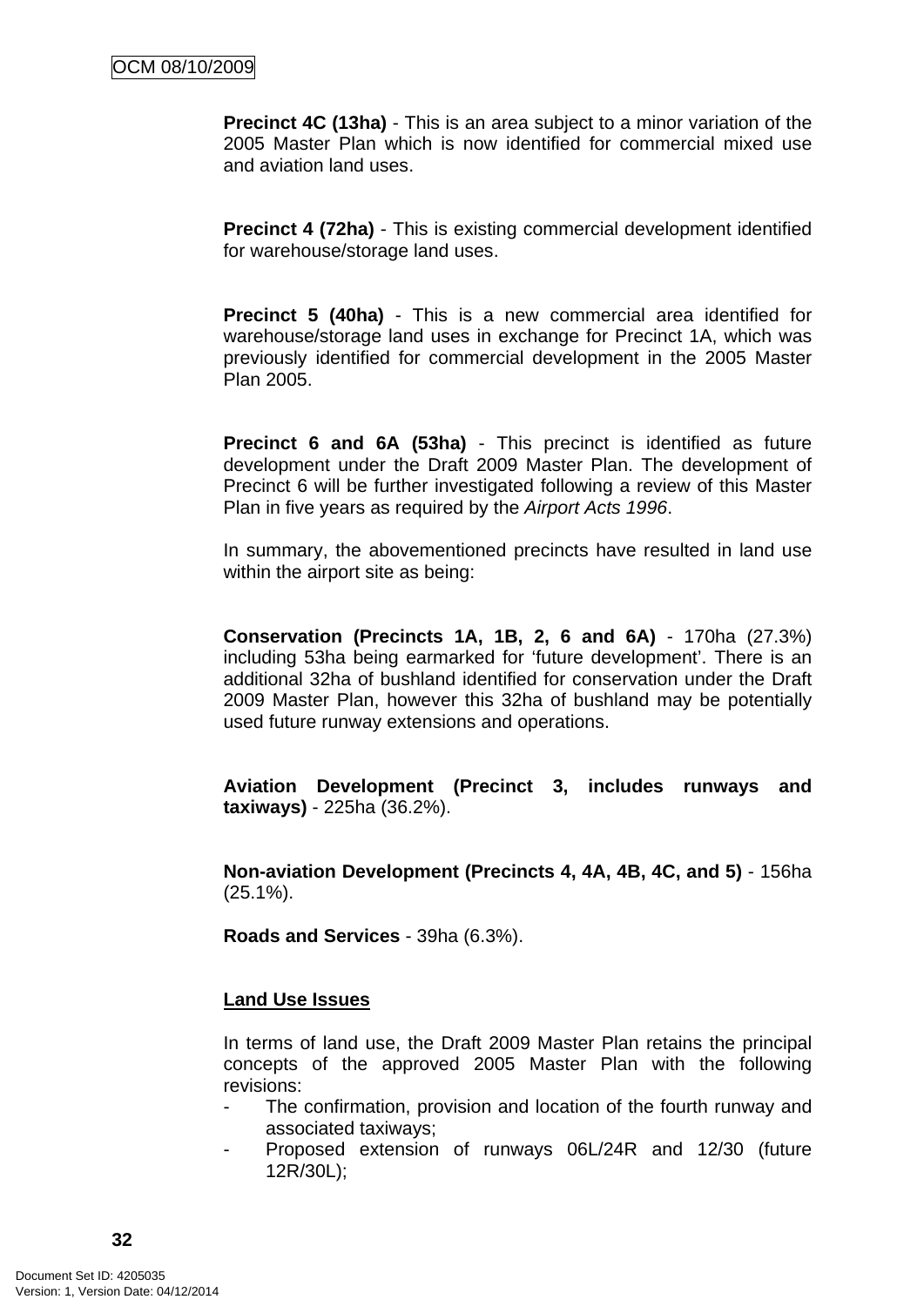**Precinct 4C (13ha)** - This is an area subject to a minor variation of the 2005 Master Plan which is now identified for commercial mixed use and aviation land uses.

**Precinct 4 (72ha)** - This is existing commercial development identified for warehouse/storage land uses.

**Precinct 5 (40ha)** - This is a new commercial area identified for warehouse/storage land uses in exchange for Precinct 1A, which was previously identified for commercial development in the 2005 Master Plan 2005.

**Precinct 6 and 6A (53ha)** - This precinct is identified as future development under the Draft 2009 Master Plan. The development of Precinct 6 will be further investigated following a review of this Master Plan in five years as required by the *Airport Acts 1996*.

In summary, the abovementioned precincts have resulted in land use within the airport site as being:

**Conservation (Precincts 1A, 1B, 2, 6 and 6A)** - 170ha (27.3%) including 53ha being earmarked for 'future development'. There is an additional 32ha of bushland identified for conservation under the Draft 2009 Master Plan, however this 32ha of bushland may be potentially used future runway extensions and operations.

**Aviation Development (Precinct 3, includes runways and taxiways)** - 225ha (36.2%).

**Non-aviation Development (Precincts 4, 4A, 4B, 4C, and 5)** - 156ha (25.1%).

**Roads and Services** - 39ha (6.3%).

**<u>Land Use Issues</u>**

In terms of land use, the Draft 2009 Master Plan retains the principal concepts of the approved 2005 Master Plan with the following revisions:

- The confirmation, provision and location of the fourth runway and associated taxiways;
- Proposed extension of runways 06L/24R and 12/30 (future 12R/30L);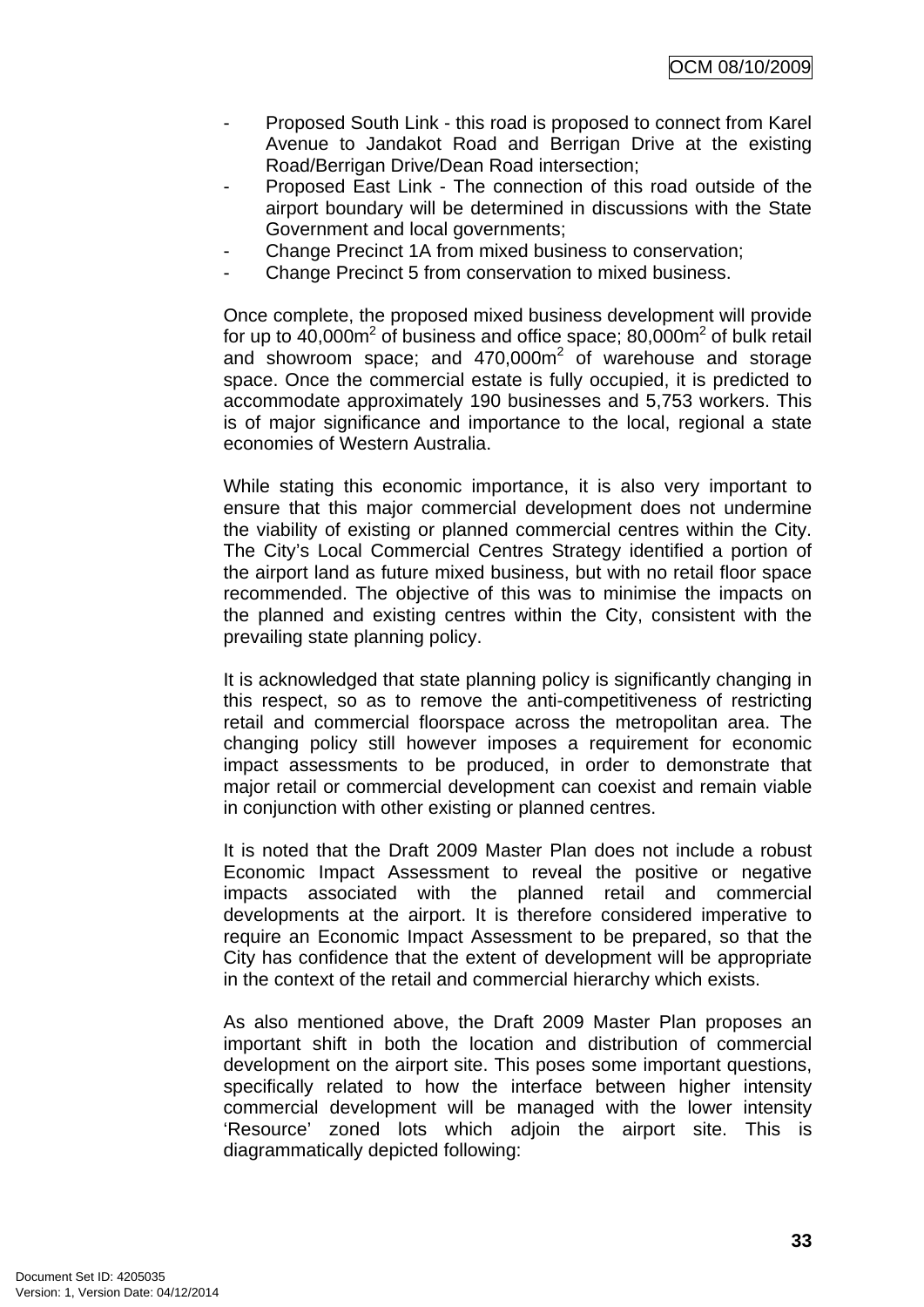- Proposed South Link - this road is proposed to connect from Karel Avenue to Jandakot Road and Berrigan Drive at the existing Road/Berrigan Drive/Dean Road intersection;
- Proposed East Link - The connection of this road outside of the airport boundary will be determined in discussions with the State Government and local governments;
- Change Precinct 1A from mixed business to conservation;
- Change Precinct 5 from conservation to mixed business.

Once complete, the proposed mixed business development will provide for up to 40,000m$^2$ of business and office space; 80,000m$^2$ of bulk retail and showroom space; and 470,000m$^2$ of warehouse and storage space. Once the commercial estate is fully occupied, it is predicted to accommodate approximately 190 businesses and 5,753 workers. This is of major significance and importance to the local, regional a state economies of Western Australia.

While stating this economic importance, it is also very important to ensure that this major commercial development does not undermine the viability of existing or planned commercial centres within the City. The City's Local Commercial Centres Strategy identified a portion of the airport land as future mixed business, but with no retail floor space recommended. The objective of this was to minimise the impacts on the planned and existing centres within the City, consistent with the prevailing state planning policy.

It is acknowledged that state planning policy is significantly changing in this respect, so as to remove the anti-competitiveness of restricting retail and commercial floorspace across the metropolitan area. The changing policy still however imposes a requirement for economic impact assessments to be produced, in order to demonstrate that major retail or commercial development can coexist and remain viable in conjunction with other existing or planned centres.

It is noted that the Draft 2009 Master Plan does not include a robust Economic Impact Assessment to reveal the positive or negative impacts associated with the planned retail and commercial developments at the airport. It is therefore considered imperative to require an Economic Impact Assessment to be prepared, so that the City has confidence that the extent of development will be appropriate in the context of the retail and commercial hierarchy which exists.

As also mentioned above, the Draft 2009 Master Plan proposes an important shift in both the location and distribution of commercial development on the airport site. This poses some important questions, specifically related to how the interface between higher intensity commercial development will be managed with the lower intensity 'Resource' zoned lots which adjoin the airport site. This is diagrammatically depicted following: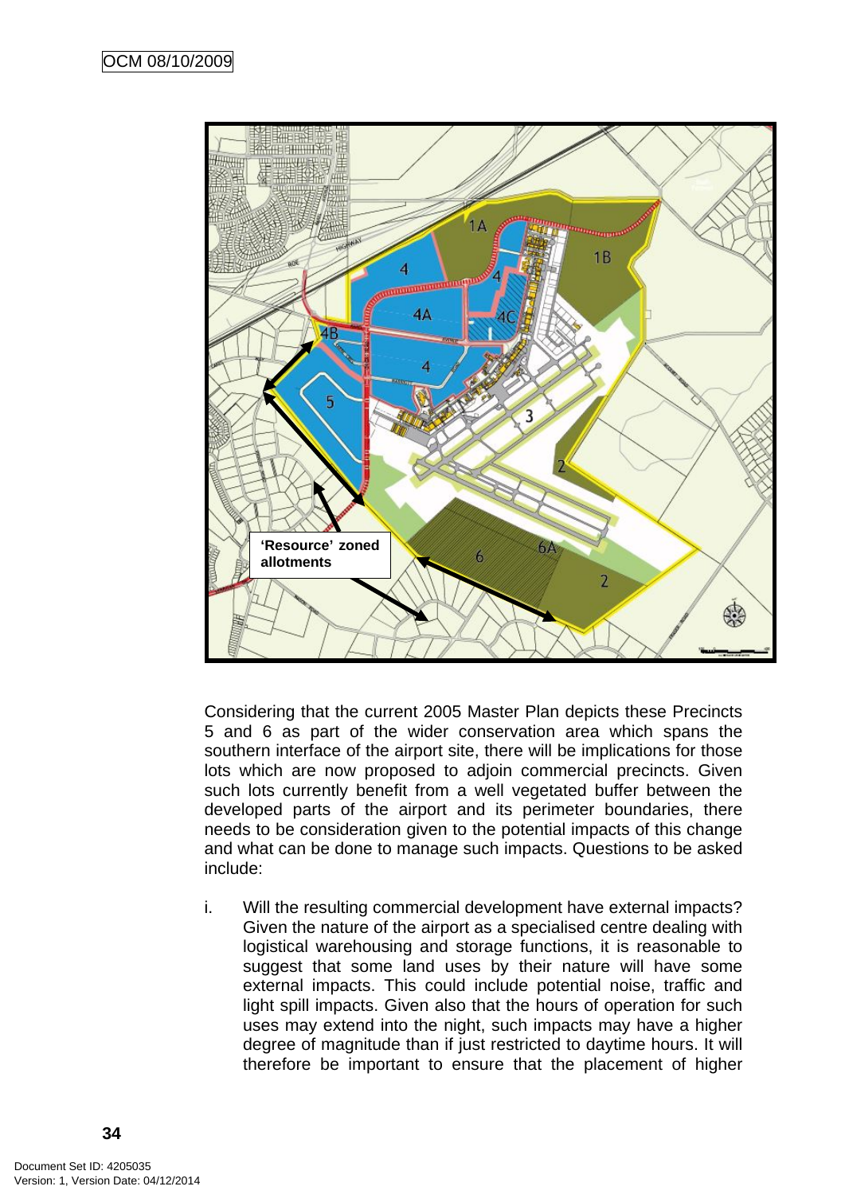'Resource' zoned allotments

Considering that the current 2005 Master Plan depicts these Precincts 5 and 6 as part of the wider conservation area which spans the southern interface of the airport site, there will be implications for those lots which are now proposed to adjoin commercial precincts. Given such lots currently benefit from a well vegetated buffer between the developed parts of the airport and its perimeter boundaries, there needs to be consideration given to the potential impacts of this change and what can be done to manage such impacts. Questions to be asked include:

i. Will the resulting commercial development have external impacts? Given the nature of the airport as a specialised centre dealing with logistical warehousing and storage functions, it is reasonable to suggest that some land uses by their nature will have some external impacts. This could include potential noise, traffic and light spill impacts. Given also that the hours of operation for such uses may extend into the night, such impacts may have a higher degree of magnitude than if just restricted to daytime hours. It will therefore be important to ensure that the placement of higher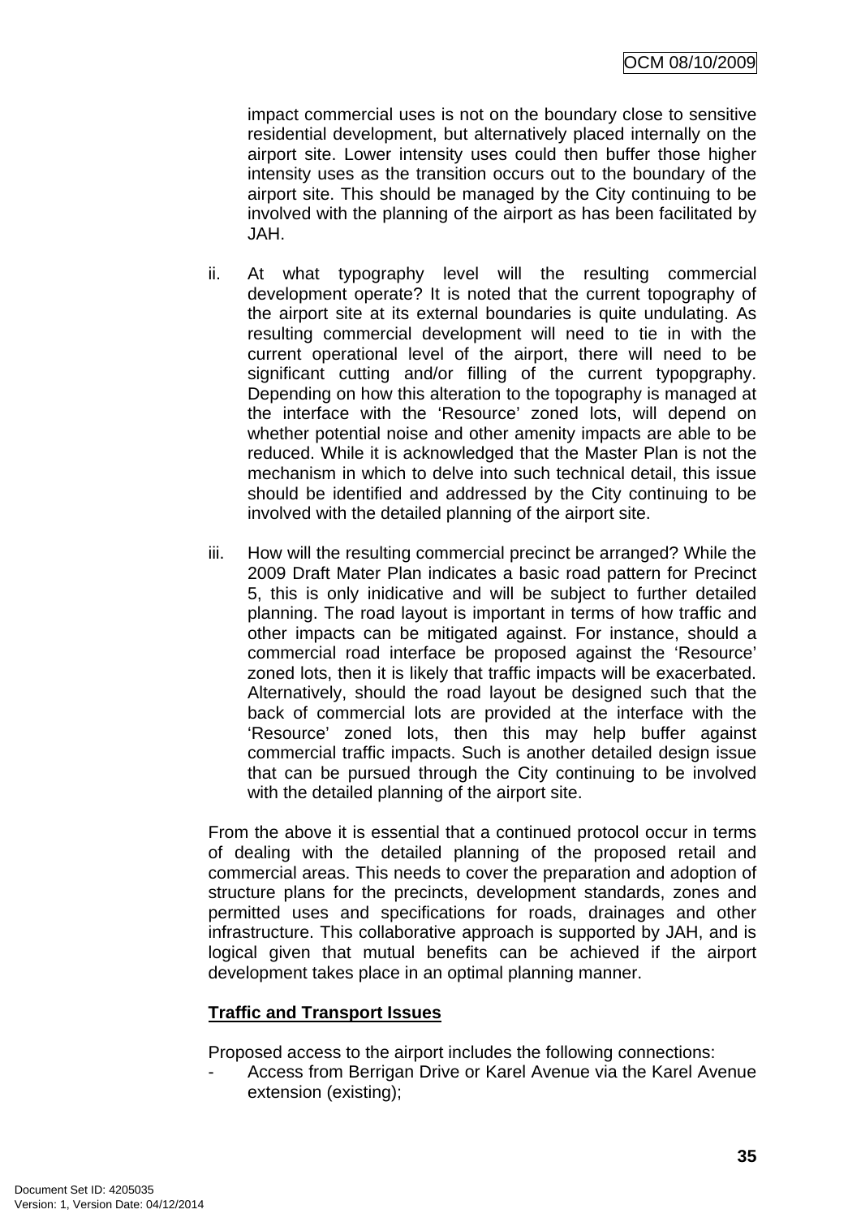impact commercial uses is not on the boundary close to sensitive residential development, but alternatively placed internally on the airport site. Lower intensity uses could then buffer those higher intensity uses as the transition occurs out to the boundary of the airport site. This should be managed by the City continuing to be involved with the planning of the airport as has been facilitated by JAH.

ii. At what typography level will the resulting commercial development operate? It is noted that the current topography of the airport site at its external boundaries is quite undulating. As resulting commercial development will need to tie in with the current operational level of the airport, there will need to be significant cutting and/or filling of the current typopgraphy. Depending on how this alteration to the topography is managed at the interface with the 'Resource' zoned lots, will depend on whether potential noise and other amenity impacts are able to be reduced. While it is acknowledged that the Master Plan is not the mechanism in which to delve into such technical detail, this issue should be identified and addressed by the City continuing to be involved with the detailed planning of the airport site.

iii. How will the resulting commercial precinct be arranged? While the 2009 Draft Mater Plan indicates a basic road pattern for Precinct 5, this is only inidicative and will be subject to further detailed planning. The road layout is important in terms of how traffic and other impacts can be mitigated against. For instance, should a commercial road interface be proposed against the 'Resource' zoned lots, then it is likely that traffic impacts will be exacerbated. Alternatively, should the road layout be designed such that the back of commercial lots are provided at the interface with the 'Resource' zoned lots, then this may help buffer against commercial traffic impacts. Such is another detailed design issue that can be pursued through the City continuing to be involved with the detailed planning of the airport site.

From the above it is essential that a continued protocol occur in terms of dealing with the detailed planning of the proposed retail and commercial areas. This needs to cover the preparation and adoption of structure plans for the precincts, development standards, zones and permitted uses and specifications for roads, drainages and other infrastructure. This collaborative approach is supported by JAH, and is logical given that mutual benefits can be achieved if the airport development takes place in an optimal planning manner.

**Traffic and Transport Issues**

Proposed access to the airport includes the following connections:

- Access from Berrigan Drive or Karel Avenue via the Karel Avenue extension (existing);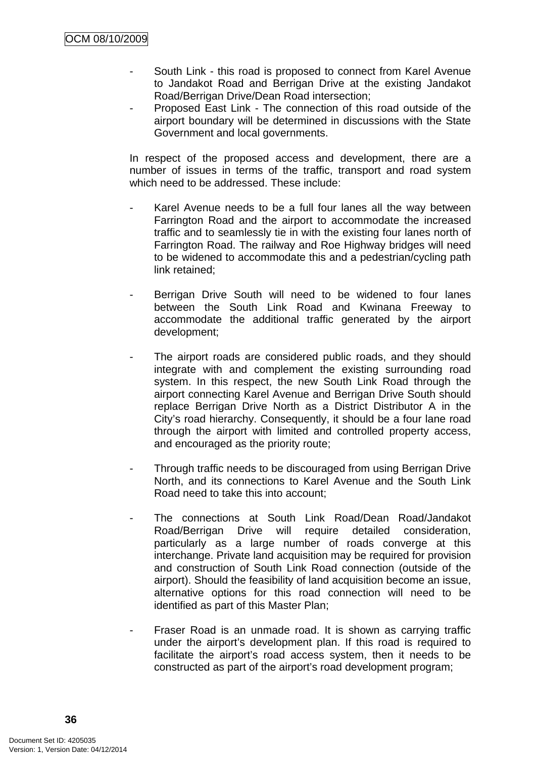- South Link - this road is proposed to connect from Karel Avenue to Jandakot Road and Berrigan Drive at the existing Jandakot Road/Berrigan Drive/Dean Road intersection;
- Proposed East Link - The connection of this road outside of the airport boundary will be determined in discussions with the State Government and local governments.

In respect of the proposed access and development, there are a number of issues in terms of the traffic, transport and road system which need to be addressed. These include:

- Karel Avenue needs to be a full four lanes all the way between Farrington Road and the airport to accommodate the increased traffic and to seamlessly tie in with the existing four lanes north of Farrington Road. The railway and Roe Highway bridges will need to be widened to accommodate this and a pedestrian/cycling path link retained;

- Berrigan Drive South will need to be widened to four lanes between the South Link Road and Kwinana Freeway to accommodate the additional traffic generated by the airport development;

- The airport roads are considered public roads, and they should integrate with and complement the existing surrounding road system. In this respect, the new South Link Road through the airport connecting Karel Avenue and Berrigan Drive South should replace Berrigan Drive North as a District Distributor A in the City's road hierarchy. Consequently, it should be a four lane road through the airport with limited and controlled property access, and encouraged as the priority route;

- Through traffic needs to be discouraged from using Berrigan Drive North, and its connections to Karel Avenue and the South Link Road need to take this into account;

- The connections at South Link Road/Dean Road/Jandakot Road/Berrigan Drive will require detailed consideration, particularly as a large number of roads converge at this interchange. Private land acquisition may be required for provision and construction of South Link Road connection (outside of the airport). Should the feasibility of land acquisition become an issue, alternative options for this road connection will need to be identified as part of this Master Plan;

- Fraser Road is an unmade road. It is shown as carrying traffic under the airport's development plan. If this road is required to facilitate the airport's road access system, then it needs to be constructed as part of the airport's road development program;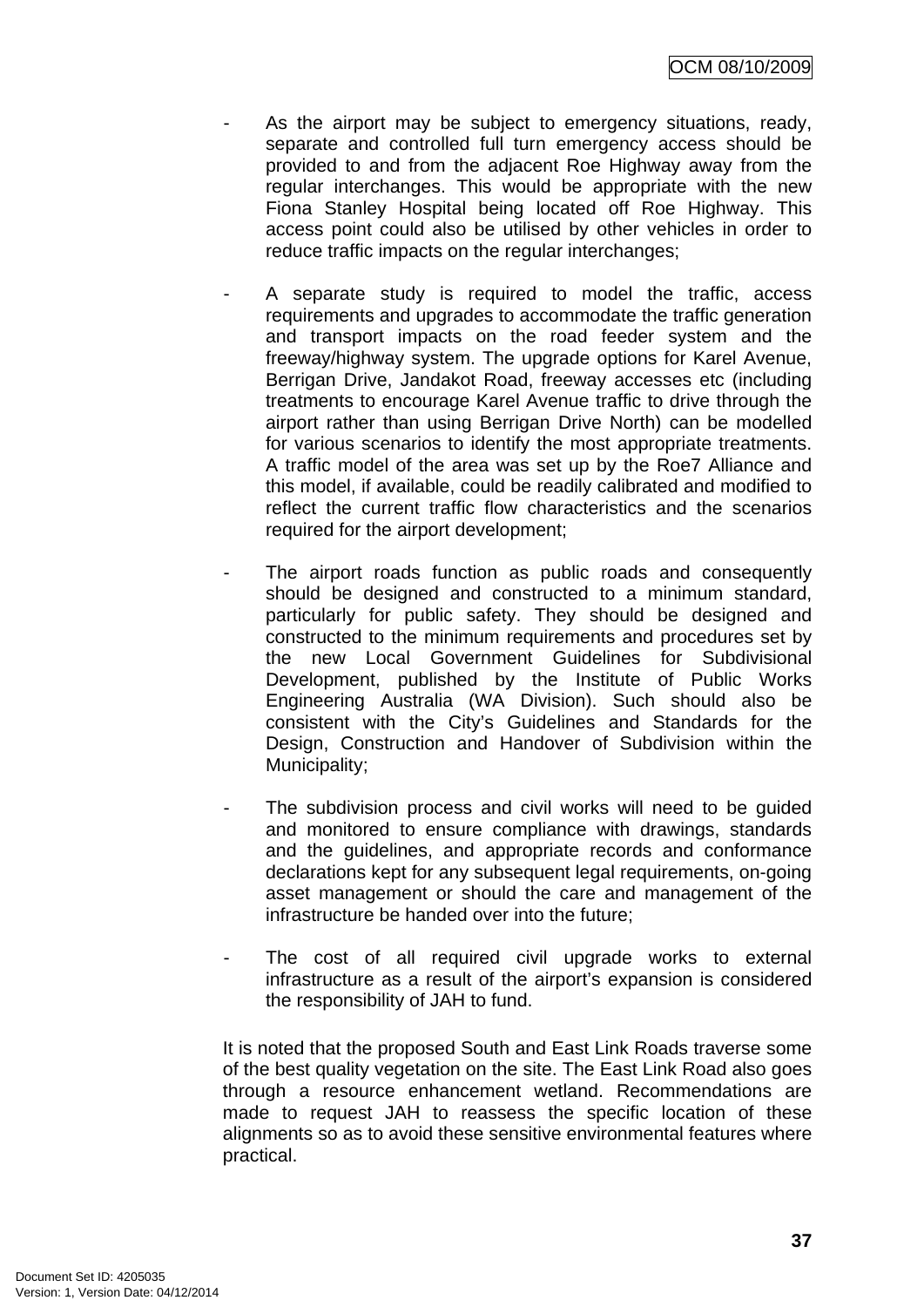- As the airport may be subject to emergency situations, ready, separate and controlled full turn emergency access should be provided to and from the adjacent Roe Highway away from the regular interchanges. This would be appropriate with the new Fiona Stanley Hospital being located off Roe Highway. This access point could also be utilised by other vehicles in order to reduce traffic impacts on the regular interchanges;

- A separate study is required to model the traffic, access requirements and upgrades to accommodate the traffic generation and transport impacts on the road feeder system and the freeway/highway system. The upgrade options for Karel Avenue, Berrigan Drive, Jandakot Road, freeway accesses etc (including treatments to encourage Karel Avenue traffic to drive through the airport rather than using Berrigan Drive North) can be modelled for various scenarios to identify the most appropriate treatments. A traffic model of the area was set up by the Roe7 Alliance and this model, if available, could be readily calibrated and modified to reflect the current traffic flow characteristics and the scenarios required for the airport development;

- The airport roads function as public roads and consequently should be designed and constructed to a minimum standard, particularly for public safety. They should be designed and constructed to the minimum requirements and procedures set by the new Local Government Guidelines for Subdivisional Development, published by the Institute of Public Works Engineering Australia (WA Division). Such should also be consistent with the City's Guidelines and Standards for the Design, Construction and Handover of Subdivision within the Municipality;

- The subdivision process and civil works will need to be guided and monitored to ensure compliance with drawings, standards and the guidelines, and appropriate records and conformance declarations kept for any subsequent legal requirements, on-going asset management or should the care and management of the infrastructure be handed over into the future;

- The cost of all required civil upgrade works to external infrastructure as a result of the airport's expansion is considered the responsibility of JAH to fund.

It is noted that the proposed South and East Link Roads traverse some of the best quality vegetation on the site. The East Link Road also goes through a resource enhancement wetland. Recommendations are made to request JAH to reassess the specific location of these alignments so as to avoid these sensitive environmental features where practical.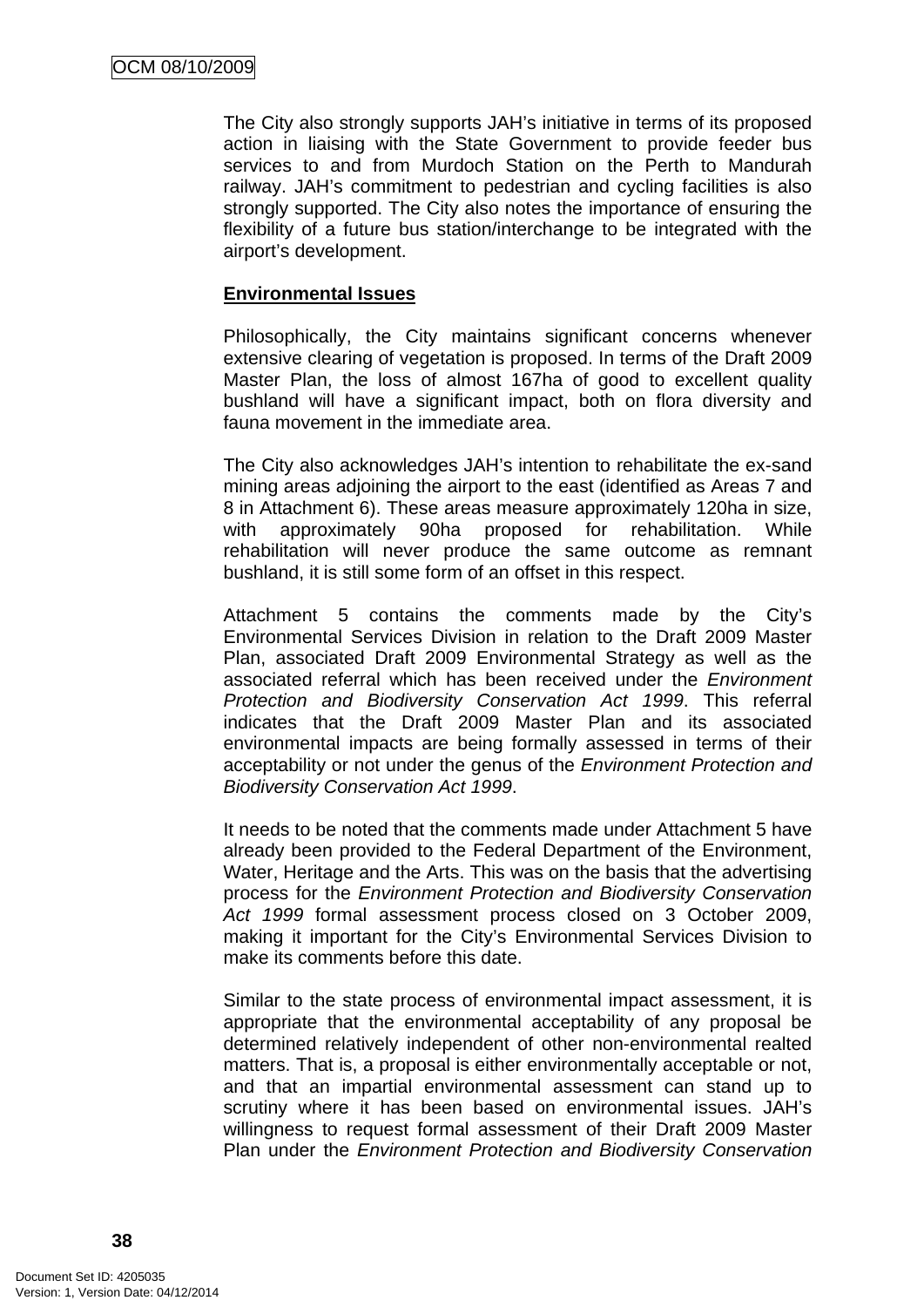The City also strongly supports JAH's initiative in terms of its proposed action in liaising with the State Government to provide feeder bus services to and from Murdoch Station on the Perth to Mandurah railway. JAH's commitment to pedestrian and cycling facilities is also strongly supported. The City also notes the importance of ensuring the flexibility of a future bus station/interchange to be integrated with the airport's development.

**Environmental Issues**

Philosophically, the City maintains significant concerns whenever extensive clearing of vegetation is proposed. In terms of the Draft 2009 Master Plan, the loss of almost 167ha of good to excellent quality bushland will have a significant impact, both on flora diversity and fauna movement in the immediate area.

The City also acknowledges JAH's intention to rehabilitate the ex-sand mining areas adjoining the airport to the east (identified as Areas 7 and 8 in Attachment 6). These areas measure approximately 120ha in size, with approximately 90ha proposed for rehabilitation. While rehabilitation will never produce the same outcome as remnant bushland, it is still some form of an offset in this respect.

Attachment 5 contains the comments made by the City's Environmental Services Division in relation to the Draft 2009 Master Plan, associated Draft 2009 Environmental Strategy as well as the associated referral which has been received under the *Environment Protection and Biodiversity Conservation Act 1999*. This referral indicates that the Draft 2009 Master Plan and its associated environmental impacts are being formally assessed in terms of their acceptability or not under the genus of the *Environment Protection and Biodiversity Conservation Act 1999*.

It needs to be noted that the comments made under Attachment 5 have already been provided to the Federal Department of the Environment, Water, Heritage and the Arts. This was on the basis that the advertising process for the *Environment Protection and Biodiversity Conservation Act 1999* formal assessment process closed on 3 October 2009, making it important for the City's Environmental Services Division to make its comments before this date.

Similar to the state process of environmental impact assessment, it is appropriate that the environmental acceptability of any proposal be determined relatively independent of other non-environmental realted matters. That is, a proposal is either environmentally acceptable or not, and that an impartial environmental assessment can stand up to scrutiny where it has been based on environmental issues. JAH's willingness to request formal assessment of their Draft 2009 Master Plan under the *Environment Protection and Biodiversity Conservation*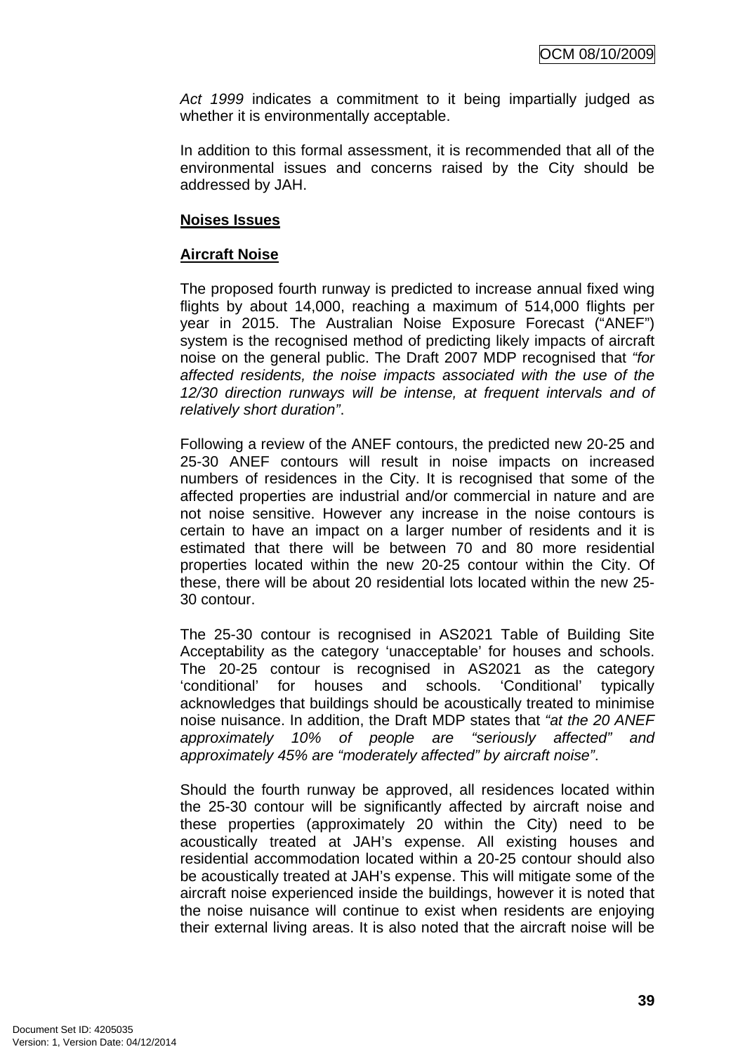*Act 1999* indicates a commitment to it being impartially judged as whether it is environmentally acceptable.

In addition to this formal assessment, it is recommended that all of the environmental issues and concerns raised by the City should be addressed by JAH.

**Noises Issues**

**Aircraft Noise**

The proposed fourth runway is predicted to increase annual fixed wing flights by about 14,000, reaching a maximum of 514,000 flights per year in 2015. The Australian Noise Exposure Forecast ("ANEF") system is the recognised method of predicting likely impacts of aircraft noise on the general public. The Draft 2007 MDP recognised that *"for affected residents, the noise impacts associated with the use of the 12/30 direction runways will be intense, at frequent intervals and of relatively short duration"*.

Following a review of the ANEF contours, the predicted new 20-25 and 25-30 ANEF contours will result in noise impacts on increased numbers of residences in the City. It is recognised that some of the affected properties are industrial and/or commercial in nature and are not noise sensitive. However any increase in the noise contours is certain to have an impact on a larger number of residents and it is estimated that there will be between 70 and 80 more residential properties located within the new 20-25 contour within the City. Of these, there will be about 20 residential lots located within the new 25-30 contour.

The 25-30 contour is recognised in AS2021 Table of Building Site Acceptability as the category 'unacceptable' for houses and schools. The 20-25 contour is recognised in AS2021 as the category 'conditional' for houses and schools. 'Conditional' typically acknowledges that buildings should be acoustically treated to minimise noise nuisance. In addition, the Draft MDP states that *"at the 20 ANEF approximately 10% of people are "seriously affected" and approximately 45% are "moderately affected" by aircraft noise"*.

Should the fourth runway be approved, all residences located within the 25-30 contour will be significantly affected by aircraft noise and these properties (approximately 20 within the City) need to be acoustically treated at JAH's expense. All existing houses and residential accommodation located within a 20-25 contour should also be acoustically treated at JAH's expense. This will mitigate some of the aircraft noise experienced inside the buildings, however it is noted that the noise nuisance will continue to exist when residents are enjoying their external living areas. It is also noted that the aircraft noise will be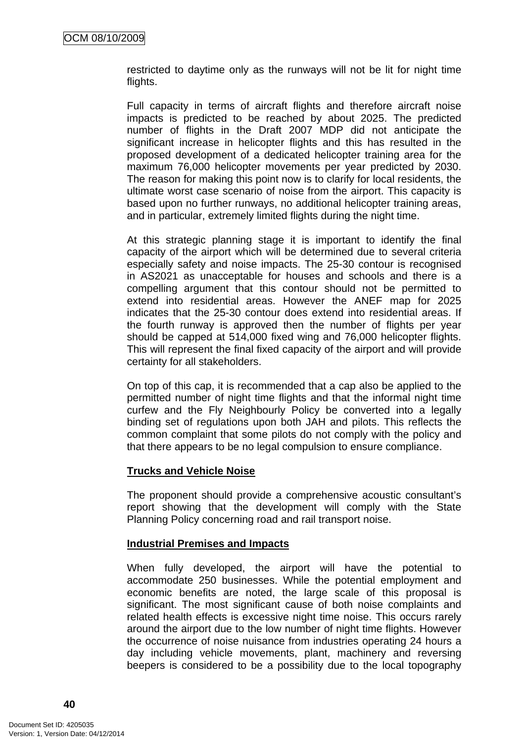restricted to daytime only as the runways will not be lit for night time flights.

Full capacity in terms of aircraft flights and therefore aircraft noise impacts is predicted to be reached by about 2025. The predicted number of flights in the Draft 2007 MDP did not anticipate the significant increase in helicopter flights and this has resulted in the proposed development of a dedicated helicopter training area for the maximum 76,000 helicopter movements per year predicted by 2030. The reason for making this point now is to clarify for local residents, the ultimate worst case scenario of noise from the airport. This capacity is based upon no further runways, no additional helicopter training areas, and in particular, extremely limited flights during the night time.

At this strategic planning stage it is important to identify the final capacity of the airport which will be determined due to several criteria especially safety and noise impacts. The 25-30 contour is recognised in AS2021 as unacceptable for houses and schools and there is a compelling argument that this contour should not be permitted to extend into residential areas. However the ANEF map for 2025 indicates that the 25-30 contour does extend into residential areas. If the fourth runway is approved then the number of flights per year should be capped at 514,000 fixed wing and 76,000 helicopter flights. This will represent the final fixed capacity of the airport and will provide certainty for all stakeholders.

On top of this cap, it is recommended that a cap also be applied to the permitted number of night time flights and that the informal night time curfew and the Fly Neighbourly Policy be converted into a legally binding set of regulations upon both JAH and pilots. This reflects the common complaint that some pilots do not comply with the policy and that there appears to be no legal compulsion to ensure compliance.

**<u>Trucks and Vehicle Noise</u>**

The proponent should provide a comprehensive acoustic consultant's report showing that the development will comply with the State Planning Policy concerning road and rail transport noise.

**<u>Industrial Premises and Impacts</u>**

When fully developed, the airport will have the potential to accommodate 250 businesses. While the potential employment and economic benefits are noted, the large scale of this proposal is significant. The most significant cause of both noise complaints and related health effects is excessive night time noise. This occurs rarely around the airport due to the low number of night time flights. However the occurrence of noise nuisance from industries operating 24 hours a day including vehicle movements, plant, machinery and reversing beepers is considered to be a possibility due to the local topography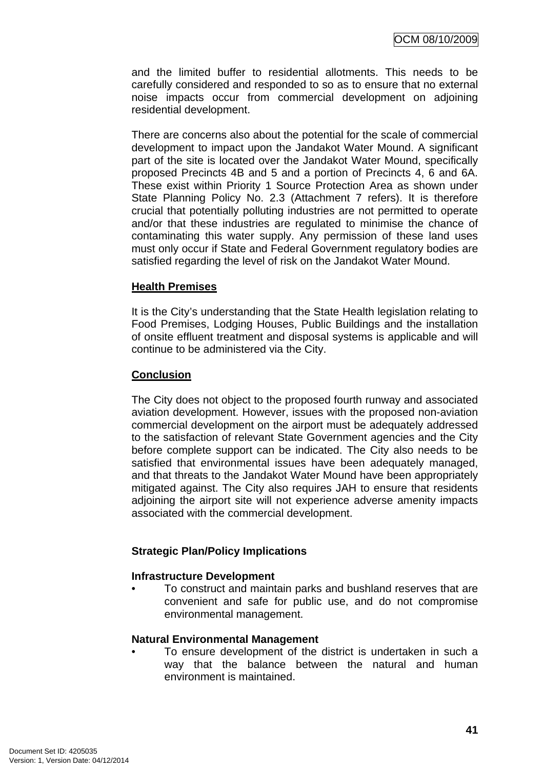and the limited buffer to residential allotments. This needs to be carefully considered and responded to so as to ensure that no external noise impacts occur from commercial development on adjoining residential development.

There are concerns also about the potential for the scale of commercial development to impact upon the Jandakot Water Mound. A significant part of the site is located over the Jandakot Water Mound, specifically proposed Precincts 4B and 5 and a portion of Precincts 4, 6 and 6A. These exist within Priority 1 Source Protection Area as shown under State Planning Policy No. 2.3 (Attachment 7 refers). It is therefore crucial that potentially polluting industries are not permitted to operate and/or that these industries are regulated to minimise the chance of contaminating this water supply. Any permission of these land uses must only occur if State and Federal Government regulatory bodies are satisfied regarding the level of risk on the Jandakot Water Mound.

**Health Premises**

It is the City's understanding that the State Health legislation relating to Food Premises, Lodging Houses, Public Buildings and the installation of onsite effluent treatment and disposal systems is applicable and will continue to be administered via the City.

**Conclusion**

The City does not object to the proposed fourth runway and associated aviation development. However, issues with the proposed non-aviation commercial development on the airport must be adequately addressed to the satisfaction of relevant State Government agencies and the City before complete support can be indicated. The City also needs to be satisfied that environmental issues have been adequately managed, and that threats to the Jandakot Water Mound have been appropriately mitigated against. The City also requires JAH to ensure that residents adjoining the airport site will not experience adverse amenity impacts associated with the commercial development.

**Strategic Plan/Policy Implications**

**Infrastructure Development**

- To construct and maintain parks and bushland reserves that are convenient and safe for public use, and do not compromise environmental management.

**Natural Environmental Management**

- To ensure development of the district is undertaken in such a way that the balance between the natural and human environment is maintained.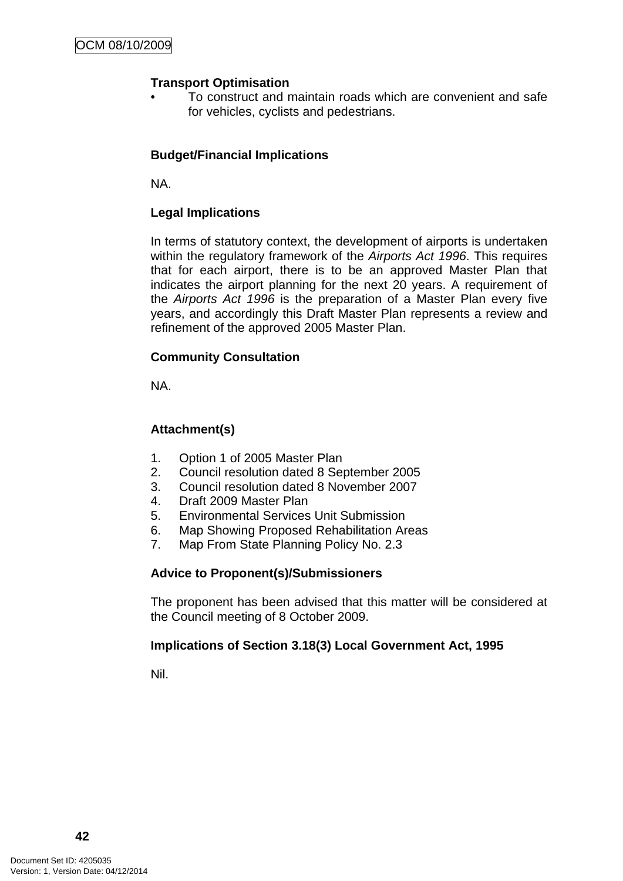**Transport Optimisation**

- To construct and maintain roads which are convenient and safe for vehicles, cyclists and pedestrians.

**Budget/Financial Implications**

NA.

**Legal Implications**

In terms of statutory context, the development of airports is undertaken within the regulatory framework of the *Airports Act 1996*. This requires that for each airport, there is to be an approved Master Plan that indicates the airport planning for the next 20 years. A requirement of the *Airports Act 1996* is the preparation of a Master Plan every five years, and accordingly this Draft Master Plan represents a review and refinement of the approved 2005 Master Plan.

**Community Consultation**

NA.

**Attachment(s)**

1. Option 1 of 2005 Master Plan
2. Council resolution dated 8 September 2005
3. Council resolution dated 8 November 2007
4. Draft 2009 Master Plan
5. Environmental Services Unit Submission
6. Map Showing Proposed Rehabilitation Areas
7. Map From State Planning Policy No. 2.3

**Advice to Proponent(s)/Submissioners**

The proponent has been advised that this matter will be considered at the Council meeting of 8 October 2009.

**Implications of Section 3.18(3) Local Government Act, 1995**

Nil.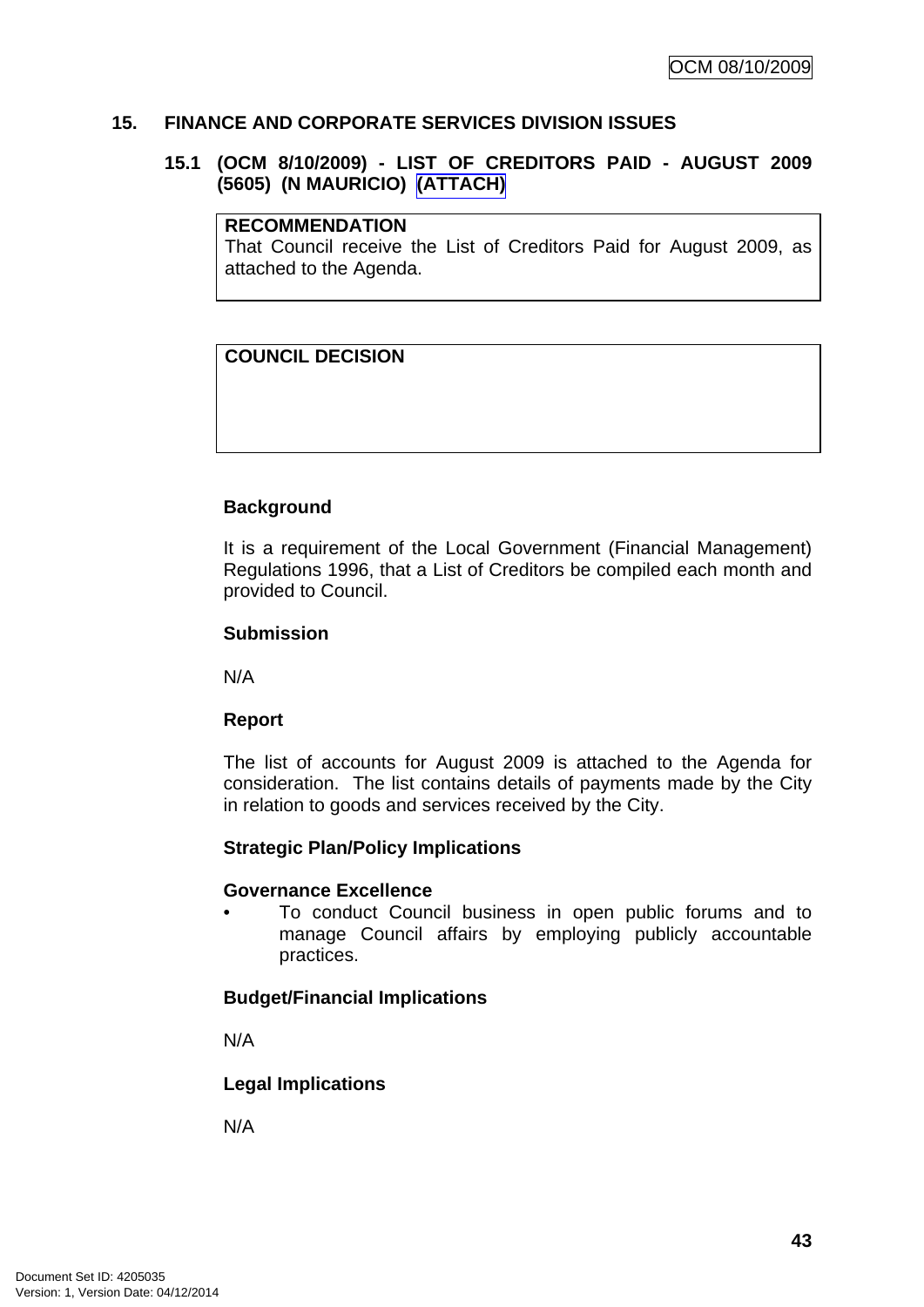## 15. FINANCE AND CORPORATE SERVICES DIVISION ISSUES

### 15.1 (OCM 8/10/2009) - LIST OF CREDITORS PAID - AUGUST 2009 (5605) (N MAURICIO) (ATTACH)

| **RECOMMENDATION** |
|---|
| That Council receive the List of Creditors Paid for August 2009, as attached to the Agenda. |

| **COUNCIL DECISION** |
|---|
| |

**Background**

It is a requirement of the Local Government (Financial Management) Regulations 1996, that a List of Creditors be compiled each month and provided to Council.

**Submission**

N/A

**Report**

The list of accounts for August 2009 is attached to the Agenda for consideration. The list contains details of payments made by the City in relation to goods and services received by the City.

**Strategic Plan/Policy Implications**

**Governance Excellence**

- To conduct Council business in open public forums and to manage Council affairs by employing publicly accountable practices.

**Budget/Financial Implications**

N/A

**Legal Implications**

N/A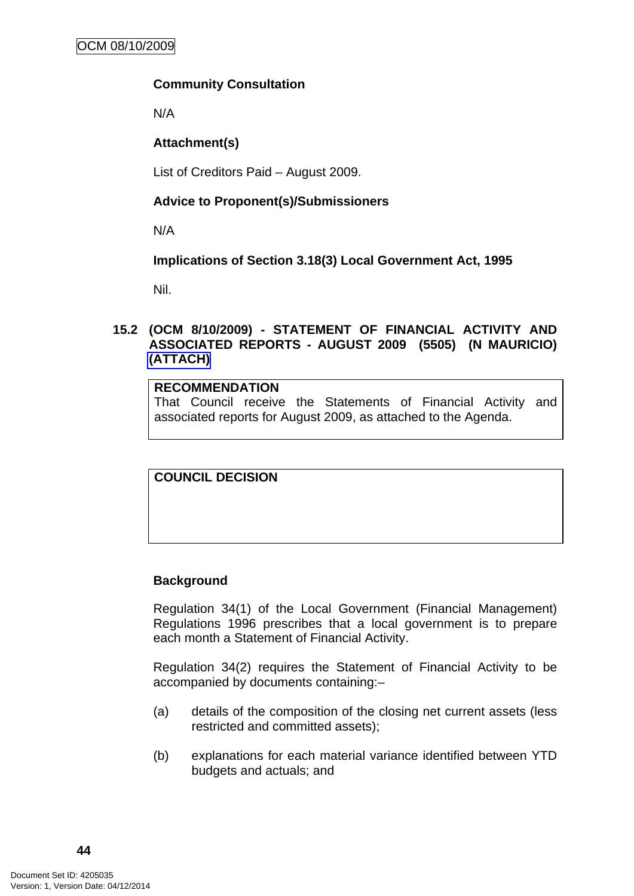**Community Consultation**

N/A

**Attachment(s)**

List of Creditors Paid – August 2009.

**Advice to Proponent(s)/Submissioners**

N/A

**Implications of Section 3.18(3) Local Government Act, 1995**

Nil.

## 15.2 (OCM 8/10/2009) - STATEMENT OF FINANCIAL ACTIVITY AND ASSOCIATED REPORTS - AUGUST 2009 (5505) (N MAURICIO) (ATTACH)

**RECOMMENDATION**
That Council receive the Statements of Financial Activity and associated reports for August 2009, as attached to the Agenda.

**COUNCIL DECISION**

**Background**

Regulation 34(1) of the Local Government (Financial Management) Regulations 1996 prescribes that a local government is to prepare each month a Statement of Financial Activity.

Regulation 34(2) requires the Statement of Financial Activity to be accompanied by documents containing:–

(a) details of the composition of the closing net current assets (less restricted and committed assets);

(b) explanations for each material variance identified between YTD budgets and actuals; and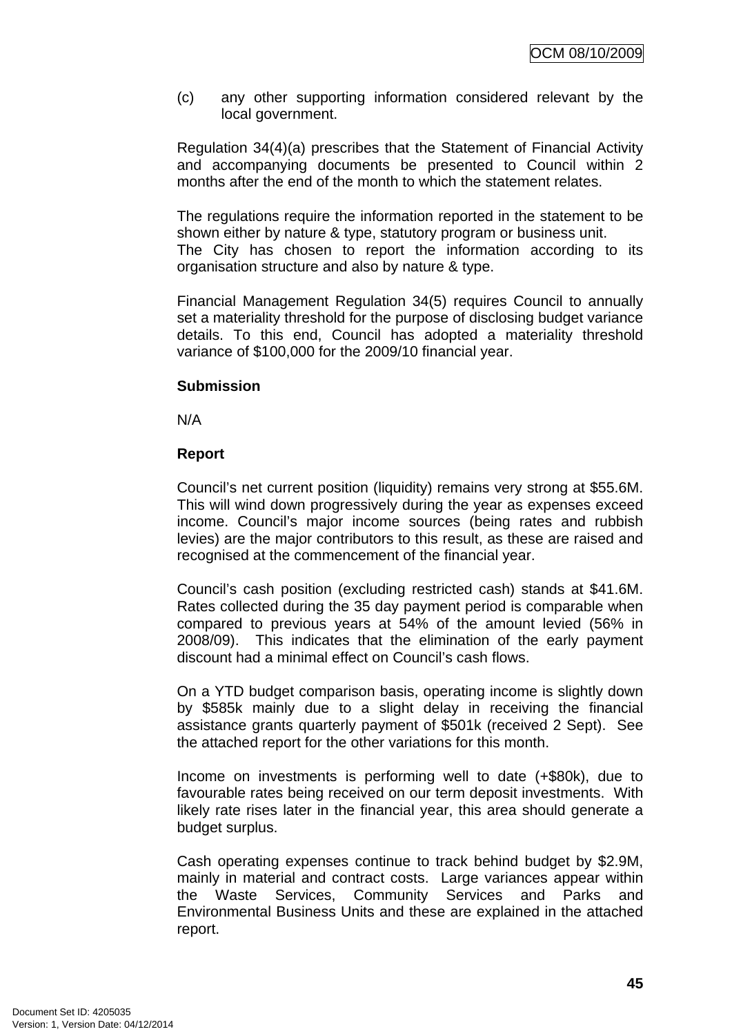(c) any other supporting information considered relevant by the local government.

Regulation 34(4)(a) prescribes that the Statement of Financial Activity and accompanying documents be presented to Council within 2 months after the end of the month to which the statement relates.

The regulations require the information reported in the statement to be shown either by nature & type, statutory program or business unit.
The City has chosen to report the information according to its organisation structure and also by nature & type.

Financial Management Regulation 34(5) requires Council to annually set a materiality threshold for the purpose of disclosing budget variance details. To this end, Council has adopted a materiality threshold variance of $100,000 for the 2009/10 financial year.

**Submission**

N/A

**Report**

Council's net current position (liquidity) remains very strong at $55.6M. This will wind down progressively during the year as expenses exceed income. Council's major income sources (being rates and rubbish levies) are the major contributors to this result, as these are raised and recognised at the commencement of the financial year.

Council's cash position (excluding restricted cash) stands at $41.6M. Rates collected during the 35 day payment period is comparable when compared to previous years at 54% of the amount levied (56% in 2008/09). This indicates that the elimination of the early payment discount had a minimal effect on Council's cash flows.

On a YTD budget comparison basis, operating income is slightly down by $585k mainly due to a slight delay in receiving the financial assistance grants quarterly payment of $501k (received 2 Sept). See the attached report for the other variations for this month.

Income on investments is performing well to date (+$80k), due to favourable rates being received on our term deposit investments. With likely rate rises later in the financial year, this area should generate a budget surplus.

Cash operating expenses continue to track behind budget by $2.9M, mainly in material and contract costs. Large variances appear within the Waste Services, Community Services and Parks and Environmental Business Units and these are explained in the attached report.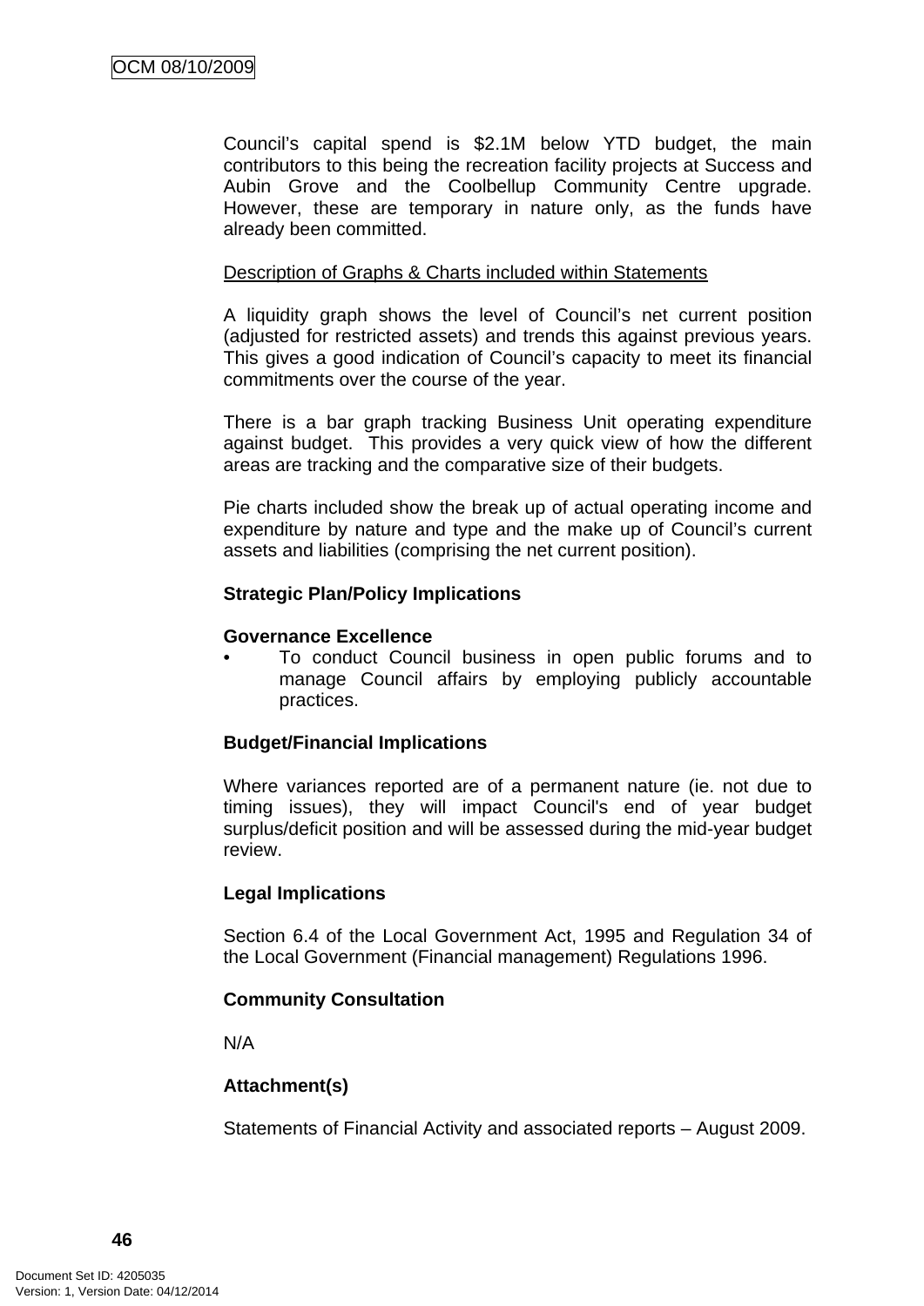Council's capital spend is $2.1M below YTD budget, the main contributors to this being the recreation facility projects at Success and Aubin Grove and the Coolbellup Community Centre upgrade. However, these are temporary in nature only, as the funds have already been committed.

<u>Description of Graphs & Charts included within Statements</u>

A liquidity graph shows the level of Council's net current position (adjusted for restricted assets) and trends this against previous years. This gives a good indication of Council's capacity to meet its financial commitments over the course of the year.

There is a bar graph tracking Business Unit operating expenditure against budget. This provides a very quick view of how the different areas are tracking and the comparative size of their budgets.

Pie charts included show the break up of actual operating income and expenditure by nature and type and the make up of Council's current assets and liabilities (comprising the net current position).

**Strategic Plan/Policy Implications**

**Governance Excellence**

- To conduct Council business in open public forums and to manage Council affairs by employing publicly accountable practices.

**Budget/Financial Implications**

Where variances reported are of a permanent nature (ie. not due to timing issues), they will impact Council's end of year budget surplus/deficit position and will be assessed during the mid-year budget review.

**Legal Implications**

Section 6.4 of the Local Government Act, 1995 and Regulation 34 of the Local Government (Financial management) Regulations 1996.

**Community Consultation**

N/A

**Attachment(s)**

Statements of Financial Activity and associated reports – August 2009.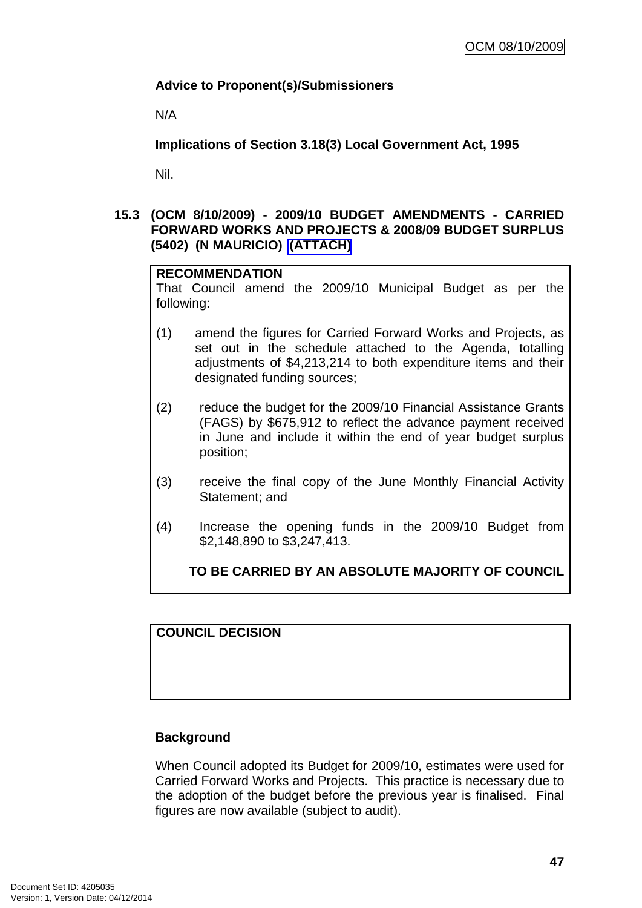**Advice to Proponent(s)/Submissioners**

N/A

**Implications of Section 3.18(3) Local Government Act, 1995**

Nil.

### 15.3 (OCM 8/10/2009) - 2009/10 BUDGET AMENDMENTS - CARRIED FORWARD WORKS AND PROJECTS & 2008/09 BUDGET SURPLUS (5402) (N MAURICIO) (ATTACH)

**RECOMMENDATION**

That Council amend the 2009/10 Municipal Budget as per the following:

(1) amend the figures for Carried Forward Works and Projects, as set out in the schedule attached to the Agenda, totalling adjustments of $4,213,214 to both expenditure items and their designated funding sources;

(2) reduce the budget for the 2009/10 Financial Assistance Grants (FAGS) by $675,912 to reflect the advance payment received in June and include it within the end of year budget surplus position;

(3) receive the final copy of the June Monthly Financial Activity Statement; and

(4) Increase the opening funds in the 2009/10 Budget from $2,148,890 to $3,247,413.

**TO BE CARRIED BY AN ABSOLUTE MAJORITY OF COUNCIL**

**COUNCIL DECISION**

**Background**

When Council adopted its Budget for 2009/10, estimates were used for Carried Forward Works and Projects. This practice is necessary due to the adoption of the budget before the previous year is finalised. Final figures are now available (subject to audit).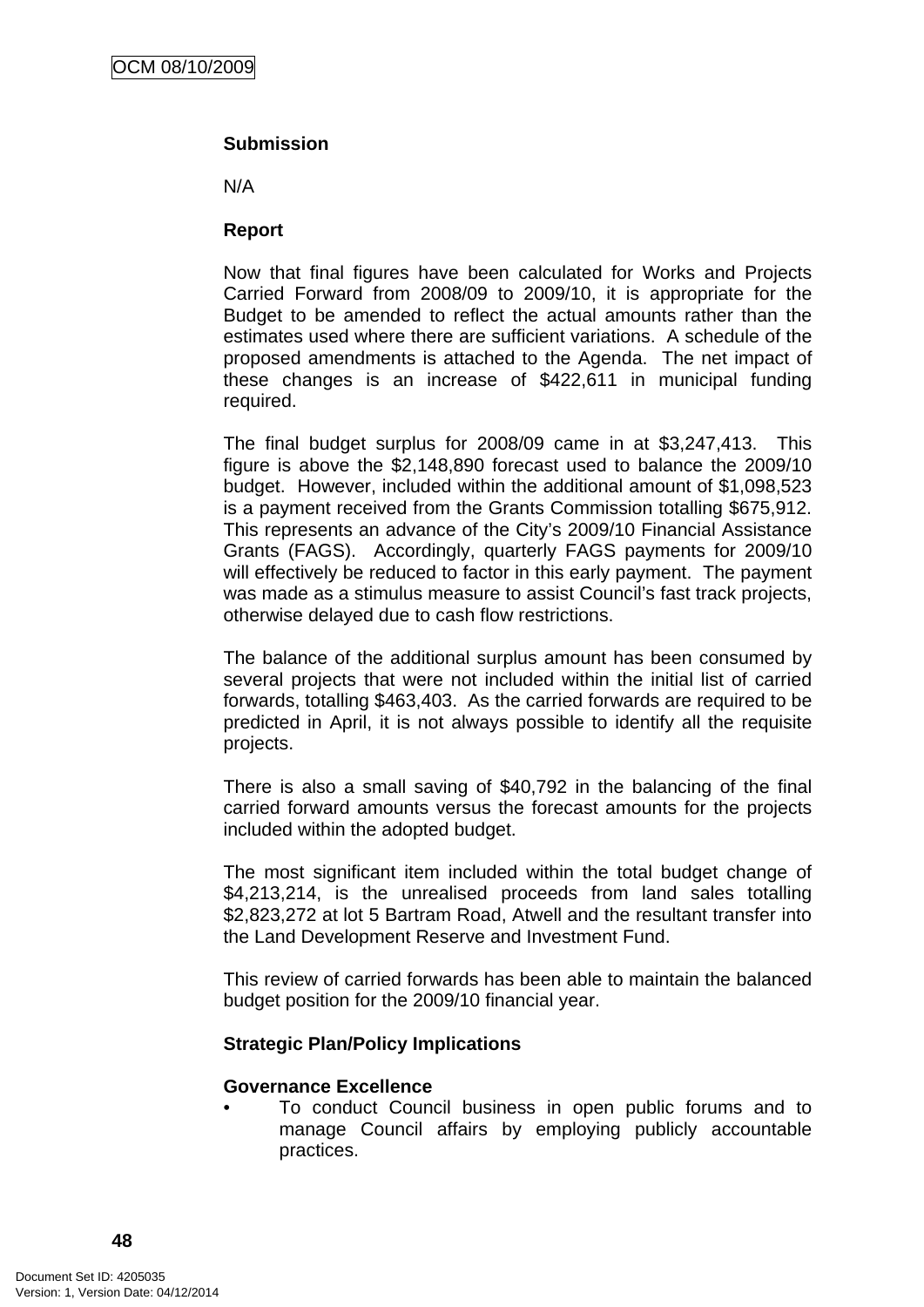**Submission**

N/A

**Report**

Now that final figures have been calculated for Works and Projects Carried Forward from 2008/09 to 2009/10, it is appropriate for the Budget to be amended to reflect the actual amounts rather than the estimates used where there are sufficient variations. A schedule of the proposed amendments is attached to the Agenda. The net impact of these changes is an increase of $422,611 in municipal funding required.

The final budget surplus for 2008/09 came in at $3,247,413. This figure is above the $2,148,890 forecast used to balance the 2009/10 budget. However, included within the additional amount of $1,098,523 is a payment received from the Grants Commission totalling $675,912. This represents an advance of the City's 2009/10 Financial Assistance Grants (FAGS). Accordingly, quarterly FAGS payments for 2009/10 will effectively be reduced to factor in this early payment. The payment was made as a stimulus measure to assist Council's fast track projects, otherwise delayed due to cash flow restrictions.

The balance of the additional surplus amount has been consumed by several projects that were not included within the initial list of carried forwards, totalling $463,403. As the carried forwards are required to be predicted in April, it is not always possible to identify all the requisite projects.

There is also a small saving of $40,792 in the balancing of the final carried forward amounts versus the forecast amounts for the projects included within the adopted budget.

The most significant item included within the total budget change of $4,213,214, is the unrealised proceeds from land sales totalling $2,823,272 at lot 5 Bartram Road, Atwell and the resultant transfer into the Land Development Reserve and Investment Fund.

This review of carried forwards has been able to maintain the balanced budget position for the 2009/10 financial year.

**Strategic Plan/Policy Implications**

**Governance Excellence**

- To conduct Council business in open public forums and to manage Council affairs by employing publicly accountable practices.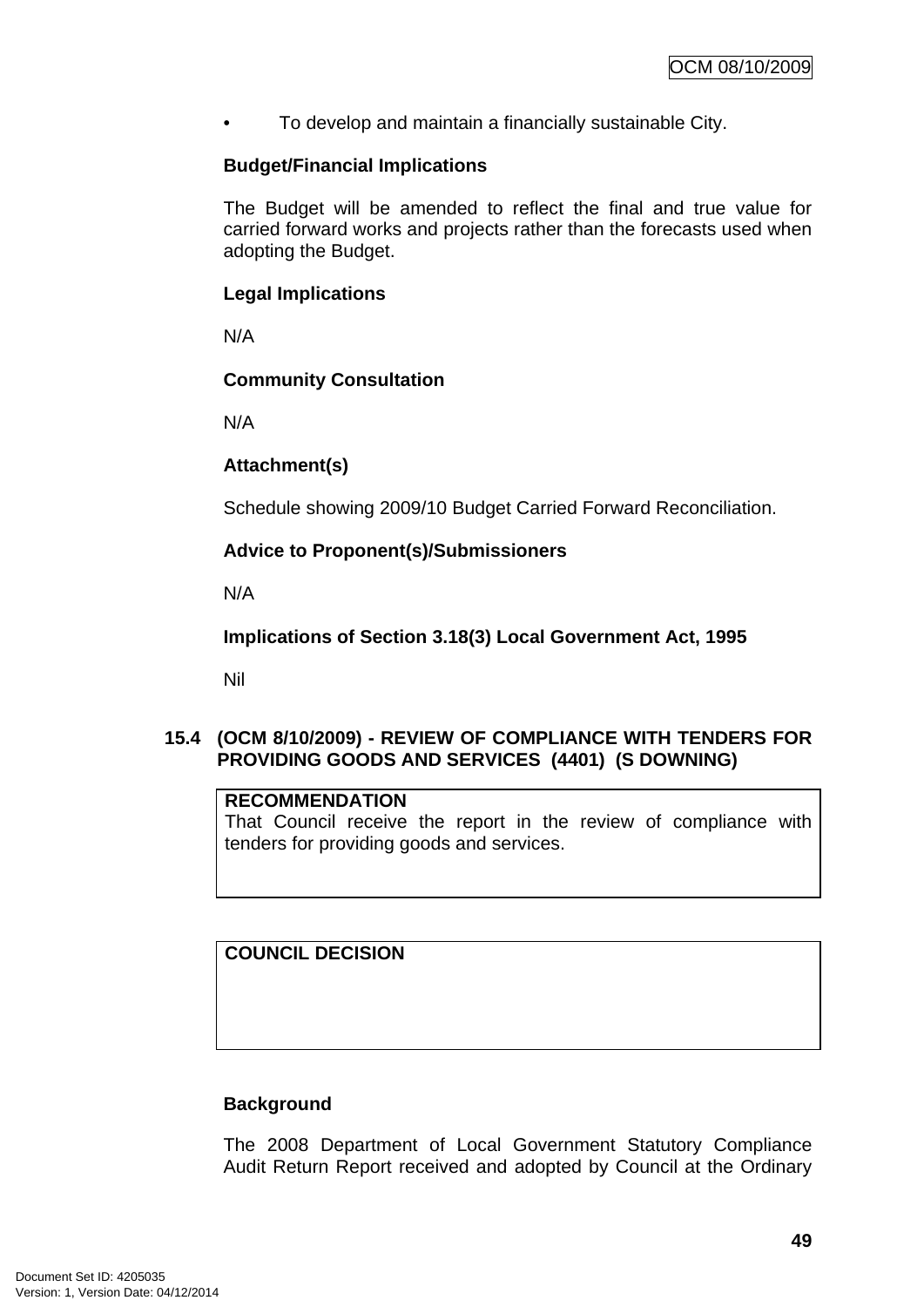- To develop and maintain a financially sustainable City.

**Budget/Financial Implications**

The Budget will be amended to reflect the final and true value for carried forward works and projects rather than the forecasts used when adopting the Budget.

**Legal Implications**

N/A

**Community Consultation**

N/A

**Attachment(s)**

Schedule showing 2009/10 Budget Carried Forward Reconciliation.

**Advice to Proponent(s)/Submissioners**

N/A

**Implications of Section 3.18(3) Local Government Act, 1995**

Nil

## 15.4 (OCM 8/10/2009) - REVIEW OF COMPLIANCE WITH TENDERS FOR PROVIDING GOODS AND SERVICES (4401) (S DOWNING)

| **RECOMMENDATION** |
|---|
| That Council receive the report in the review of compliance with tenders for providing goods and services. |

| **COUNCIL DECISION** |
|---|
| |

**Background**

The 2008 Department of Local Government Statutory Compliance Audit Return Report received and adopted by Council at the Ordinary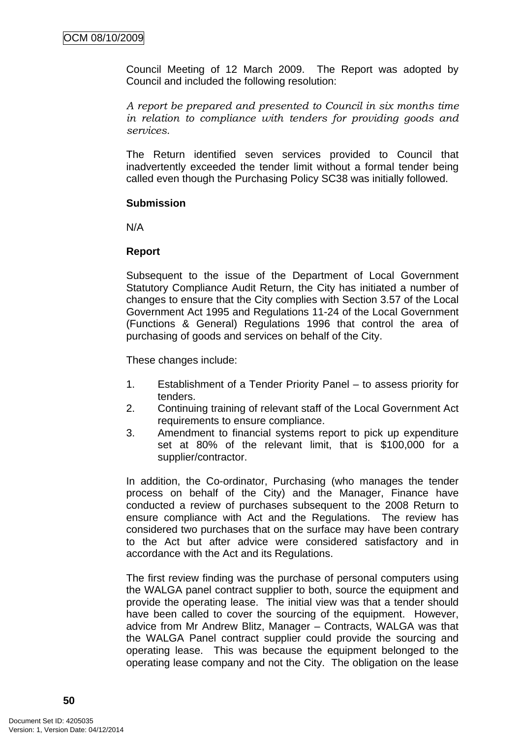Council Meeting of 12 March 2009. The Report was adopted by Council and included the following resolution:

*A report be prepared and presented to Council in six months time in relation to compliance with tenders for providing goods and services.*

The Return identified seven services provided to Council that inadvertently exceeded the tender limit without a formal tender being called even though the Purchasing Policy SC38 was initially followed.

**Submission**

N/A

**Report**

Subsequent to the issue of the Department of Local Government Statutory Compliance Audit Return, the City has initiated a number of changes to ensure that the City complies with Section 3.57 of the Local Government Act 1995 and Regulations 11-24 of the Local Government (Functions & General) Regulations 1996 that control the area of purchasing of goods and services on behalf of the City.

These changes include:

1. Establishment of a Tender Priority Panel – to assess priority for tenders.
2. Continuing training of relevant staff of the Local Government Act requirements to ensure compliance.
3. Amendment to financial systems report to pick up expenditure set at 80% of the relevant limit, that is $100,000 for a supplier/contractor.

In addition, the Co-ordinator, Purchasing (who manages the tender process on behalf of the City) and the Manager, Finance have conducted a review of purchases subsequent to the 2008 Return to ensure compliance with Act and the Regulations. The review has considered two purchases that on the surface may have been contrary to the Act but after advice were considered satisfactory and in accordance with the Act and its Regulations.

The first review finding was the purchase of personal computers using the WALGA panel contract supplier to both, source the equipment and provide the operating lease. The initial view was that a tender should have been called to cover the sourcing of the equipment. However, advice from Mr Andrew Blitz, Manager – Contracts, WALGA was that the WALGA Panel contract supplier could provide the sourcing and operating lease. This was because the equipment belonged to the operating lease company and not the City. The obligation on the lease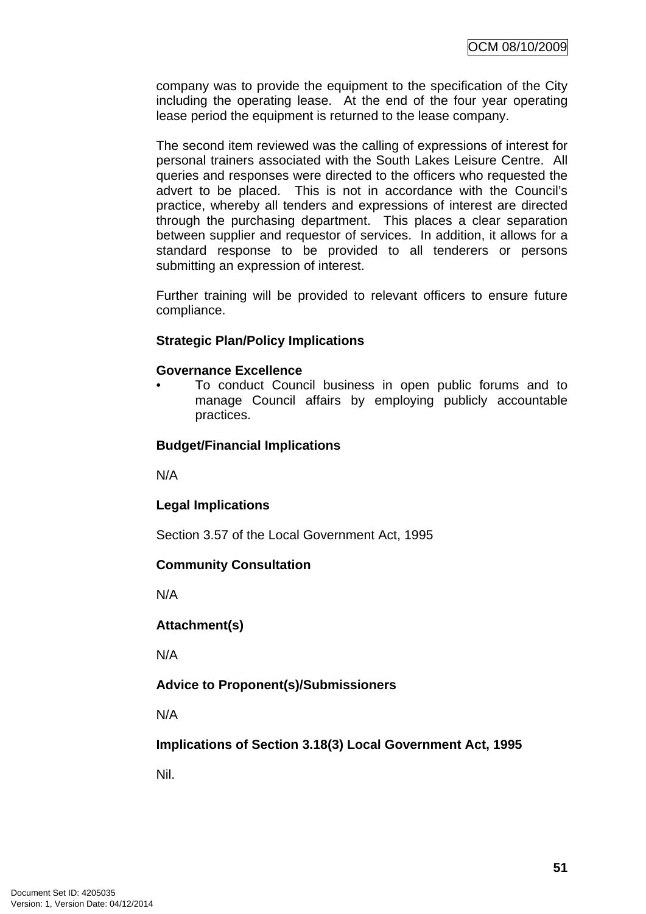company was to provide the equipment to the specification of the City including the operating lease. At the end of the four year operating lease period the equipment is returned to the lease company.

The second item reviewed was the calling of expressions of interest for personal trainers associated with the South Lakes Leisure Centre. All queries and responses were directed to the officers who requested the advert to be placed. This is not in accordance with the Council's practice, whereby all tenders and expressions of interest are directed through the purchasing department. This places a clear separation between supplier and requestor of services. In addition, it allows for a standard response to be provided to all tenderers or persons submitting an expression of interest.

Further training will be provided to relevant officers to ensure future compliance.

**Strategic Plan/Policy Implications**

**Governance Excellence**

- To conduct Council business in open public forums and to manage Council affairs by employing publicly accountable practices.

**Budget/Financial Implications**

N/A

**Legal Implications**

Section 3.57 of the Local Government Act, 1995

**Community Consultation**

N/A

**Attachment(s)**

N/A

**Advice to Proponent(s)/Submissioners**

N/A

**Implications of Section 3.18(3) Local Government Act, 1995**

Nil.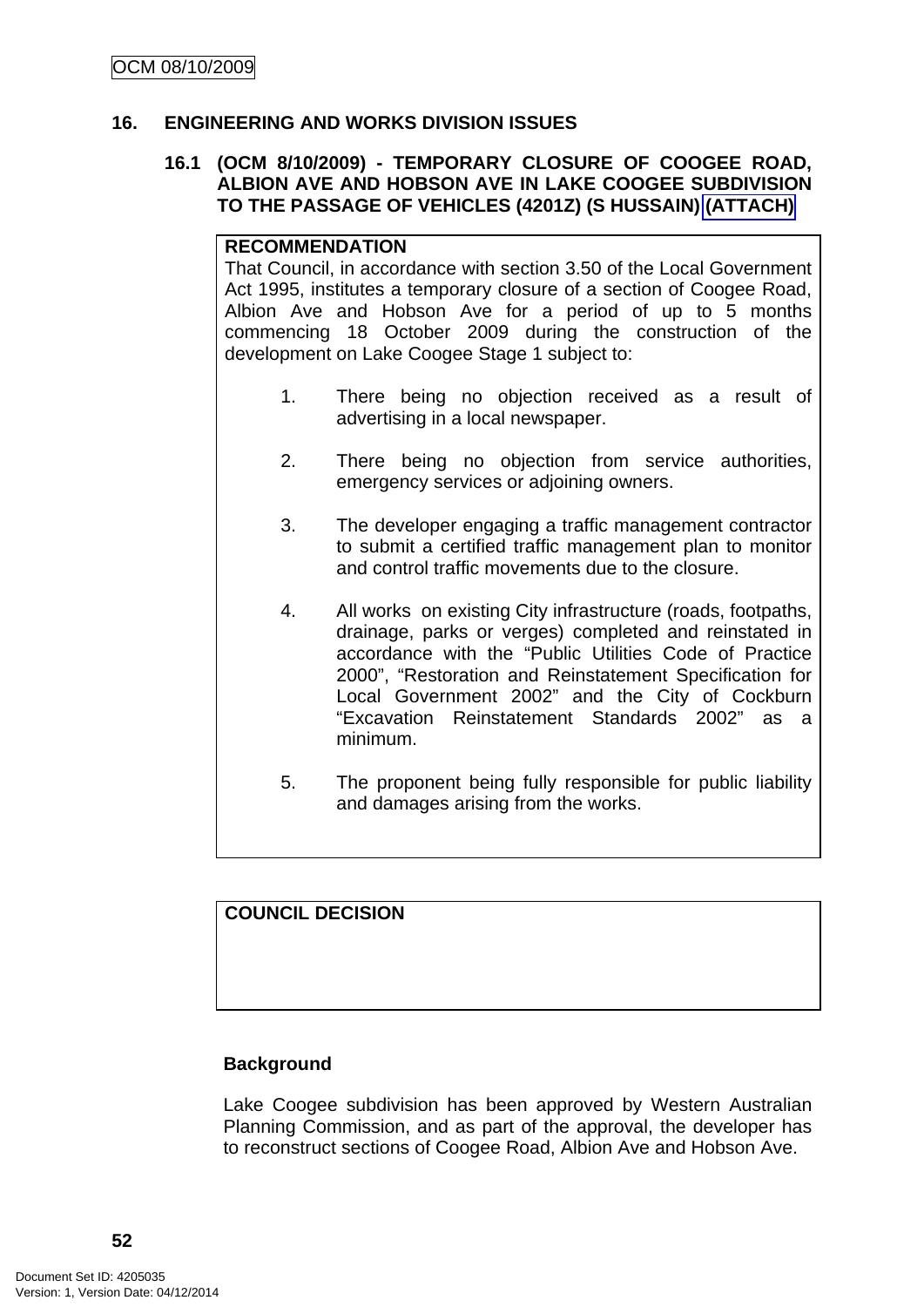## 16. ENGINEERING AND WORKS DIVISION ISSUES

### 16.1 (OCM 8/10/2009) - TEMPORARY CLOSURE OF COOGEE ROAD, ALBION AVE AND HOBSON AVE IN LAKE COOGEE SUBDIVISION TO THE PASSAGE OF VEHICLES (4201Z) (S HUSSAIN) (ATTACH)

**RECOMMENDATION**

That Council, in accordance with section 3.50 of the Local Government Act 1995, institutes a temporary closure of a section of Coogee Road, Albion Ave and Hobson Ave for a period of up to 5 months commencing 18 October 2009 during the construction of the development on Lake Coogee Stage 1 subject to:

1. There being no objection received as a result of advertising in a local newspaper.

2. There being no objection from service authorities, emergency services or adjoining owners.

3. The developer engaging a traffic management contractor to submit a certified traffic management plan to monitor and control traffic movements due to the closure.

4. All works on existing City infrastructure (roads, footpaths, drainage, parks or verges) completed and reinstated in accordance with the "Public Utilities Code of Practice 2000", "Restoration and Reinstatement Specification for Local Government 2002" and the City of Cockburn "Excavation Reinstatement Standards 2002" as a minimum.

5. The proponent being fully responsible for public liability and damages arising from the works.

**COUNCIL DECISION**

**Background**

Lake Coogee subdivision has been approved by Western Australian Planning Commission, and as part of the approval, the developer has to reconstruct sections of Coogee Road, Albion Ave and Hobson Ave.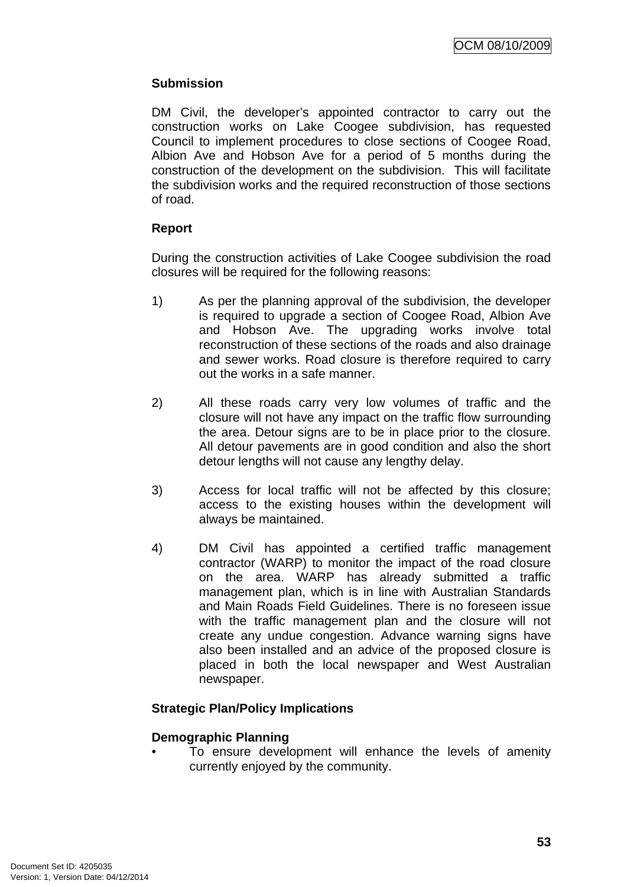**Submission**

DM Civil, the developer's appointed contractor to carry out the construction works on Lake Coogee subdivision, has requested Council to implement procedures to close sections of Coogee Road, Albion Ave and Hobson Ave for a period of 5 months during the construction of the development on the subdivision. This will facilitate the subdivision works and the required reconstruction of those sections of road.

**Report**

During the construction activities of Lake Coogee subdivision the road closures will be required for the following reasons:

1) As per the planning approval of the subdivision, the developer is required to upgrade a section of Coogee Road, Albion Ave and Hobson Ave. The upgrading works involve total reconstruction of these sections of the roads and also drainage and sewer works. Road closure is therefore required to carry out the works in a safe manner.

2) All these roads carry very low volumes of traffic and the closure will not have any impact on the traffic flow surrounding the area. Detour signs are to be in place prior to the closure. All detour pavements are in good condition and also the short detour lengths will not cause any lengthy delay.

3) Access for local traffic will not be affected by this closure; access to the existing houses within the development will always be maintained.

4) DM Civil has appointed a certified traffic management contractor (WARP) to monitor the impact of the road closure on the area. WARP has already submitted a traffic management plan, which is in line with Australian Standards and Main Roads Field Guidelines. There is no foreseen issue with the traffic management plan and the closure will not create any undue congestion. Advance warning signs have also been installed and an advice of the proposed closure is placed in both the local newspaper and West Australian newspaper.

**Strategic Plan/Policy Implications**

**Demographic Planning**

- To ensure development will enhance the levels of amenity currently enjoyed by the community.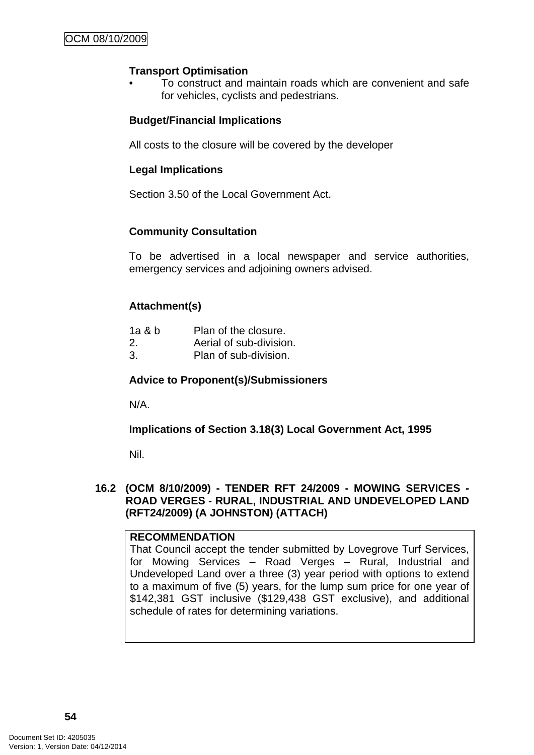**Transport Optimisation**

- To construct and maintain roads which are convenient and safe for vehicles, cyclists and pedestrians.

**Budget/Financial Implications**

All costs to the closure will be covered by the developer

**Legal Implications**

Section 3.50 of the Local Government Act.

**Community Consultation**

To be advertised in a local newspaper and service authorities, emergency services and adjoining owners advised.

**Attachment(s)**

1a & b Plan of the closure.
2. Aerial of sub-division.
3. Plan of sub-division.

**Advice to Proponent(s)/Submissioners**

N/A.

**Implications of Section 3.18(3) Local Government Act, 1995**

Nil.

### 16.2 (OCM 8/10/2009) - TENDER RFT 24/2009 - MOWING SERVICES - ROAD VERGES - RURAL, INDUSTRIAL AND UNDEVELOPED LAND (RFT24/2009) (A JOHNSTON) (ATTACH)

**RECOMMENDATION**
That Council accept the tender submitted by Lovegrove Turf Services, for Mowing Services – Road Verges – Rural, Industrial and Undeveloped Land over a three (3) year period with options to extend to a maximum of five (5) years, for the lump sum price for one year of $142,381 GST inclusive ($129,438 GST exclusive), and additional schedule of rates for determining variations.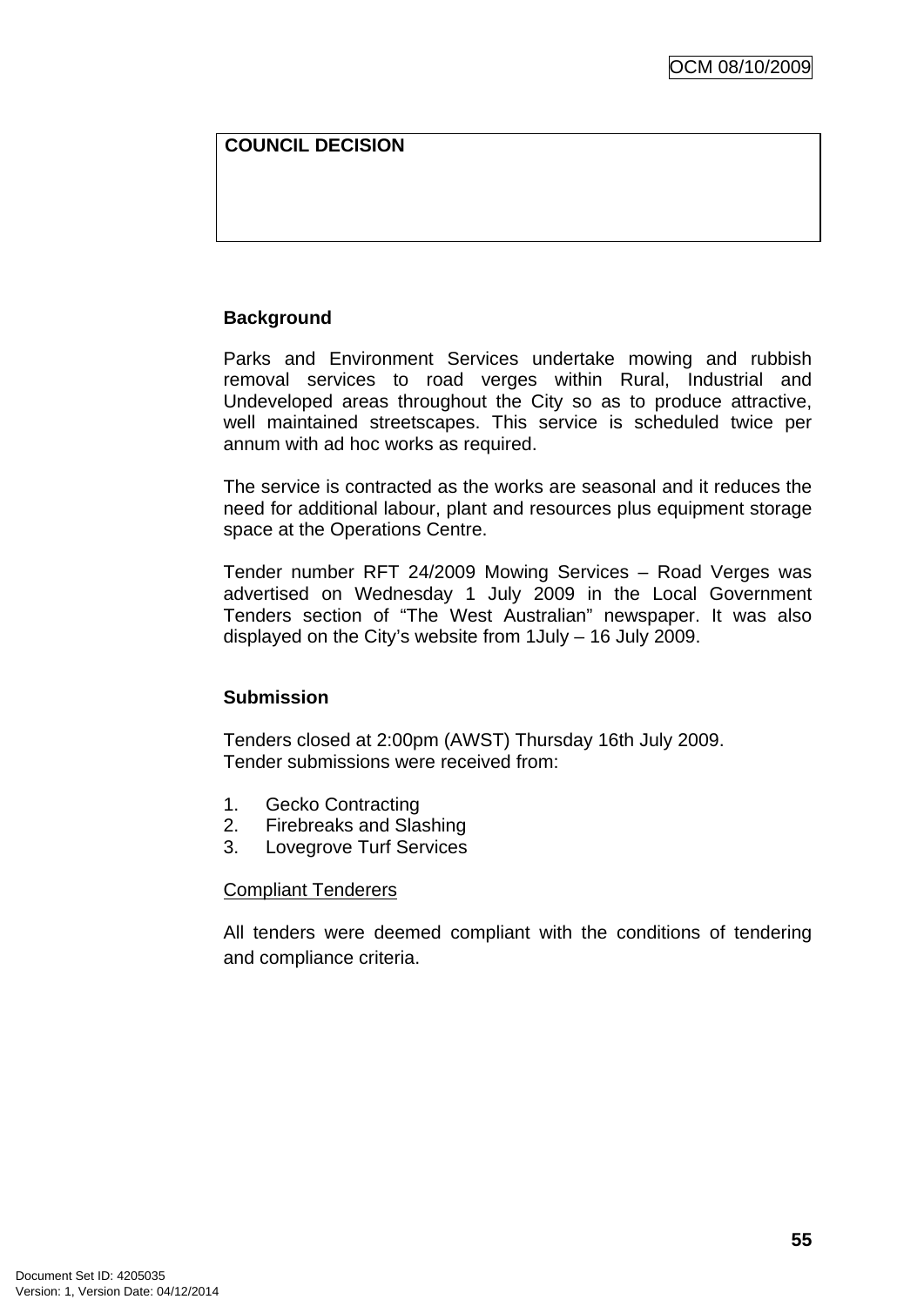**COUNCIL DECISION**

**Background**

Parks and Environment Services undertake mowing and rubbish removal services to road verges within Rural, Industrial and Undeveloped areas throughout the City so as to produce attractive, well maintained streetscapes. This service is scheduled twice per annum with ad hoc works as required.

The service is contracted as the works are seasonal and it reduces the need for additional labour, plant and resources plus equipment storage space at the Operations Centre.

Tender number RFT 24/2009 Mowing Services – Road Verges was advertised on Wednesday 1 July 2009 in the Local Government Tenders section of "The West Australian" newspaper. It was also displayed on the City's website from 1July – 16 July 2009.

**Submission**

Tenders closed at 2:00pm (AWST) Thursday 16th July 2009.
Tender submissions were received from:

1. Gecko Contracting
2. Firebreaks and Slashing
3. Lovegrove Turf Services

Compliant Tenderers

All tenders were deemed compliant with the conditions of tendering and compliance criteria.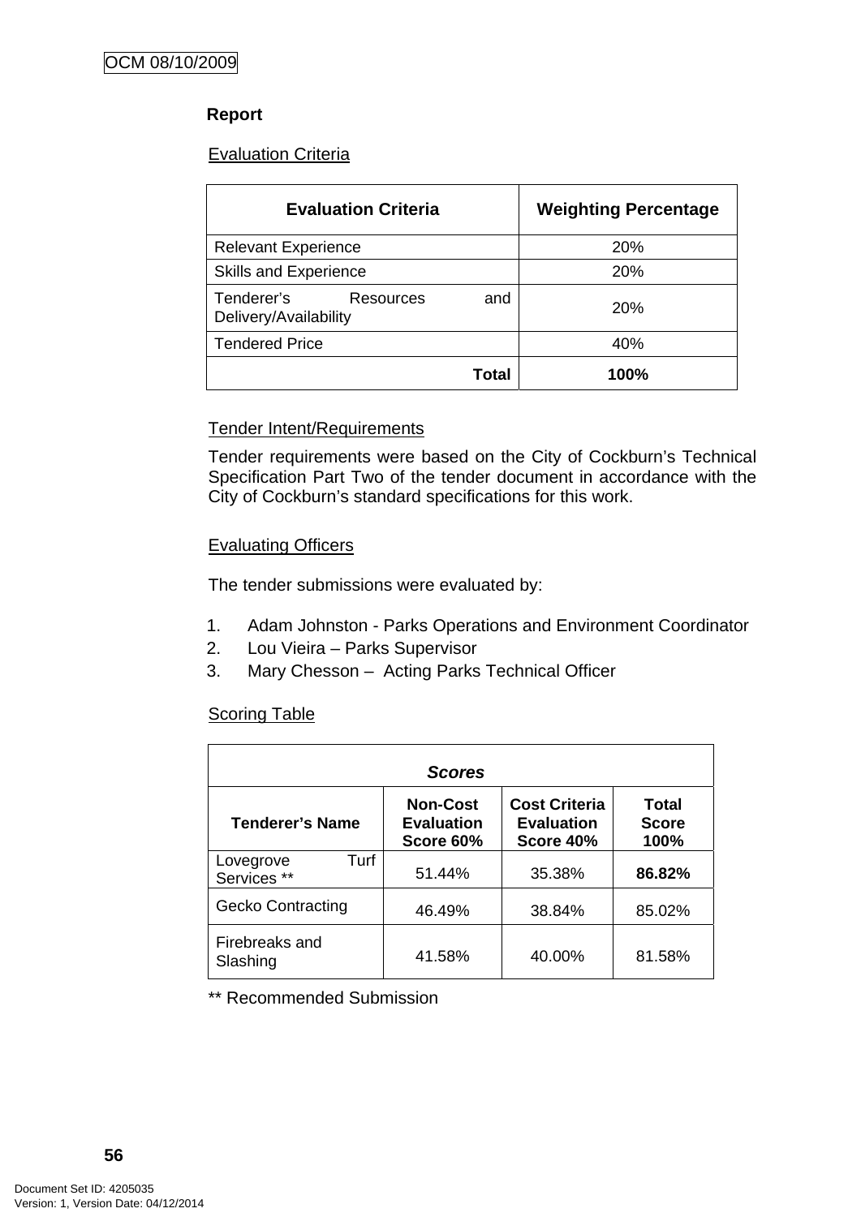**Report**

Evaluation Criteria

| Evaluation Criteria | Weighting Percentage |
|---|---|
| Relevant Experience | 20% |
| Skills and Experience | 20% |
| Tenderer's Resources and Delivery/Availability | 20% |
| Tendered Price | 40% |
| **Total** | **100%** |

Tender Intent/Requirements

Tender requirements were based on the City of Cockburn's Technical Specification Part Two of the tender document in accordance with the City of Cockburn's standard specifications for this work.

Evaluating Officers

The tender submissions were evaluated by:

1. Adam Johnston - Parks Operations and Environment Coordinator
2. Lou Vieira – Parks Supervisor
3. Mary Chesson – Acting Parks Technical Officer

Scoring Table

| ***Scores*** | | | |
|---|---|---|---|
| **Tenderer's Name** | **Non-Cost Evaluation Score 60%** | **Cost Criteria Evaluation Score 40%** | **Total Score 100%** |
| Lovegrove Turf Services ** | 51.44% | 35.38% | **86.82%** |
| Gecko Contracting | 46.49% | 38.84% | 85.02% |
| Firebreaks and Slashing | 41.58% | 40.00% | 81.58% |

** Recommended Submission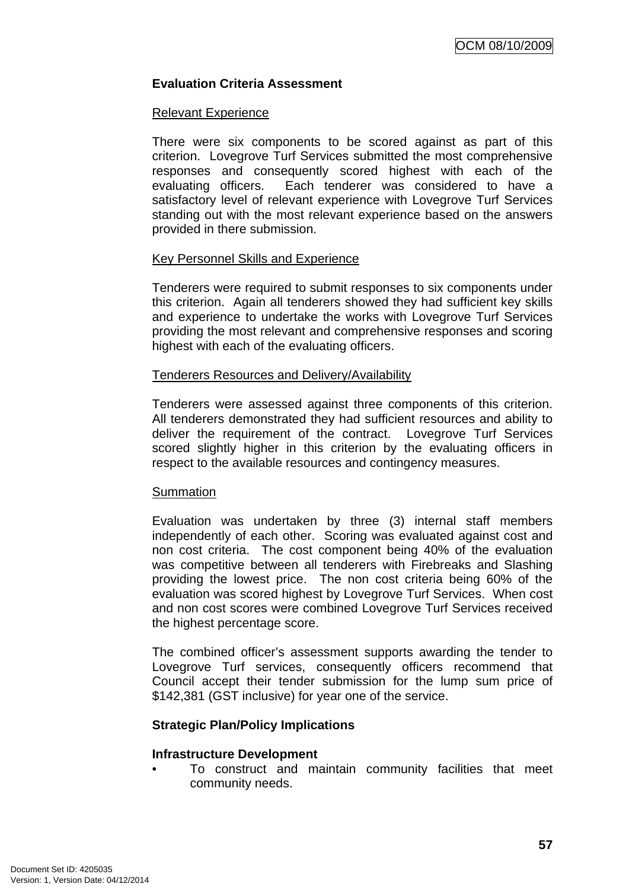**Evaluation Criteria Assessment**

Relevant Experience

There were six components to be scored against as part of this criterion. Lovegrove Turf Services submitted the most comprehensive responses and consequently scored highest with each of the evaluating officers. Each tenderer was considered to have a satisfactory level of relevant experience with Lovegrove Turf Services standing out with the most relevant experience based on the answers provided in there submission.

Key Personnel Skills and Experience

Tenderers were required to submit responses to six components under this criterion. Again all tenderers showed they had sufficient key skills and experience to undertake the works with Lovegrove Turf Services providing the most relevant and comprehensive responses and scoring highest with each of the evaluating officers.

Tenderers Resources and Delivery/Availability

Tenderers were assessed against three components of this criterion. All tenderers demonstrated they had sufficient resources and ability to deliver the requirement of the contract. Lovegrove Turf Services scored slightly higher in this criterion by the evaluating officers in respect to the available resources and contingency measures.

Summation

Evaluation was undertaken by three (3) internal staff members independently of each other. Scoring was evaluated against cost and non cost criteria. The cost component being 40% of the evaluation was competitive between all tenderers with Firebreaks and Slashing providing the lowest price. The non cost criteria being 60% of the evaluation was scored highest by Lovegrove Turf Services. When cost and non cost scores were combined Lovegrove Turf Services received the highest percentage score.

The combined officer's assessment supports awarding the tender to Lovegrove Turf services, consequently officers recommend that Council accept their tender submission for the lump sum price of $142,381 (GST inclusive) for year one of the service.

**Strategic Plan/Policy Implications**

**Infrastructure Development**

- To construct and maintain community facilities that meet community needs.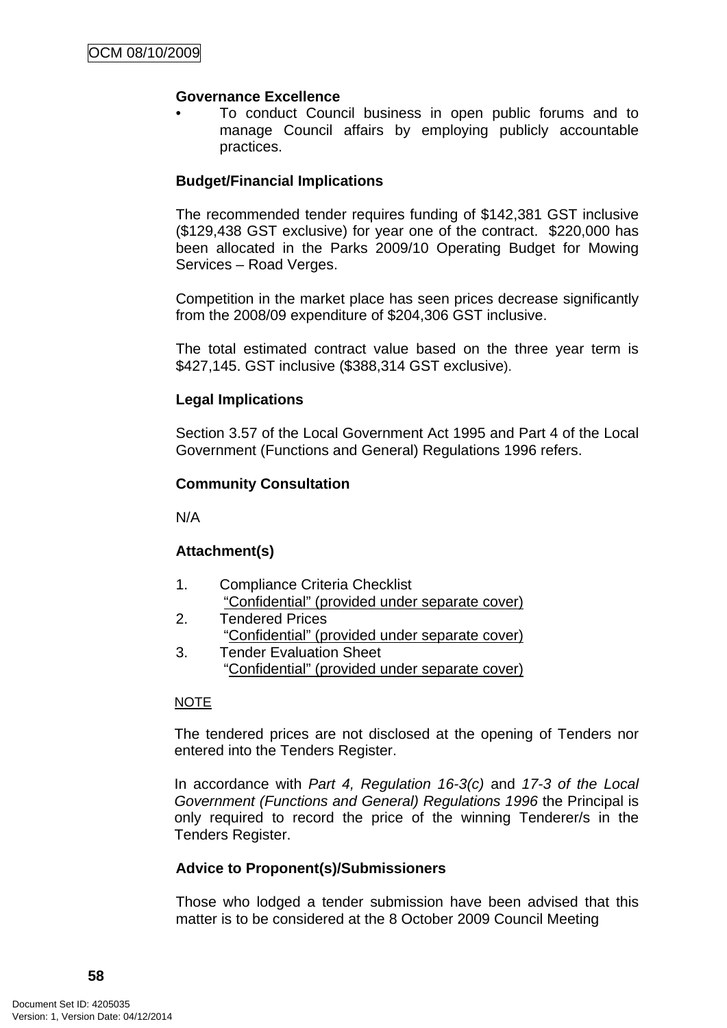**Governance Excellence**

- To conduct Council business in open public forums and to manage Council affairs by employing publicly accountable practices.

**Budget/Financial Implications**

The recommended tender requires funding of $142,381 GST inclusive ($129,438 GST exclusive) for year one of the contract. $220,000 has been allocated in the Parks 2009/10 Operating Budget for Mowing Services – Road Verges.

Competition in the market place has seen prices decrease significantly from the 2008/09 expenditure of $204,306 GST inclusive.

The total estimated contract value based on the three year term is $427,145. GST inclusive ($388,314 GST exclusive).

**Legal Implications**

Section 3.57 of the Local Government Act 1995 and Part 4 of the Local Government (Functions and General) Regulations 1996 refers.

**Community Consultation**

N/A

**Attachment(s)**

1. Compliance Criteria Checklist
   "Confidential" (provided under separate cover)
2. Tendered Prices
   "Confidential" (provided under separate cover)
3. Tender Evaluation Sheet
   "Confidential" (provided under separate cover)

NOTE

The tendered prices are not disclosed at the opening of Tenders nor entered into the Tenders Register.

In accordance with *Part 4, Regulation 16-3(c)* and *17-3 of the Local Government (Functions and General) Regulations 1996* the Principal is only required to record the price of the winning Tenderer/s in the Tenders Register.

**Advice to Proponent(s)/Submissioners**

Those who lodged a tender submission have been advised that this matter is to be considered at the 8 October 2009 Council Meeting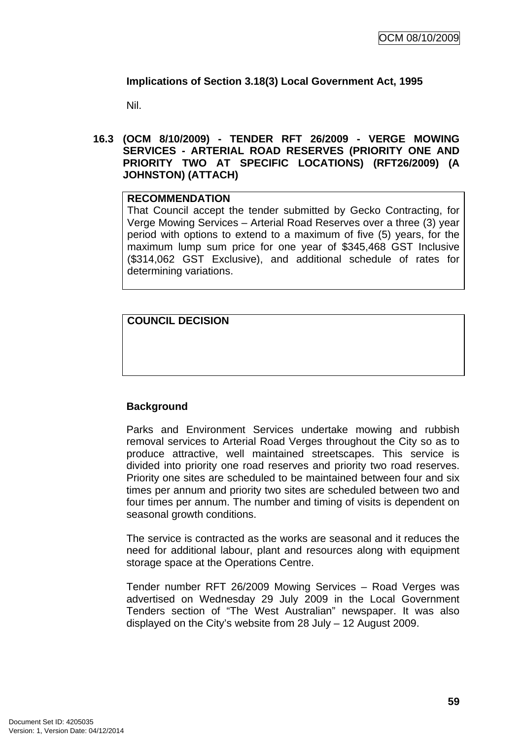**Implications of Section 3.18(3) Local Government Act, 1995**

Nil.

## 16.3 (OCM 8/10/2009) - TENDER RFT 26/2009 - VERGE MOWING SERVICES - ARTERIAL ROAD RESERVES (PRIORITY ONE AND PRIORITY TWO AT SPECIFIC LOCATIONS) (RFT26/2009) (A JOHNSTON) (ATTACH)

| **RECOMMENDATION** |
|---|
| That Council accept the tender submitted by Gecko Contracting, for Verge Mowing Services – Arterial Road Reserves over a three (3) year period with options to extend to a maximum of five (5) years, for the maximum lump sum price for one year of $345,468 GST Inclusive ($314,062 GST Exclusive), and additional schedule of rates for determining variations. |

| **COUNCIL DECISION** |
|---|
| |

**Background**

Parks and Environment Services undertake mowing and rubbish removal services to Arterial Road Verges throughout the City so as to produce attractive, well maintained streetscapes. This service is divided into priority one road reserves and priority two road reserves. Priority one sites are scheduled to be maintained between four and six times per annum and priority two sites are scheduled between two and four times per annum. The number and timing of visits is dependent on seasonal growth conditions.

The service is contracted as the works are seasonal and it reduces the need for additional labour, plant and resources along with equipment storage space at the Operations Centre.

Tender number RFT 26/2009 Mowing Services – Road Verges was advertised on Wednesday 29 July 2009 in the Local Government Tenders section of "The West Australian" newspaper. It was also displayed on the City's website from 28 July – 12 August 2009.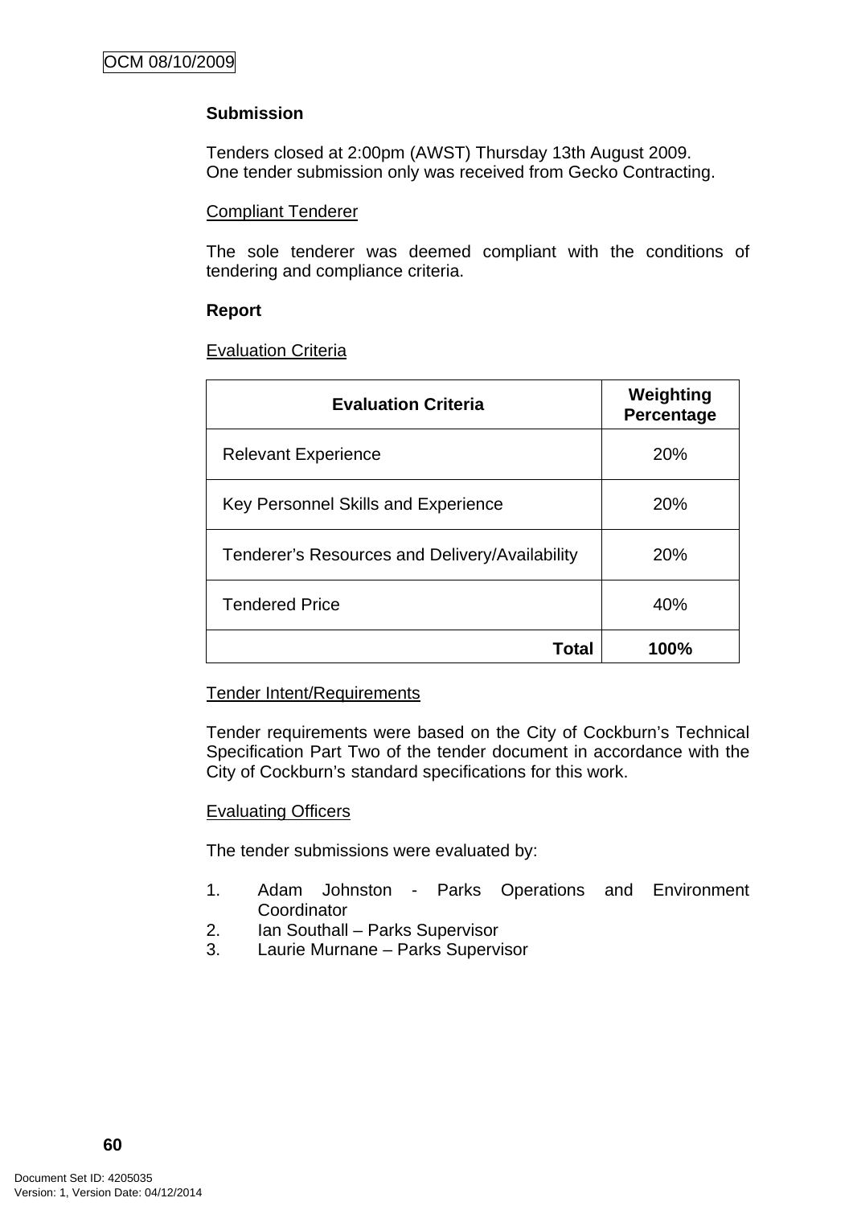**Submission**

Tenders closed at 2:00pm (AWST) Thursday 13th August 2009.
One tender submission only was received from Gecko Contracting.

Compliant Tenderer

The sole tenderer was deemed compliant with the conditions of tendering and compliance criteria.

**Report**

Evaluation Criteria

| Evaluation Criteria | Weighting Percentage |
|---|---|
| Relevant Experience | 20% |
| Key Personnel Skills and Experience | 20% |
| Tenderer's Resources and Delivery/Availability | 20% |
| Tendered Price | 40% |
| **Total** | **100%** |

Tender Intent/Requirements

Tender requirements were based on the City of Cockburn's Technical Specification Part Two of the tender document in accordance with the City of Cockburn's standard specifications for this work.

Evaluating Officers

The tender submissions were evaluated by:

1. Adam Johnston - Parks Operations and Environment Coordinator
2. Ian Southall – Parks Supervisor
3. Laurie Murnane – Parks Supervisor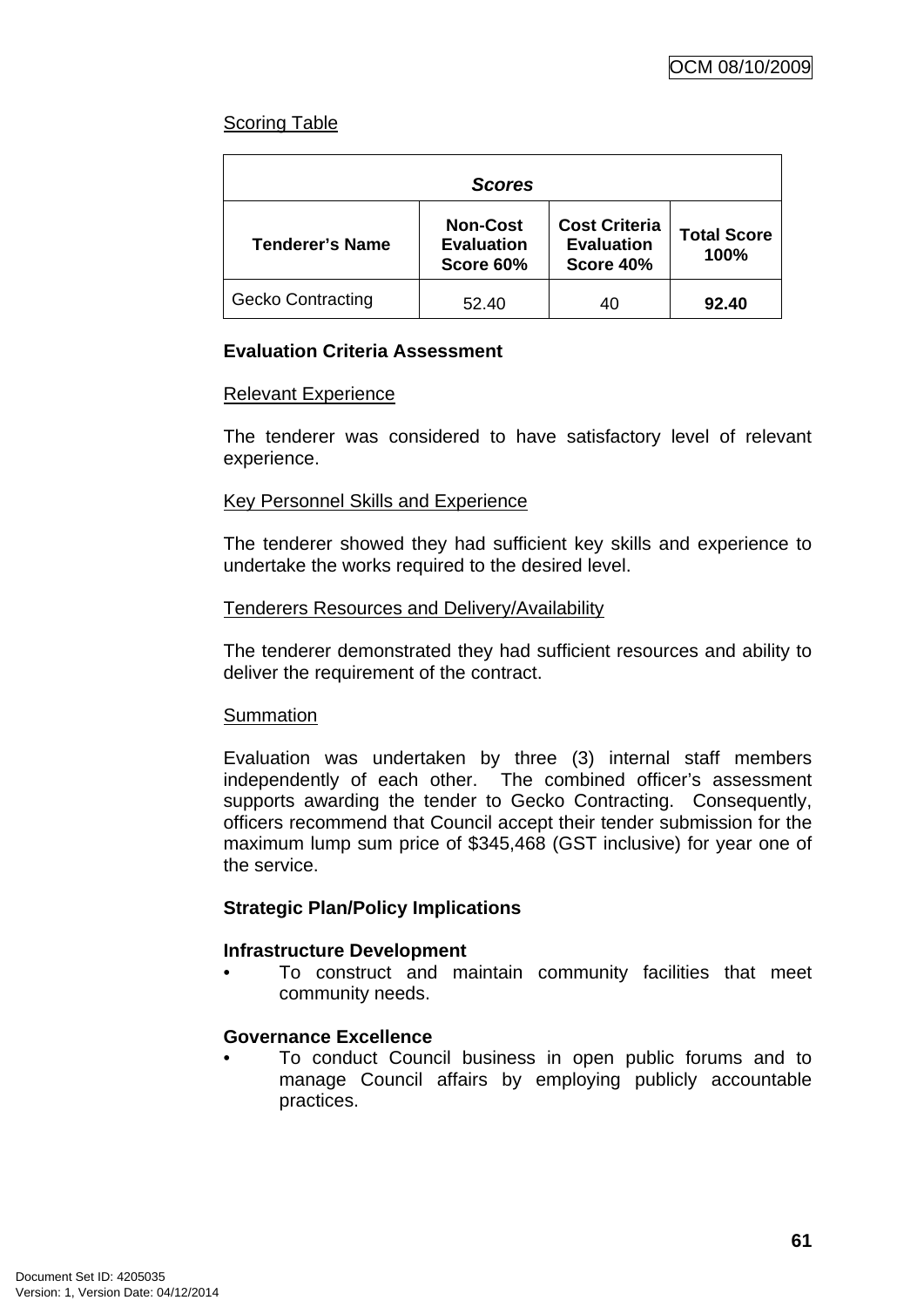Scoring Table

| *Scores* | | | |
|---|---|---|---|
| **Tenderer's Name** | **Non-Cost Evaluation Score 60%** | **Cost Criteria Evaluation Score 40%** | **Total Score 100%** |
| Gecko Contracting | 52.40 | 40 | **92.40** |

**Evaluation Criteria Assessment**

Relevant Experience

The tenderer was considered to have satisfactory level of relevant experience.

Key Personnel Skills and Experience

The tenderer showed they had sufficient key skills and experience to undertake the works required to the desired level.

Tenderers Resources and Delivery/Availability

The tenderer demonstrated they had sufficient resources and ability to deliver the requirement of the contract.

Summation

Evaluation was undertaken by three (3) internal staff members independently of each other. The combined officer's assessment supports awarding the tender to Gecko Contracting. Consequently, officers recommend that Council accept their tender submission for the maximum lump sum price of $345,468 (GST inclusive) for year one of the service.

**Strategic Plan/Policy Implications**

**Infrastructure Development**

- To construct and maintain community facilities that meet community needs.

**Governance Excellence**

- To conduct Council business in open public forums and to manage Council affairs by employing publicly accountable practices.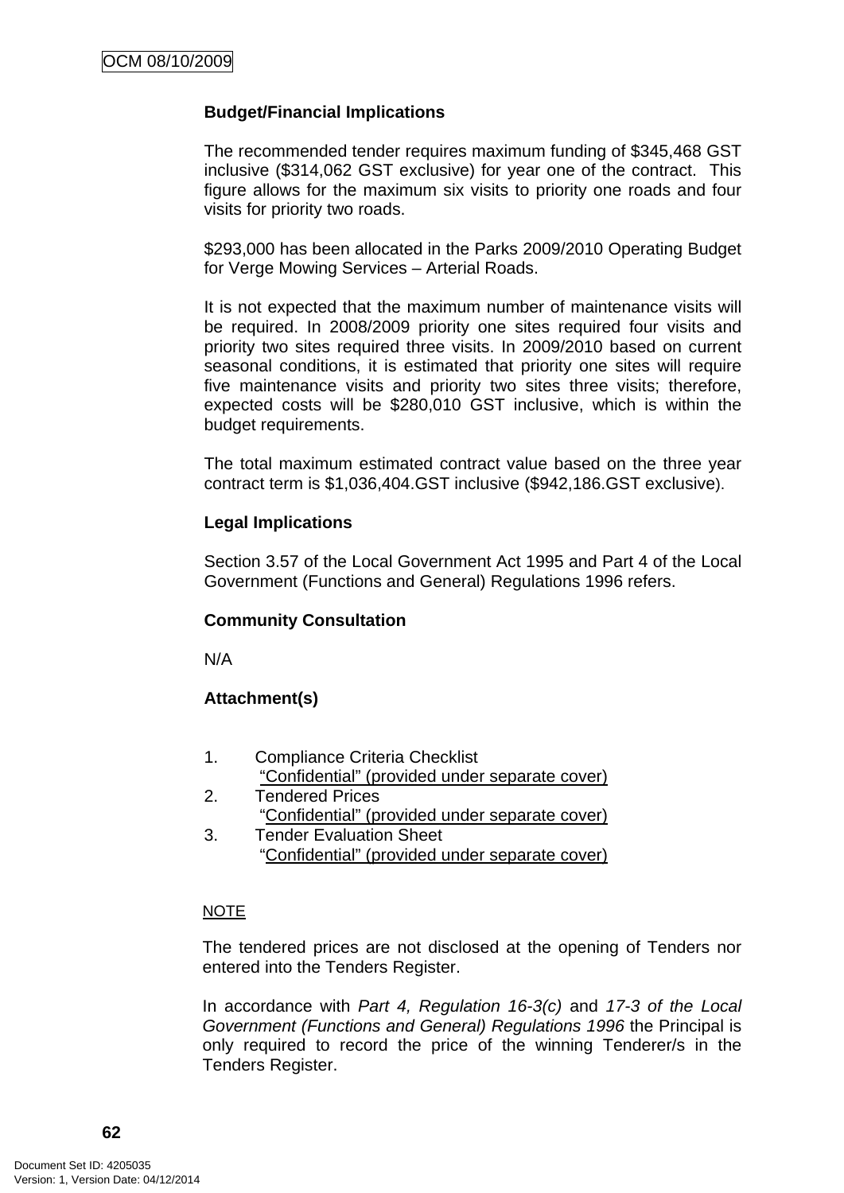**Budget/Financial Implications**

The recommended tender requires maximum funding of $345,468 GST inclusive ($314,062 GST exclusive) for year one of the contract. This figure allows for the maximum six visits to priority one roads and four visits for priority two roads.

$293,000 has been allocated in the Parks 2009/2010 Operating Budget for Verge Mowing Services – Arterial Roads.

It is not expected that the maximum number of maintenance visits will be required. In 2008/2009 priority one sites required four visits and priority two sites required three visits. In 2009/2010 based on current seasonal conditions, it is estimated that priority one sites will require five maintenance visits and priority two sites three visits; therefore, expected costs will be $280,010 GST inclusive, which is within the budget requirements.

The total maximum estimated contract value based on the three year contract term is $1,036,404.GST inclusive ($942,186.GST exclusive).

**Legal Implications**

Section 3.57 of the Local Government Act 1995 and Part 4 of the Local Government (Functions and General) Regulations 1996 refers.

**Community Consultation**

N/A

**Attachment(s)**

1. Compliance Criteria Checklist
   <u>"Confidential" (provided under separate cover)</u>
2. Tendered Prices
   <u>"Confidential" (provided under separate cover)</u>
3. Tender Evaluation Sheet
   <u>"Confidential" (provided under separate cover)</u>

<u>NOTE</u>

The tendered prices are not disclosed at the opening of Tenders nor entered into the Tenders Register.

In accordance with *Part 4, Regulation 16-3(c)* and *17-3 of the Local Government (Functions and General) Regulations 1996* the Principal is only required to record the price of the winning Tenderer/s in the Tenders Register.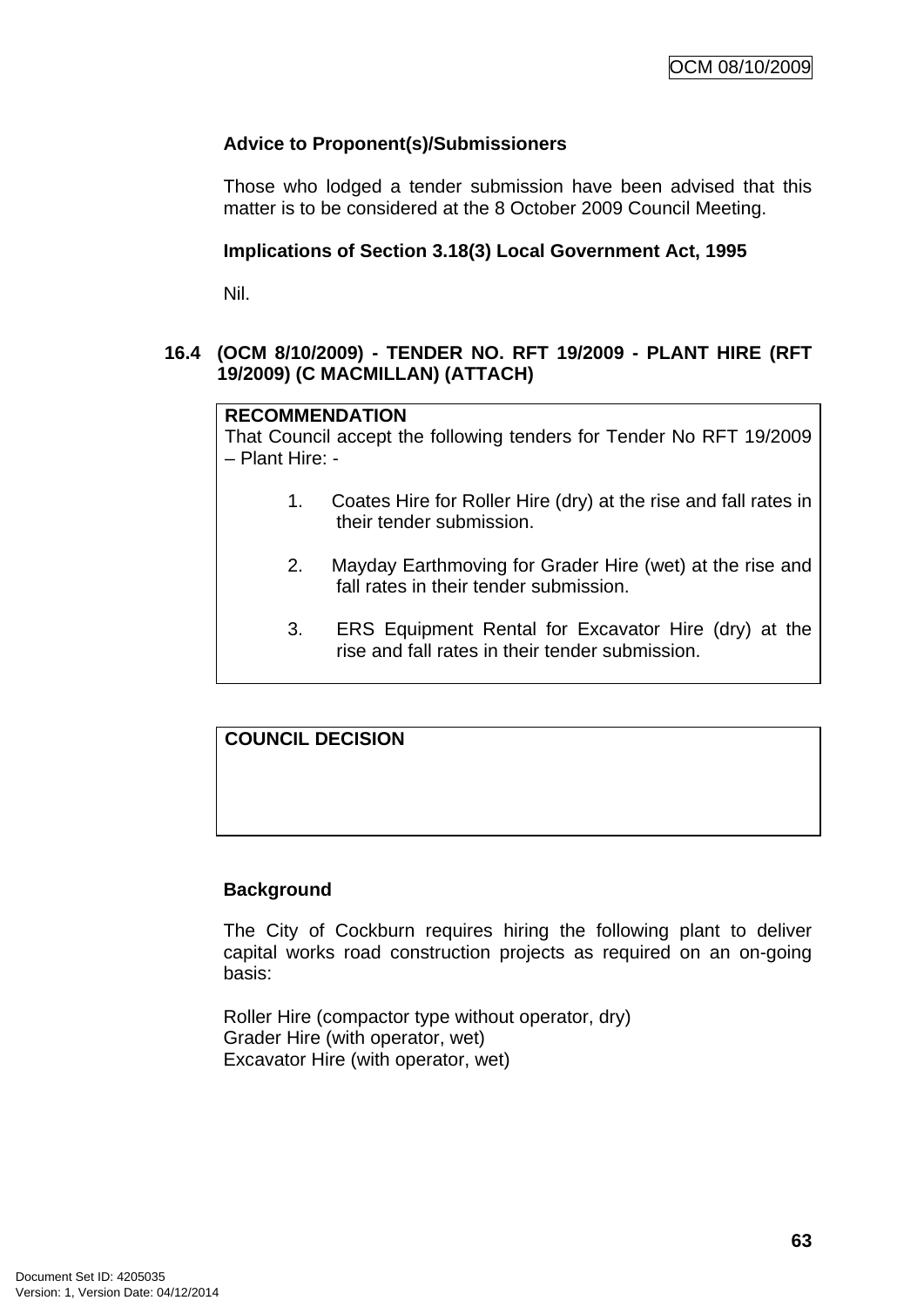**Advice to Proponent(s)/Submissioners**

Those who lodged a tender submission have been advised that this matter is to be considered at the 8 October 2009 Council Meeting.

**Implications of Section 3.18(3) Local Government Act, 1995**

Nil.

## 16.4 (OCM 8/10/2009) - TENDER NO. RFT 19/2009 - PLANT HIRE (RFT 19/2009) (C MACMILLAN) (ATTACH)

**RECOMMENDATION**
That Council accept the following tenders for Tender No RFT 19/2009 – Plant Hire: -

1. Coates Hire for Roller Hire (dry) at the rise and fall rates in their tender submission.

2. Mayday Earthmoving for Grader Hire (wet) at the rise and fall rates in their tender submission.

3. ERS Equipment Rental for Excavator Hire (dry) at the rise and fall rates in their tender submission.

**COUNCIL DECISION**

**Background**

The City of Cockburn requires hiring the following plant to deliver capital works road construction projects as required on an on-going basis:

Roller Hire (compactor type without operator, dry)
Grader Hire (with operator, wet)
Excavator Hire (with operator, wet)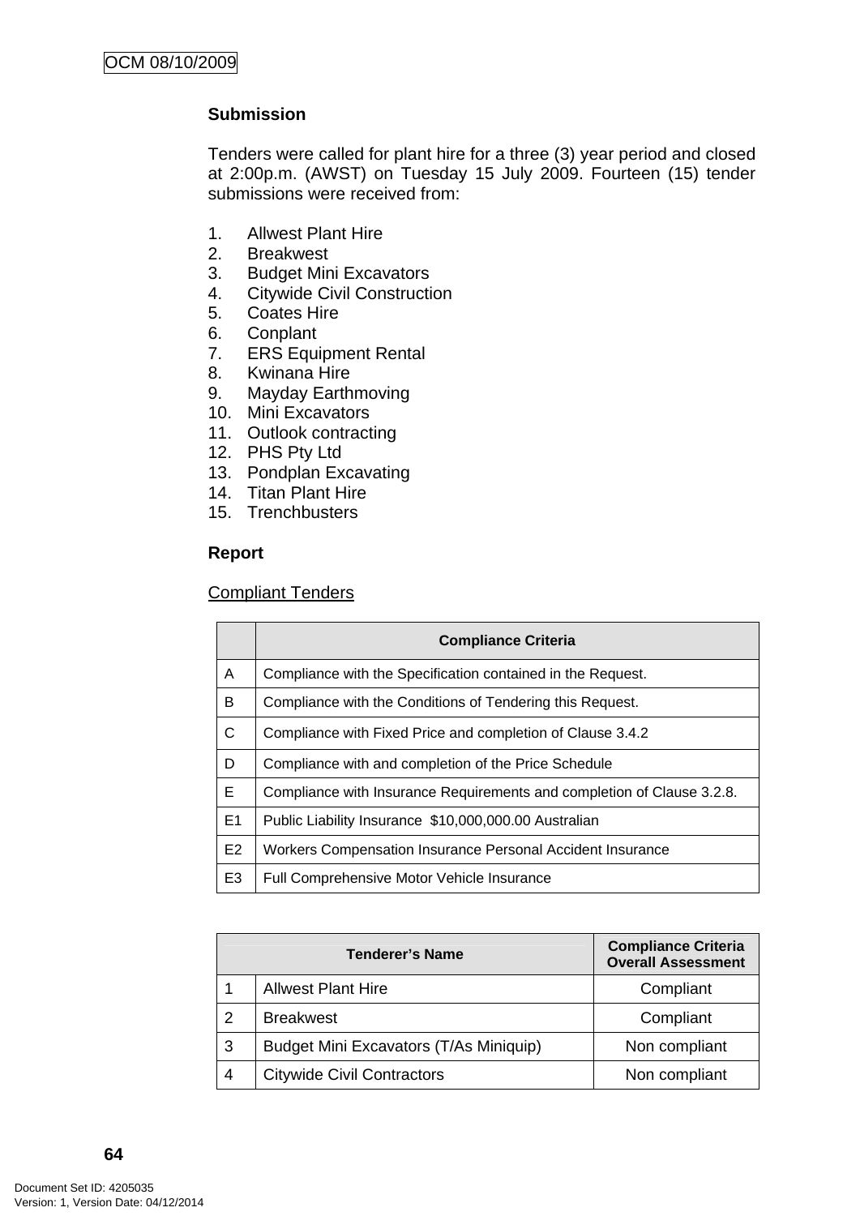**Submission**

Tenders were called for plant hire for a three (3) year period and closed at 2:00p.m. (AWST) on Tuesday 15 July 2009. Fourteen (15) tender submissions were received from:

1. Allwest Plant Hire
2. Breakwest
3. Budget Mini Excavators
4. Citywide Civil Construction
5. Coates Hire
6. Conplant
7. ERS Equipment Rental
8. Kwinana Hire
9. Mayday Earthmoving
10. Mini Excavators
11. Outlook contracting
12. PHS Pty Ltd
13. Pondplan Excavating
14. Titan Plant Hire
15. Trenchbusters

**Report**

Compliant Tenders

| | Compliance Criteria |
|---|---|
| A | Compliance with the Specification contained in the Request. |
| B | Compliance with the Conditions of Tendering this Request. |
| C | Compliance with Fixed Price and completion of Clause 3.4.2 |
| D | Compliance with and completion of the Price Schedule |
| E | Compliance with Insurance Requirements and completion of Clause 3.2.8. |
| E1 | Public Liability Insurance $10,000,000.00 Australian |
| E2 | Workers Compensation Insurance Personal Accident Insurance |
| E3 | Full Comprehensive Motor Vehicle Insurance |

| Tenderer's Name | | Compliance Criteria Overall Assessment |
|---|---|---|
| 1 | Allwest Plant Hire | Compliant |
| 2 | Breakwest | Compliant |
| 3 | Budget Mini Excavators (T/As Miniquip) | Non compliant |
| 4 | Citywide Civil Contractors | Non compliant |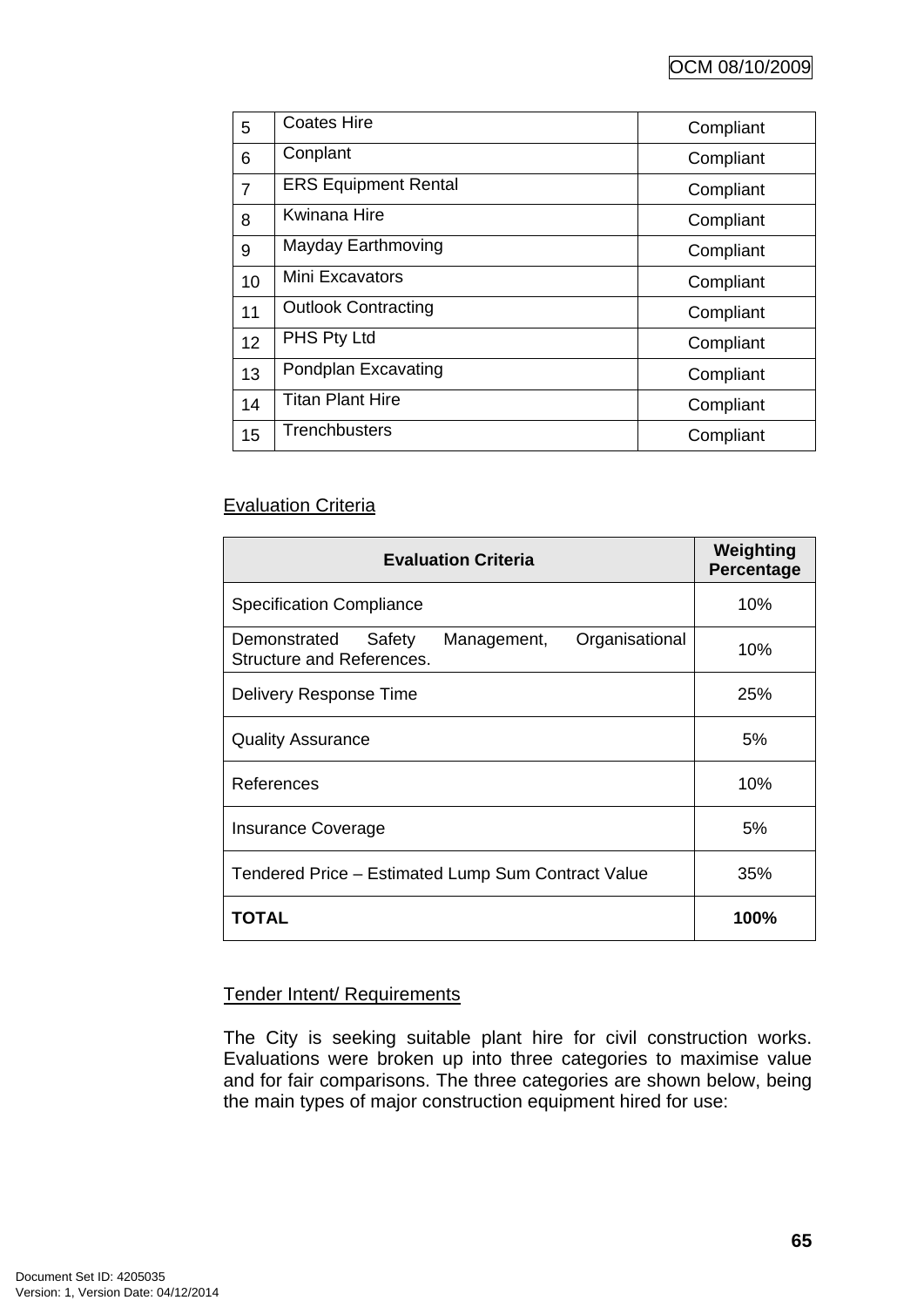| 5 | Coates Hire | Compliant |
|---|---|---|
| 6 | Conplant | Compliant |
| 7 | ERS Equipment Rental | Compliant |
| 8 | Kwinana Hire | Compliant |
| 9 | Mayday Earthmoving | Compliant |
| 10 | Mini Excavators | Compliant |
| 11 | Outlook Contracting | Compliant |
| 12 | PHS Pty Ltd | Compliant |
| 13 | Pondplan Excavating | Compliant |
| 14 | Titan Plant Hire | Compliant |
| 15 | Trenchbusters | Compliant |

<u>Evaluation Criteria</u>

| Evaluation Criteria | Weighting Percentage |
|---|---|
| Specification Compliance | 10% |
| Demonstrated Safety Management, Organisational Structure and References. | 10% |
| Delivery Response Time | 25% |
| Quality Assurance | 5% |
| References | 10% |
| Insurance Coverage | 5% |
| Tendered Price – Estimated Lump Sum Contract Value | 35% |
| **TOTAL** | **100%** |

<u>Tender Intent/ Requirements</u>

The City is seeking suitable plant hire for civil construction works. Evaluations were broken up into three categories to maximise value and for fair comparisons. The three categories are shown below, being the main types of major construction equipment hired for use: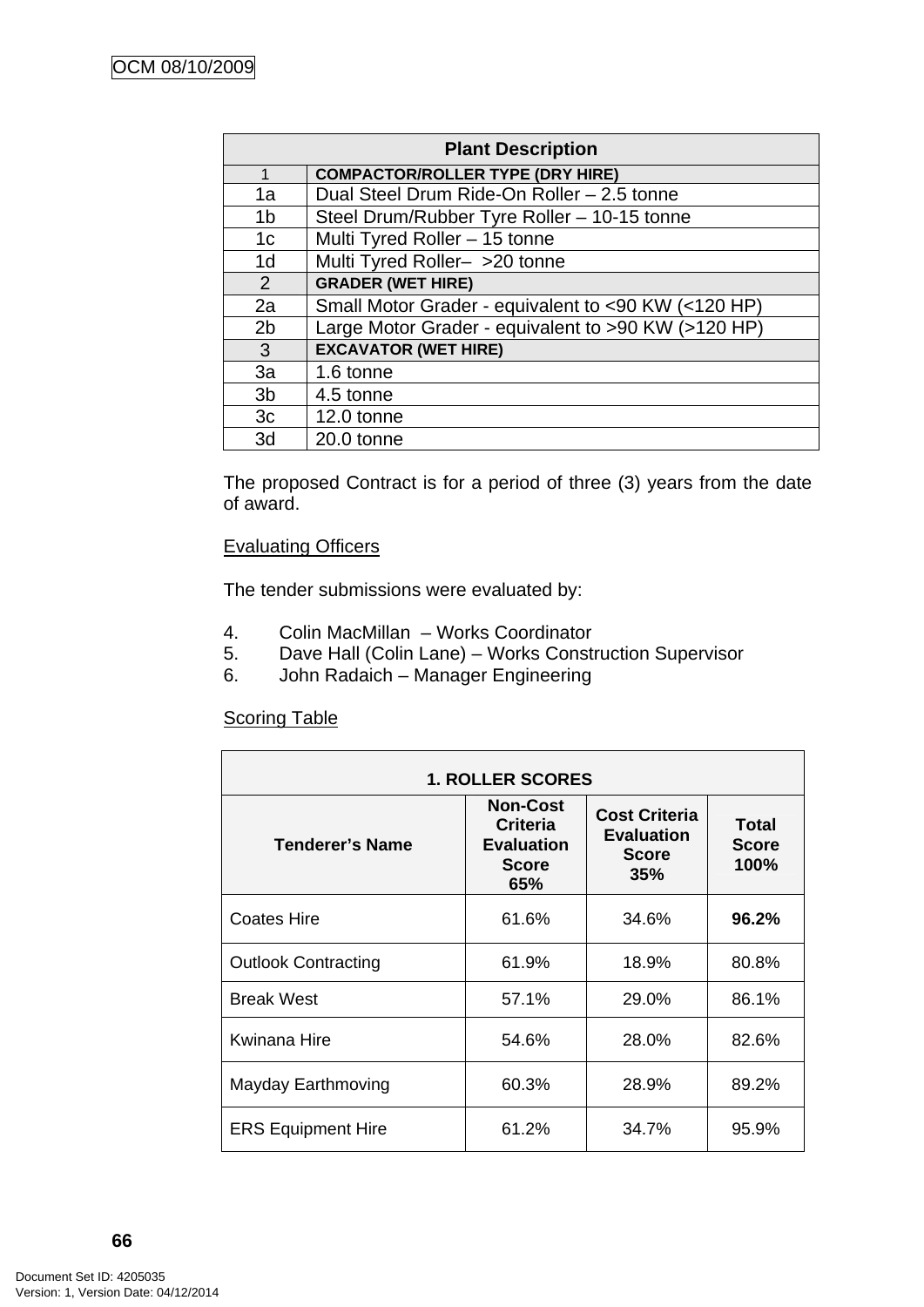| Plant Description | |
|---|---|
| 1 | **COMPACTOR/ROLLER TYPE (DRY HIRE)** |
| 1a | Dual Steel Drum Ride-On Roller – 2.5 tonne |
| 1b | Steel Drum/Rubber Tyre Roller – 10-15 tonne |
| 1c | Multi Tyred Roller – 15 tonne |
| 1d | Multi Tyred Roller– >20 tonne |
| 2 | **GRADER (WET HIRE)** |
| 2a | Small Motor Grader - equivalent to <90 KW (<120 HP) |
| 2b | Large Motor Grader - equivalent to >90 KW (>120 HP) |
| 3 | **EXCAVATOR (WET HIRE)** |
| 3a | 1.6 tonne |
| 3b | 4.5 tonne |
| 3c | 12.0 tonne |
| 3d | 20.0 tonne |

The proposed Contract is for a period of three (3) years from the date of award.

Evaluating Officers

The tender submissions were evaluated by:

4. Colin MacMillan – Works Coordinator
5. Dave Hall (Colin Lane) – Works Construction Supervisor
6. John Radaich – Manager Engineering

Scoring Table

| 1. ROLLER SCORES | | | |
|---|---|---|---|
| **Tenderer's Name** | **Non-Cost Criteria Evaluation Score 65%** | **Cost Criteria Evaluation Score 35%** | **Total Score 100%** |
| Coates Hire | 61.6% | 34.6% | **96.2%** |
| Outlook Contracting | 61.9% | 18.9% | 80.8% |
| Break West | 57.1% | 29.0% | 86.1% |
| Kwinana Hire | 54.6% | 28.0% | 82.6% |
| Mayday Earthmoving | 60.3% | 28.9% | 89.2% |
| ERS Equipment Hire | 61.2% | 34.7% | 95.9% |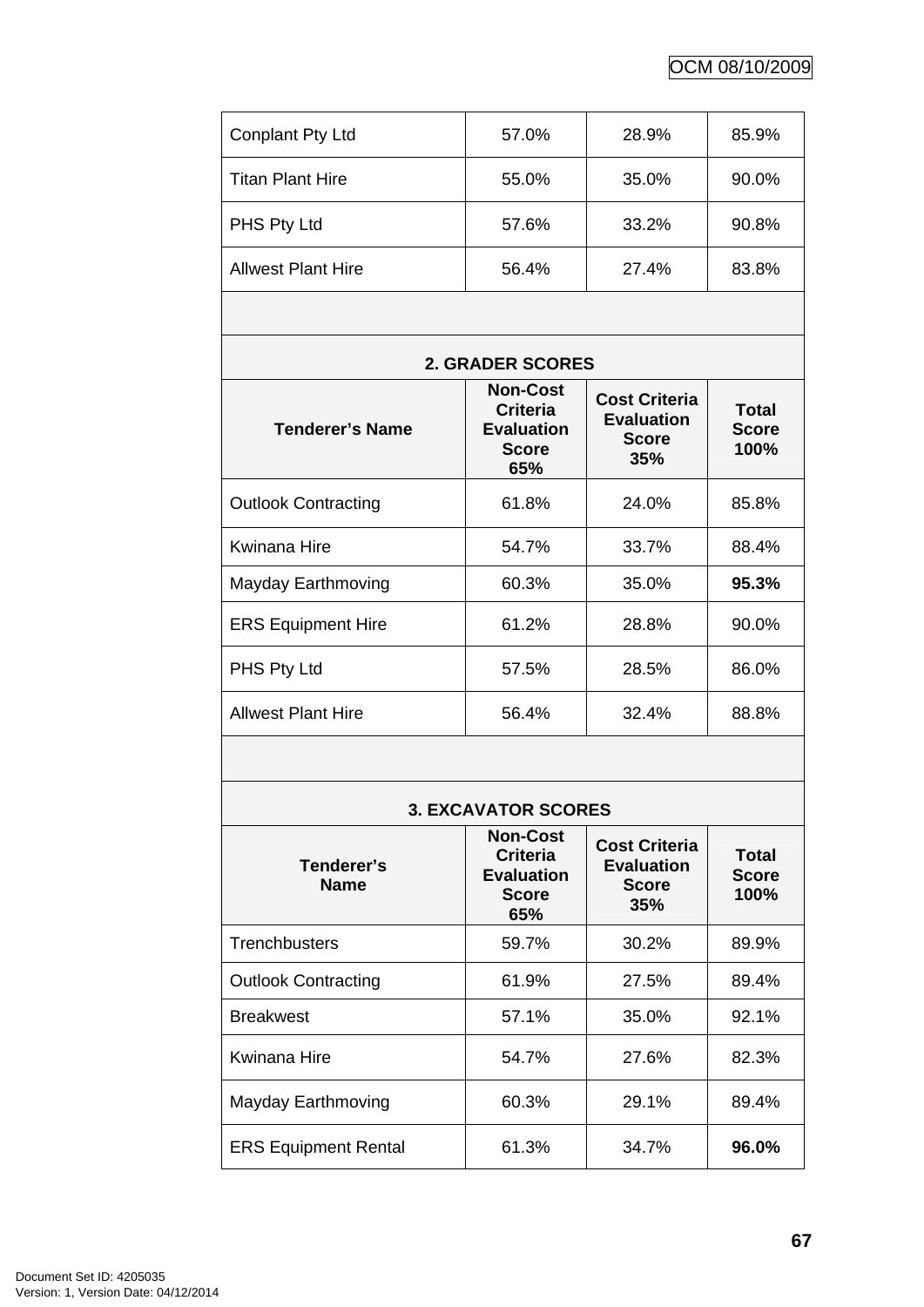| | | | |
|---|---|---|---|
| Conplant Pty Ltd | 57.0% | 28.9% | 85.9% |
| Titan Plant Hire | 55.0% | 35.0% | 90.0% |
| PHS Pty Ltd | 57.6% | 33.2% | 90.8% |
| Allwest Plant Hire | 56.4% | 27.4% | 83.8% |

**2. GRADER SCORES**

| Tenderer's Name | Non-Cost Criteria Evaluation Score 65% | Cost Criteria Evaluation Score 35% | Total Score 100% |
|---|---|---|---|
| Outlook Contracting | 61.8% | 24.0% | 85.8% |
| Kwinana Hire | 54.7% | 33.7% | 88.4% |
| Mayday Earthmoving | 60.3% | 35.0% | **95.3%** |
| ERS Equipment Hire | 61.2% | 28.8% | 90.0% |
| PHS Pty Ltd | 57.5% | 28.5% | 86.0% |
| Allwest Plant Hire | 56.4% | 32.4% | 88.8% |

**3. EXCAVATOR SCORES**

| Tenderer's Name | Non-Cost Criteria Evaluation Score 65% | Cost Criteria Evaluation Score 35% | Total Score 100% |
|---|---|---|---|
| Trenchbusters | 59.7% | 30.2% | 89.9% |
| Outlook Contracting | 61.9% | 27.5% | 89.4% |
| Breakwest | 57.1% | 35.0% | 92.1% |
| Kwinana Hire | 54.7% | 27.6% | 82.3% |
| Mayday Earthmoving | 60.3% | 29.1% | 89.4% |
| ERS Equipment Rental | 61.3% | 34.7% | **96.0%** |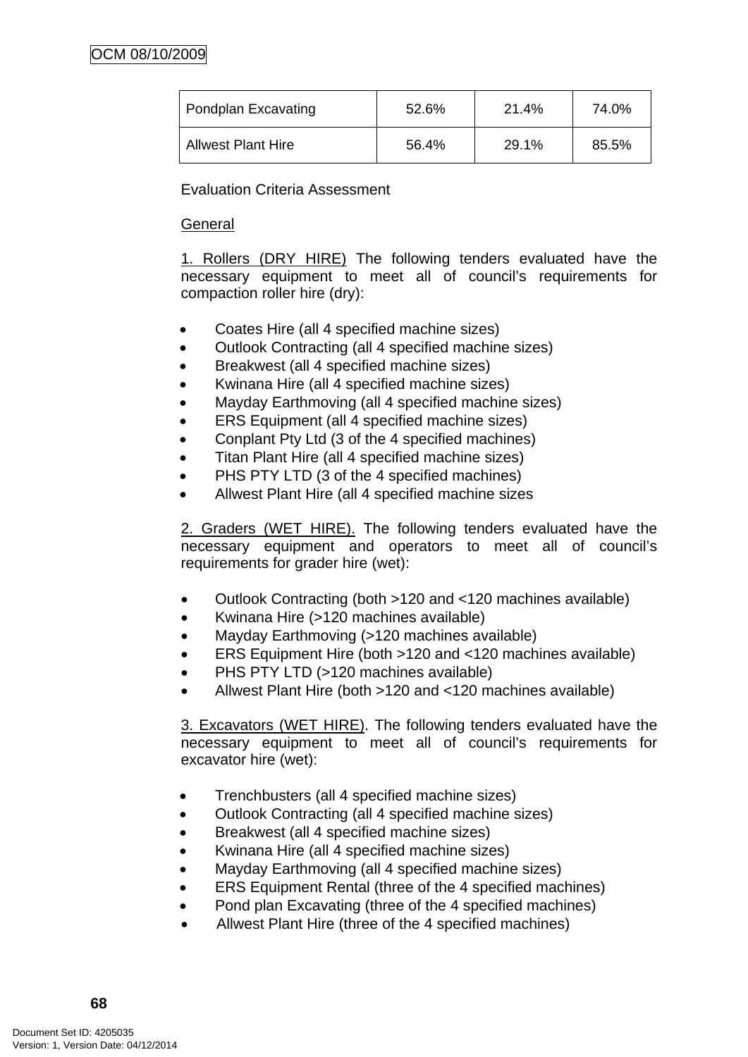| Pondplan Excavating | 52.6% | 21.4% | 74.0% |
| --- | --- | --- | --- |
| Allwest Plant Hire | 56.4% | 29.1% | 85.5% |

Evaluation Criteria Assessment

General

1. Rollers (DRY HIRE) The following tenders evaluated have the necessary equipment to meet all of council's requirements for compaction roller hire (dry):

- Coates Hire (all 4 specified machine sizes)
- Outlook Contracting (all 4 specified machine sizes)
- Breakwest (all 4 specified machine sizes)
- Kwinana Hire (all 4 specified machine sizes)
- Mayday Earthmoving (all 4 specified machine sizes)
- ERS Equipment (all 4 specified machine sizes)
- Conplant Pty Ltd (3 of the 4 specified machines)
- Titan Plant Hire (all 4 specified machine sizes)
- PHS PTY LTD (3 of the 4 specified machines)
- Allwest Plant Hire (all 4 specified machine sizes

2. Graders (WET HIRE). The following tenders evaluated have the necessary equipment and operators to meet all of council's requirements for grader hire (wet):

- Outlook Contracting (both >120 and <120 machines available)
- Kwinana Hire (>120 machines available)
- Mayday Earthmoving (>120 machines available)
- ERS Equipment Hire (both >120 and <120 machines available)
- PHS PTY LTD (>120 machines available)
- Allwest Plant Hire (both >120 and <120 machines available)

3. Excavators (WET HIRE). The following tenders evaluated have the necessary equipment to meet all of council's requirements for excavator hire (wet):

- Trenchbusters (all 4 specified machine sizes)
- Outlook Contracting (all 4 specified machine sizes)
- Breakwest (all 4 specified machine sizes)
- Kwinana Hire (all 4 specified machine sizes)
- Mayday Earthmoving (all 4 specified machine sizes)
- ERS Equipment Rental (three of the 4 specified machines)
- Pond plan Excavating (three of the 4 specified machines)
- Allwest Plant Hire (three of the 4 specified machines)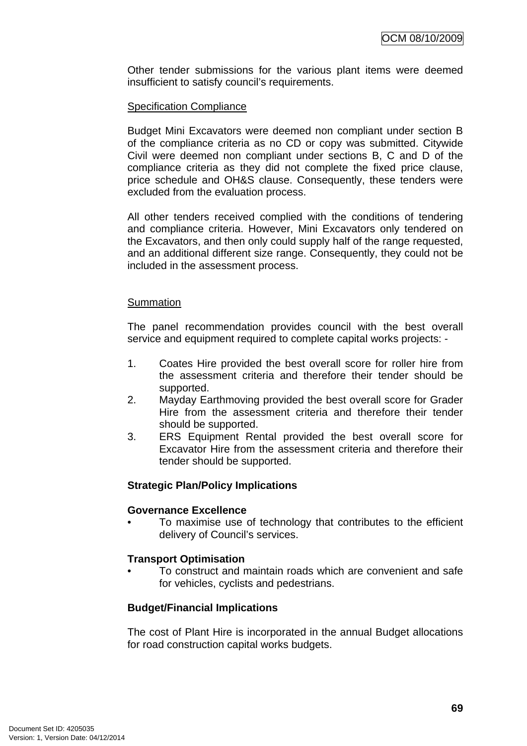Other tender submissions for the various plant items were deemed insufficient to satisfy council's requirements.

Specification Compliance

Budget Mini Excavators were deemed non compliant under section B of the compliance criteria as no CD or copy was submitted. Citywide Civil were deemed non compliant under sections B, C and D of the compliance criteria as they did not complete the fixed price clause, price schedule and OH&S clause. Consequently, these tenders were excluded from the evaluation process.

All other tenders received complied with the conditions of tendering and compliance criteria. However, Mini Excavators only tendered on the Excavators, and then only could supply half of the range requested, and an additional different size range. Consequently, they could not be included in the assessment process.

Summation

The panel recommendation provides council with the best overall service and equipment required to complete capital works projects: -

1. Coates Hire provided the best overall score for roller hire from the assessment criteria and therefore their tender should be supported.
2. Mayday Earthmoving provided the best overall score for Grader Hire from the assessment criteria and therefore their tender should be supported.
3. ERS Equipment Rental provided the best overall score for Excavator Hire from the assessment criteria and therefore their tender should be supported.

**Strategic Plan/Policy Implications**

**Governance Excellence**

- To maximise use of technology that contributes to the efficient delivery of Council's services.

**Transport Optimisation**

- To construct and maintain roads which are convenient and safe for vehicles, cyclists and pedestrians.

**Budget/Financial Implications**

The cost of Plant Hire is incorporated in the annual Budget allocations for road construction capital works budgets.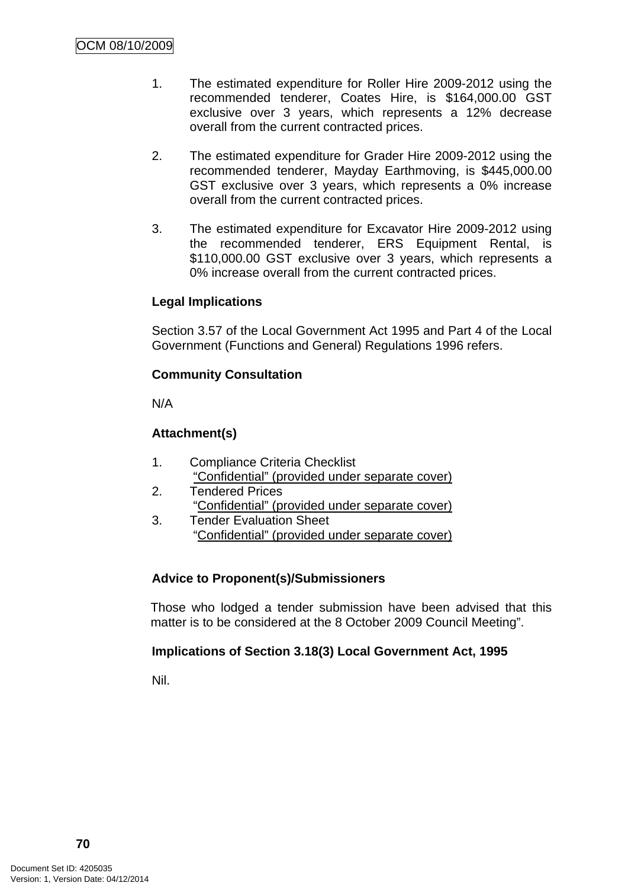1. The estimated expenditure for Roller Hire 2009-2012 using the recommended tenderer, Coates Hire, is $164,000.00 GST exclusive over 3 years, which represents a 12% decrease overall from the current contracted prices.

2. The estimated expenditure for Grader Hire 2009-2012 using the recommended tenderer, Mayday Earthmoving, is $445,000.00 GST exclusive over 3 years, which represents a 0% increase overall from the current contracted prices.

3. The estimated expenditure for Excavator Hire 2009-2012 using the recommended tenderer, ERS Equipment Rental, is $110,000.00 GST exclusive over 3 years, which represents a 0% increase overall from the current contracted prices.

**Legal Implications**

Section 3.57 of the Local Government Act 1995 and Part 4 of the Local Government (Functions and General) Regulations 1996 refers.

**Community Consultation**

N/A

**Attachment(s)**

1. Compliance Criteria Checklist
   "Confidential" (provided under separate cover)
2. Tendered Prices
   "Confidential" (provided under separate cover)
3. Tender Evaluation Sheet
   "Confidential" (provided under separate cover)

**Advice to Proponent(s)/Submissioners**

Those who lodged a tender submission have been advised that this matter is to be considered at the 8 October 2009 Council Meeting".

**Implications of Section 3.18(3) Local Government Act, 1995**

Nil.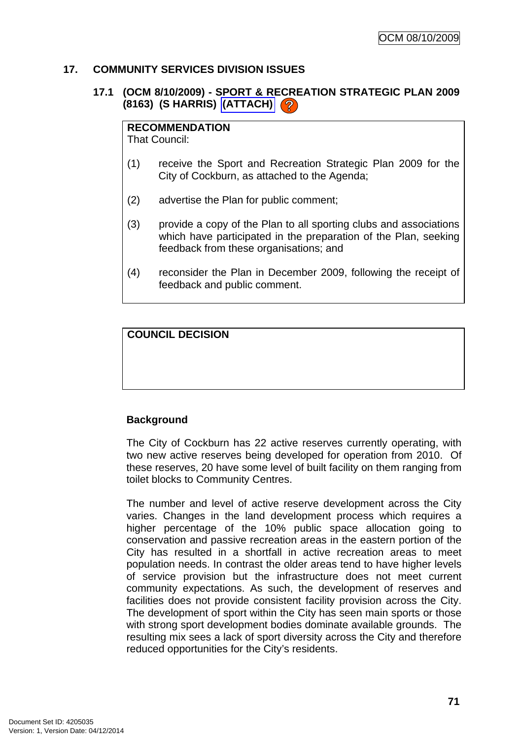## 17. COMMUNITY SERVICES DIVISION ISSUES

### 17.1 (OCM 8/10/2009) - SPORT & RECREATION STRATEGIC PLAN 2009 (8163) (S HARRIS) (ATTACH)

**RECOMMENDATION**
That Council:

(1) receive the Sport and Recreation Strategic Plan 2009 for the City of Cockburn, as attached to the Agenda;

(2) advertise the Plan for public comment;

(3) provide a copy of the Plan to all sporting clubs and associations which have participated in the preparation of the Plan, seeking feedback from these organisations; and

(4) reconsider the Plan in December 2009, following the receipt of feedback and public comment.

**COUNCIL DECISION**

**Background**

The City of Cockburn has 22 active reserves currently operating, with two new active reserves being developed for operation from 2010. Of these reserves, 20 have some level of built facility on them ranging from toilet blocks to Community Centres.

The number and level of active reserve development across the City varies. Changes in the land development process which requires a higher percentage of the 10% public space allocation going to conservation and passive recreation areas in the eastern portion of the City has resulted in a shortfall in active recreation areas to meet population needs. In contrast the older areas tend to have higher levels of service provision but the infrastructure does not meet current community expectations. As such, the development of reserves and facilities does not provide consistent facility provision across the City. The development of sport within the City has seen main sports or those with strong sport development bodies dominate available grounds. The resulting mix sees a lack of sport diversity across the City and therefore reduced opportunities for the City's residents.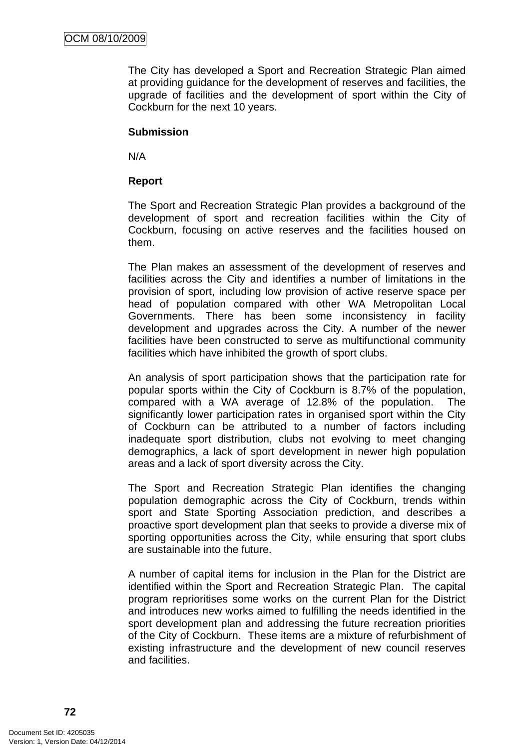The City has developed a Sport and Recreation Strategic Plan aimed at providing guidance for the development of reserves and facilities, the upgrade of facilities and the development of sport within the City of Cockburn for the next 10 years.

**Submission**

N/A

**Report**

The Sport and Recreation Strategic Plan provides a background of the development of sport and recreation facilities within the City of Cockburn, focusing on active reserves and the facilities housed on them.

The Plan makes an assessment of the development of reserves and facilities across the City and identifies a number of limitations in the provision of sport, including low provision of active reserve space per head of population compared with other WA Metropolitan Local Governments. There has been some inconsistency in facility development and upgrades across the City. A number of the newer facilities have been constructed to serve as multifunctional community facilities which have inhibited the growth of sport clubs.

An analysis of sport participation shows that the participation rate for popular sports within the City of Cockburn is 8.7% of the population, compared with a WA average of 12.8% of the population. The significantly lower participation rates in organised sport within the City of Cockburn can be attributed to a number of factors including inadequate sport distribution, clubs not evolving to meet changing demographics, a lack of sport development in newer high population areas and a lack of sport diversity across the City.

The Sport and Recreation Strategic Plan identifies the changing population demographic across the City of Cockburn, trends within sport and State Sporting Association prediction, and describes a proactive sport development plan that seeks to provide a diverse mix of sporting opportunities across the City, while ensuring that sport clubs are sustainable into the future.

A number of capital items for inclusion in the Plan for the District are identified within the Sport and Recreation Strategic Plan. The capital program reprioritises some works on the current Plan for the District and introduces new works aimed to fulfilling the needs identified in the sport development plan and addressing the future recreation priorities of the City of Cockburn. These items are a mixture of refurbishment of existing infrastructure and the development of new council reserves and facilities.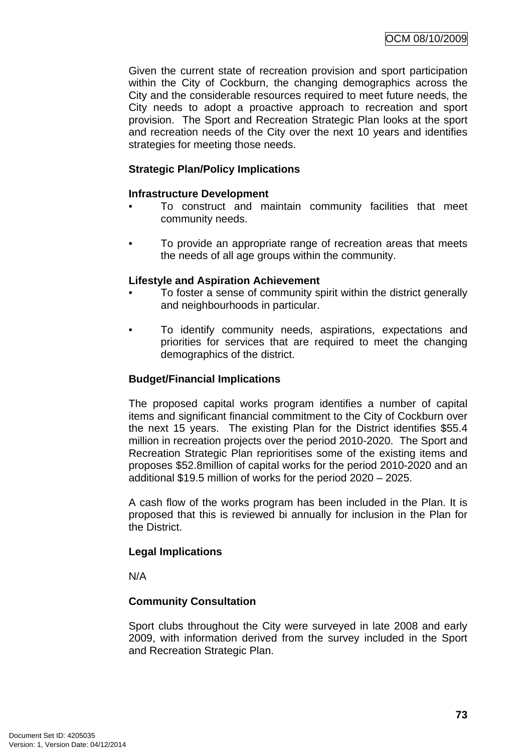Given the current state of recreation provision and sport participation within the City of Cockburn, the changing demographics across the City and the considerable resources required to meet future needs, the City needs to adopt a proactive approach to recreation and sport provision. The Sport and Recreation Strategic Plan looks at the sport and recreation needs of the City over the next 10 years and identifies strategies for meeting those needs.

**Strategic Plan/Policy Implications**

**Infrastructure Development**

- To construct and maintain community facilities that meet community needs.

- To provide an appropriate range of recreation areas that meets the needs of all age groups within the community.

**Lifestyle and Aspiration Achievement**

- To foster a sense of community spirit within the district generally and neighbourhoods in particular.

- To identify community needs, aspirations, expectations and priorities for services that are required to meet the changing demographics of the district.

**Budget/Financial Implications**

The proposed capital works program identifies a number of capital items and significant financial commitment to the City of Cockburn over the next 15 years. The existing Plan for the District identifies $55.4 million in recreation projects over the period 2010-2020. The Sport and Recreation Strategic Plan reprioritises some of the existing items and proposes $52.8million of capital works for the period 2010-2020 and an additional $19.5 million of works for the period 2020 – 2025.

A cash flow of the works program has been included in the Plan. It is proposed that this is reviewed bi annually for inclusion in the Plan for the District.

**Legal Implications**

N/A

**Community Consultation**

Sport clubs throughout the City were surveyed in late 2008 and early 2009, with information derived from the survey included in the Sport and Recreation Strategic Plan.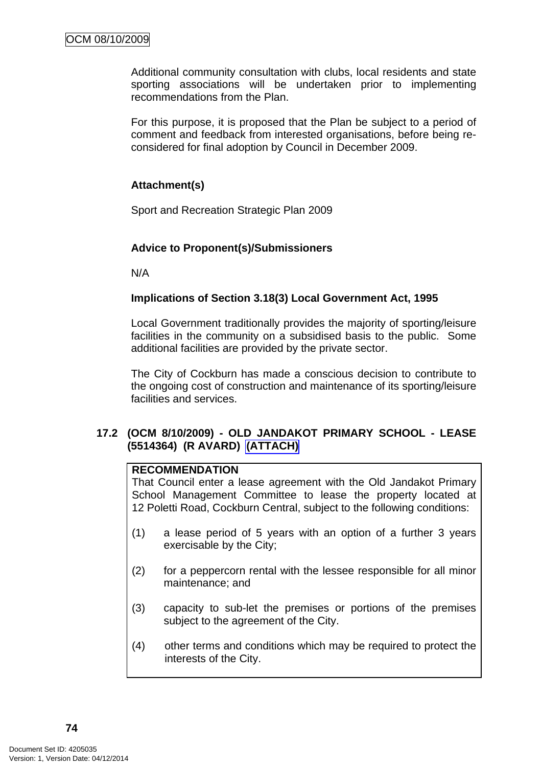Additional community consultation with clubs, local residents and state sporting associations will be undertaken prior to implementing recommendations from the Plan.

For this purpose, it is proposed that the Plan be subject to a period of comment and feedback from interested organisations, before being re-considered for final adoption by Council in December 2009.

**Attachment(s)**

Sport and Recreation Strategic Plan 2009

**Advice to Proponent(s)/Submissioners**

N/A

**Implications of Section 3.18(3) Local Government Act, 1995**

Local Government traditionally provides the majority of sporting/leisure facilities in the community on a subsidised basis to the public. Some additional facilities are provided by the private sector.

The City of Cockburn has made a conscious decision to contribute to the ongoing cost of construction and maintenance of its sporting/leisure facilities and services.

### 17.2 (OCM 8/10/2009) - OLD JANDAKOT PRIMARY SCHOOL - LEASE (5514364) (R AVARD) (ATTACH)

**RECOMMENDATION**

That Council enter a lease agreement with the Old Jandakot Primary School Management Committee to lease the property located at 12 Poletti Road, Cockburn Central, subject to the following conditions:

(1) a lease period of 5 years with an option of a further 3 years exercisable by the City;

(2) for a peppercorn rental with the lessee responsible for all minor maintenance; and

(3) capacity to sub-let the premises or portions of the premises subject to the agreement of the City.

(4) other terms and conditions which may be required to protect the interests of the City.

Document Set ID: 4205035
Version: 1, Version Date: 04/12/2014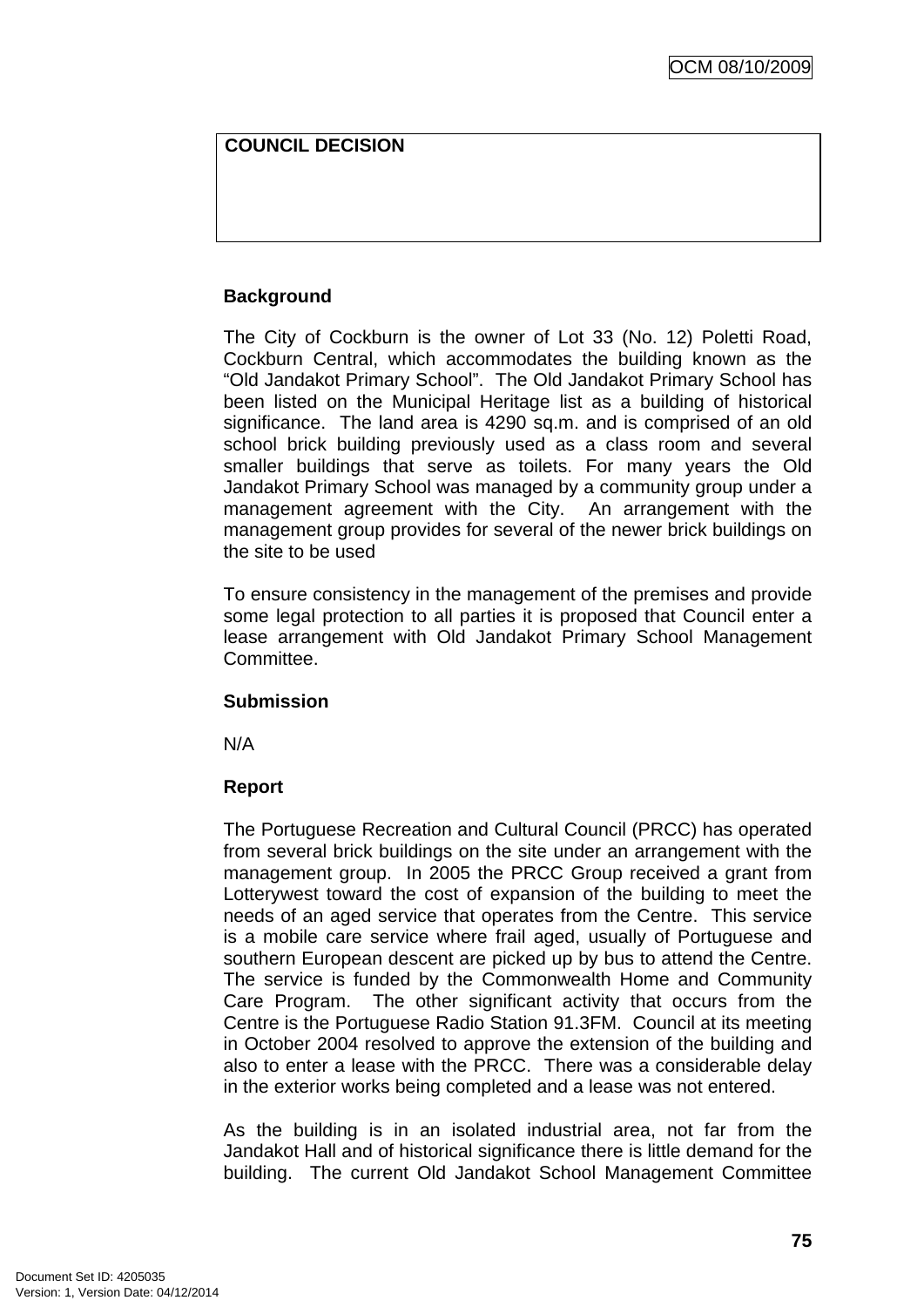**COUNCIL DECISION**

**Background**

The City of Cockburn is the owner of Lot 33 (No. 12) Poletti Road, Cockburn Central, which accommodates the building known as the "Old Jandakot Primary School". The Old Jandakot Primary School has been listed on the Municipal Heritage list as a building of historical significance. The land area is 4290 sq.m. and is comprised of an old school brick building previously used as a class room and several smaller buildings that serve as toilets. For many years the Old Jandakot Primary School was managed by a community group under a management agreement with the City. An arrangement with the management group provides for several of the newer brick buildings on the site to be used

To ensure consistency in the management of the premises and provide some legal protection to all parties it is proposed that Council enter a lease arrangement with Old Jandakot Primary School Management Committee.

**Submission**

N/A

**Report**

The Portuguese Recreation and Cultural Council (PRCC) has operated from several brick buildings on the site under an arrangement with the management group. In 2005 the PRCC Group received a grant from Lotterywest toward the cost of expansion of the building to meet the needs of an aged service that operates from the Centre. This service is a mobile care service where frail aged, usually of Portuguese and southern European descent are picked up by bus to attend the Centre. The service is funded by the Commonwealth Home and Community Care Program. The other significant activity that occurs from the Centre is the Portuguese Radio Station 91.3FM. Council at its meeting in October 2004 resolved to approve the extension of the building and also to enter a lease with the PRCC. There was a considerable delay in the exterior works being completed and a lease was not entered.

As the building is in an isolated industrial area, not far from the Jandakot Hall and of historical significance there is little demand for the building. The current Old Jandakot School Management Committee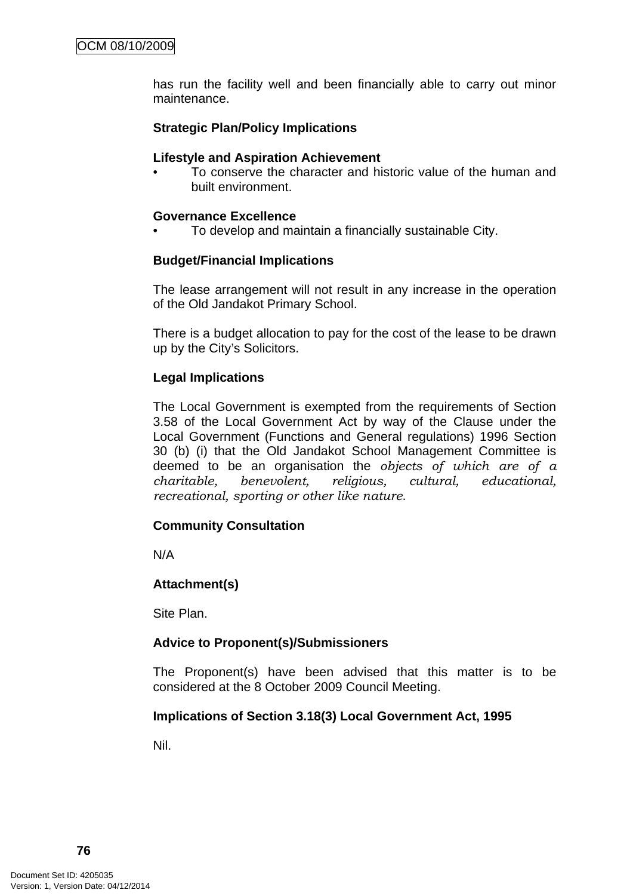has run the facility well and been financially able to carry out minor maintenance.

**Strategic Plan/Policy Implications**

**Lifestyle and Aspiration Achievement**

- To conserve the character and historic value of the human and built environment.

**Governance Excellence**

- To develop and maintain a financially sustainable City.

**Budget/Financial Implications**

The lease arrangement will not result in any increase in the operation of the Old Jandakot Primary School.

There is a budget allocation to pay for the cost of the lease to be drawn up by the City's Solicitors.

**Legal Implications**

The Local Government is exempted from the requirements of Section 3.58 of the Local Government Act by way of the Clause under the Local Government (Functions and General regulations) 1996 Section 30 (b) (i) that the Old Jandakot School Management Committee is deemed to be an organisation the *objects of which are of a charitable, benevolent, religious, cultural, educational, recreational, sporting or other like nature.*

**Community Consultation**

N/A

**Attachment(s)**

Site Plan.

**Advice to Proponent(s)/Submissioners**

The Proponent(s) have been advised that this matter is to be considered at the 8 October 2009 Council Meeting.

**Implications of Section 3.18(3) Local Government Act, 1995**

Nil.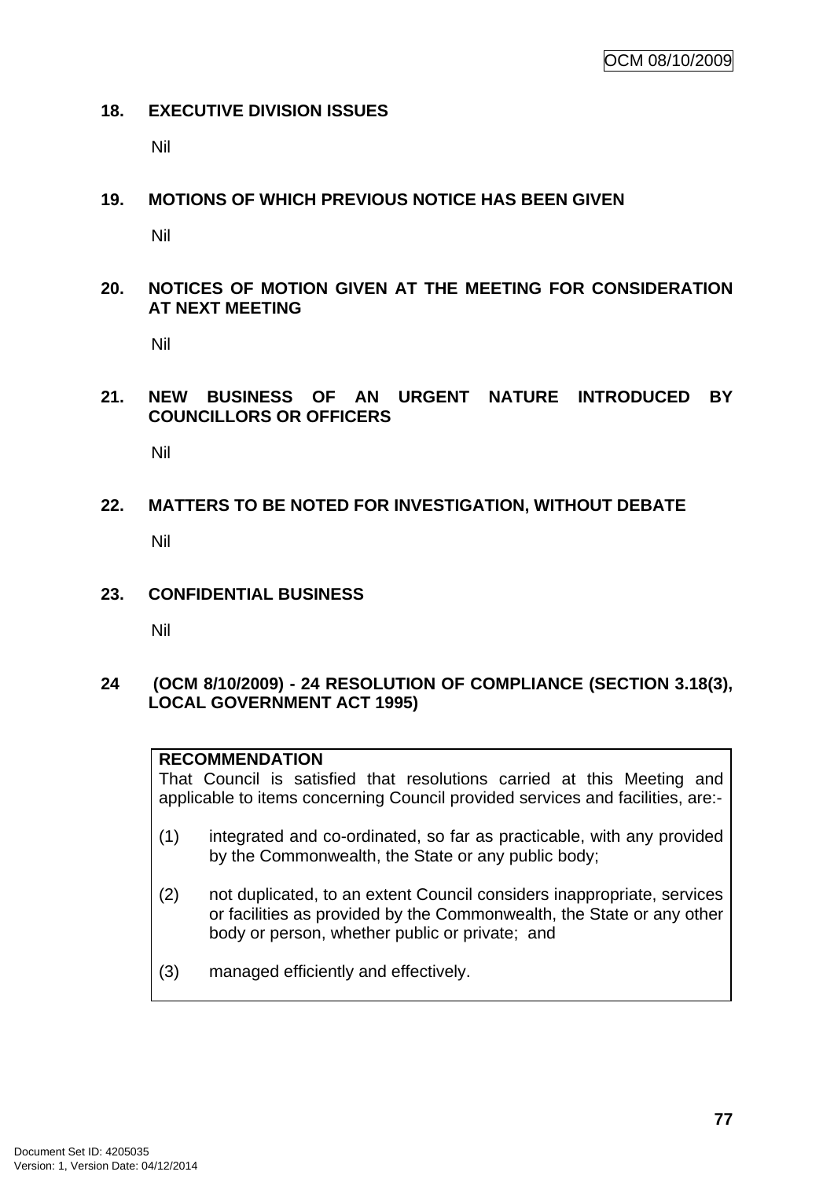## 18. EXECUTIVE DIVISION ISSUES

Nil

## 19. MOTIONS OF WHICH PREVIOUS NOTICE HAS BEEN GIVEN

Nil

## 20. NOTICES OF MOTION GIVEN AT THE MEETING FOR CONSIDERATION AT NEXT MEETING

Nil

## 21. NEW BUSINESS OF AN URGENT NATURE INTRODUCED BY COUNCILLORS OR OFFICERS

Nil

## 22. MATTERS TO BE NOTED FOR INVESTIGATION, WITHOUT DEBATE

Nil

## 23. CONFIDENTIAL BUSINESS

Nil

## 24 (OCM 8/10/2009) - 24 RESOLUTION OF COMPLIANCE (SECTION 3.18(3), LOCAL GOVERNMENT ACT 1995)

**RECOMMENDATION**

That Council is satisfied that resolutions carried at this Meeting and applicable to items concerning Council provided services and facilities, are:-

(1) integrated and co-ordinated, so far as practicable, with any provided by the Commonwealth, the State or any public body;

(2) not duplicated, to an extent Council considers inappropriate, services or facilities as provided by the Commonwealth, the State or any other body or person, whether public or private; and

(3) managed efficiently and effectively.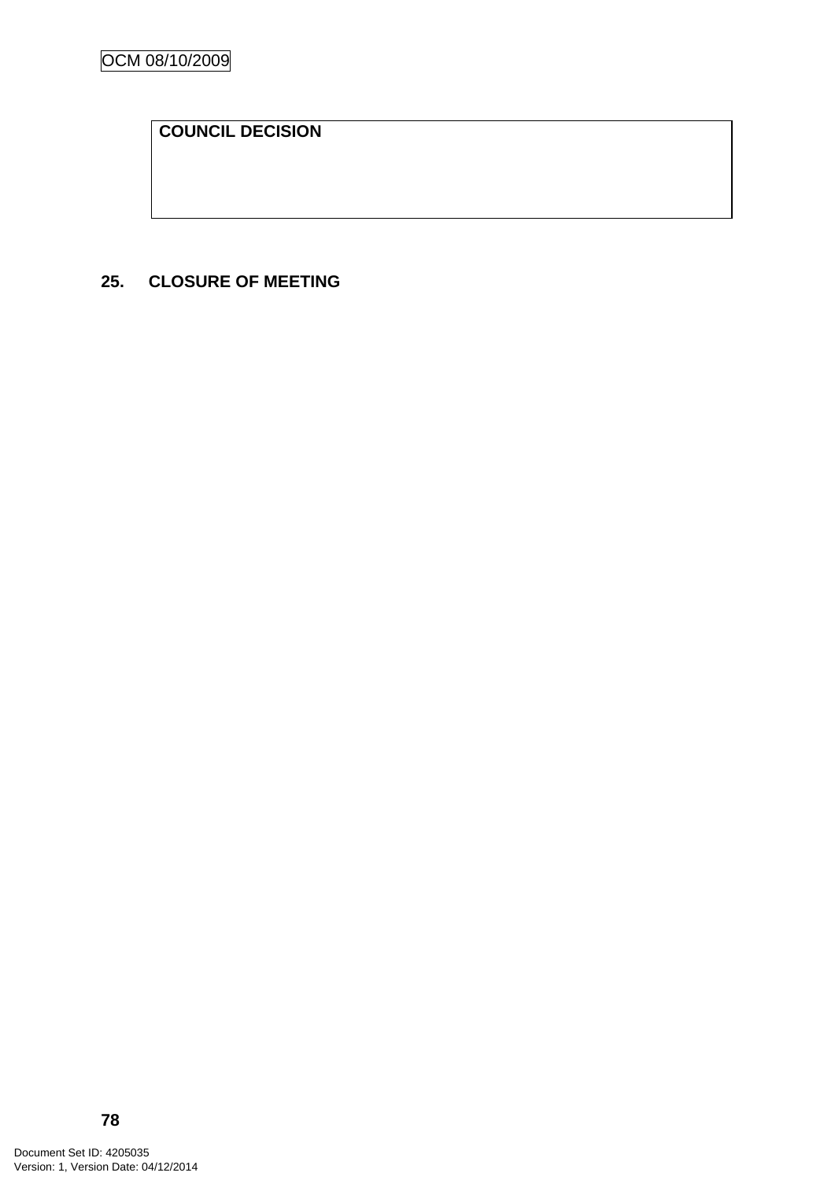| COUNCIL DECISION |
| --- |
| |

## 25. CLOSURE OF MEETING